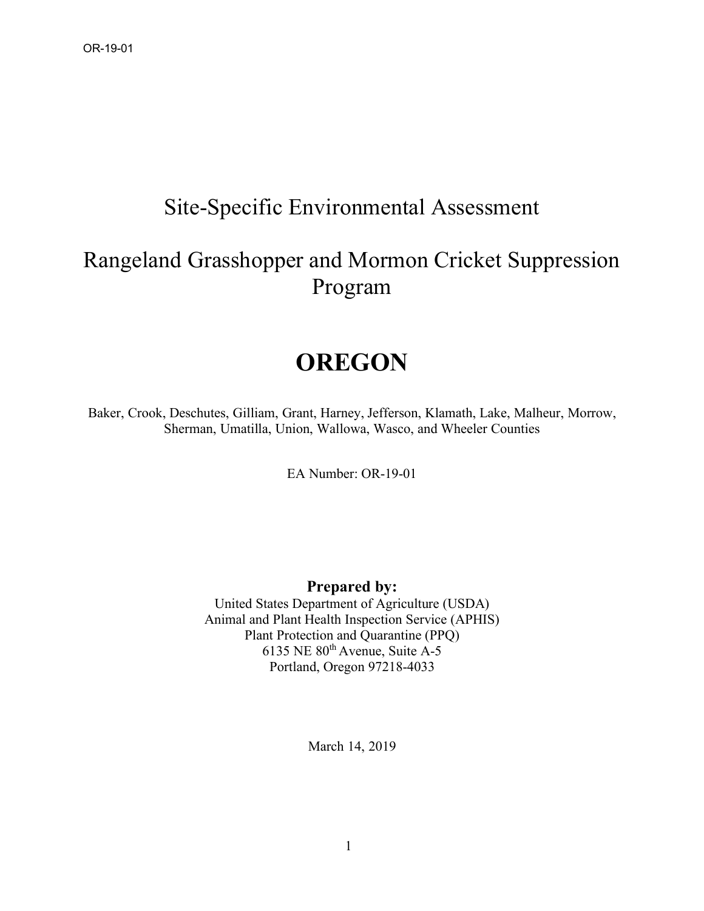# Site-Specific Environmental Assessment

# Rangeland Grasshopper and Mormon Cricket Suppression Program

# OREGON

Baker, Crook, Deschutes, Gilliam, Grant, Harney, Jefferson, Klamath, Lake, Malheur, Morrow, Sherman, Umatilla, Union, Wallowa, Wasco, and Wheeler Counties

EA Number: OR-19-01

**Prepared by:**

United States Department of Agriculture (USDA)
Animal and Plant Health Inspection Service (APHIS)
Plant Protection and Quarantine (PPQ)
6135 NE 80th Avenue, Suite A-5
Portland, Oregon 97218-4033

March 14, 2019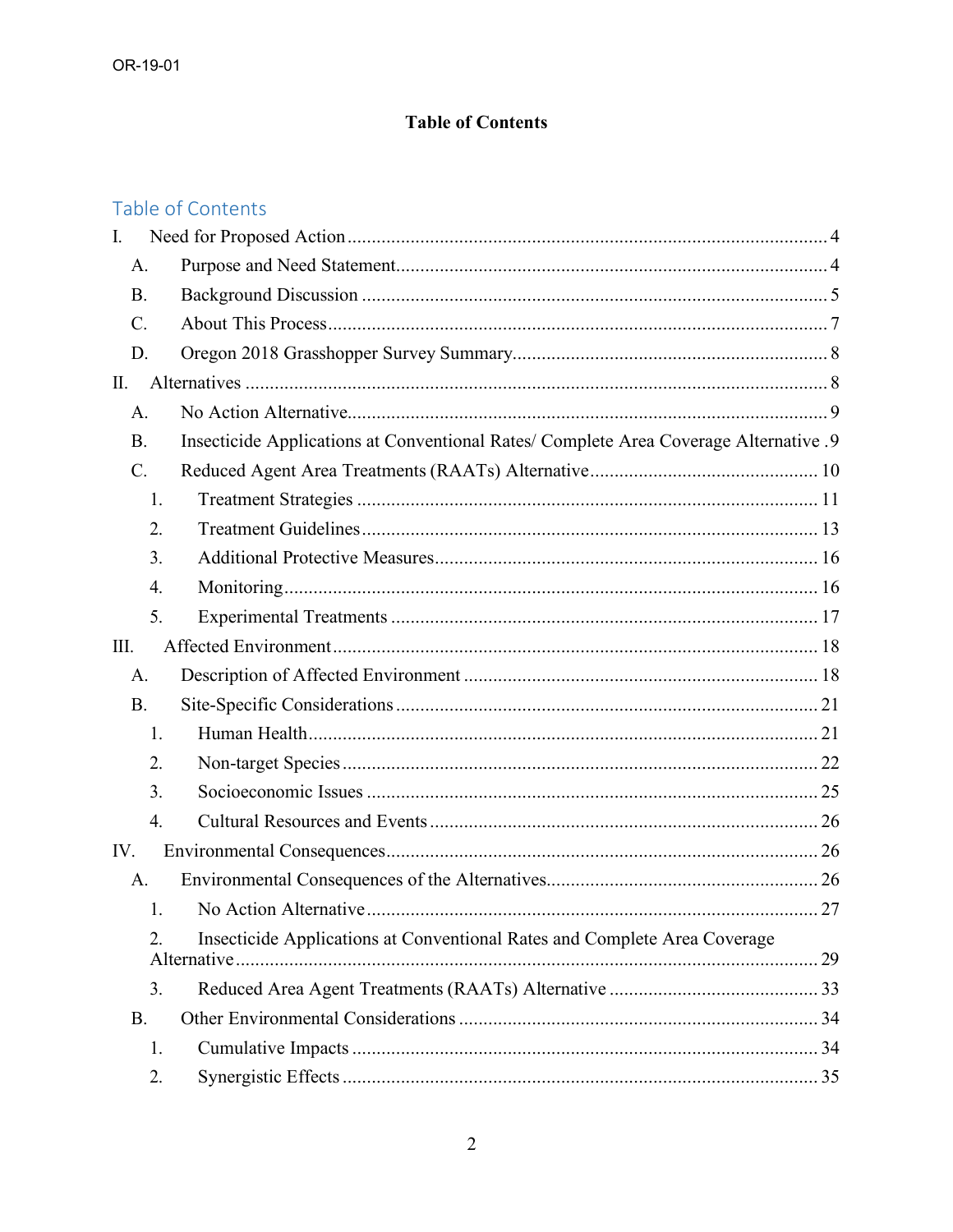# Table of Contents

## Table of Contents

I. Need for Proposed Action .......... 4

- A. Purpose and Need Statement .......... 4
- B. Background Discussion .......... 5
- C. About This Process .......... 7
- D. Oregon 2018 Grasshopper Survey Summary .......... 8

II. Alternatives .......... 8

- A. No Action Alternative .......... 9
- B. Insecticide Applications at Conventional Rates/ Complete Area Coverage Alternative .9
- C. Reduced Agent Area Treatments (RAATs) Alternative .......... 10
  1. Treatment Strategies .......... 11
  2. Treatment Guidelines .......... 13
  3. Additional Protective Measures .......... 16
  4. Monitoring .......... 16
  5. Experimental Treatments .......... 17

III. Affected Environment .......... 18

- A. Description of Affected Environment .......... 18
- B. Site-Specific Considerations .......... 21
  1. Human Health .......... 21
  2. Non-target Species .......... 22
  3. Socioeconomic Issues .......... 25
  4. Cultural Resources and Events .......... 26

IV. Environmental Consequences .......... 26

- A. Environmental Consequences of the Alternatives .......... 26
  1. No Action Alternative .......... 27
  2. Insecticide Applications at Conventional Rates and Complete Area Coverage Alternative .......... 29
  3. Reduced Area Agent Treatments (RAATs) Alternative .......... 33
- B. Other Environmental Considerations .......... 34
  1. Cumulative Impacts .......... 34
  2. Synergistic Effects .......... 35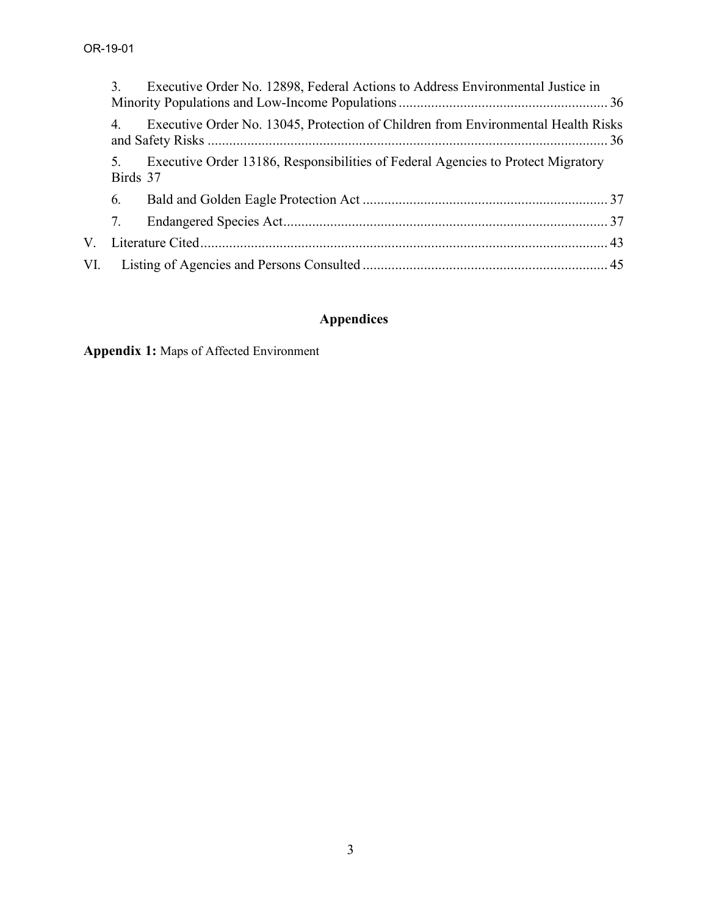3. Executive Order No. 12898, Federal Actions to Address Environmental Justice in Minority Populations and Low-Income Populations ......................................................... 36

4. Executive Order No. 13045, Protection of Children from Environmental Health Risks and Safety Risks .............................................................................................................. 36

5. Executive Order 13186, Responsibilities of Federal Agencies to Protect Migratory Birds 37

6. Bald and Golden Eagle Protection Act ................................................................... 37

7. Endangered Species Act......................................................................................... 37

V. Literature Cited................................................................................................................ 43

VI. Listing of Agencies and Persons Consulted ................................................................... 45

## Appendices

**Appendix 1:** Maps of Affected Environment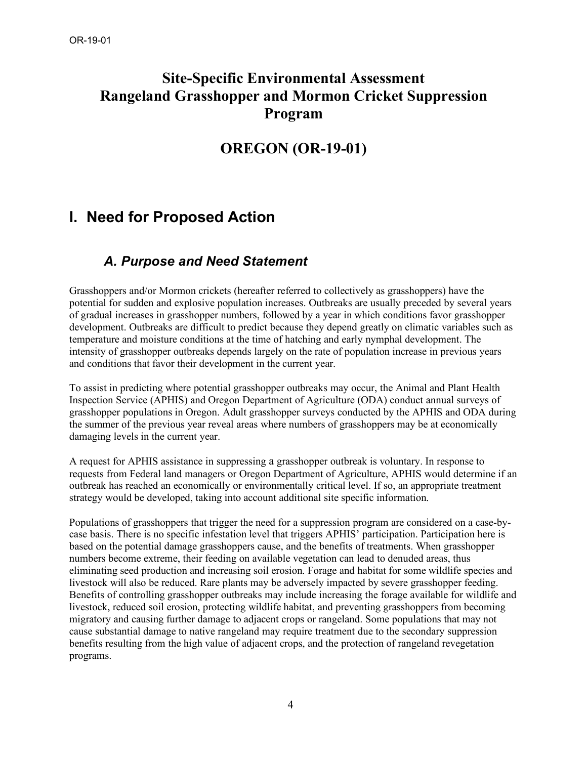# Site-Specific Environmental Assessment Rangeland Grasshopper and Mormon Cricket Suppression Program

## OREGON (OR-19-01)

# I. Need for Proposed Action

## *A. Purpose and Need Statement*

Grasshoppers and/or Mormon crickets (hereafter referred to collectively as grasshoppers) have the potential for sudden and explosive population increases. Outbreaks are usually preceded by several years of gradual increases in grasshopper numbers, followed by a year in which conditions favor grasshopper development. Outbreaks are difficult to predict because they depend greatly on climatic variables such as temperature and moisture conditions at the time of hatching and early nymphal development. The intensity of grasshopper outbreaks depends largely on the rate of population increase in previous years and conditions that favor their development in the current year.

To assist in predicting where potential grasshopper outbreaks may occur, the Animal and Plant Health Inspection Service (APHIS) and Oregon Department of Agriculture (ODA) conduct annual surveys of grasshopper populations in Oregon. Adult grasshopper surveys conducted by the APHIS and ODA during the summer of the previous year reveal areas where numbers of grasshoppers may be at economically damaging levels in the current year.

A request for APHIS assistance in suppressing a grasshopper outbreak is voluntary. In response to requests from Federal land managers or Oregon Department of Agriculture, APHIS would determine if an outbreak has reached an economically or environmentally critical level. If so, an appropriate treatment strategy would be developed, taking into account additional site specific information.

Populations of grasshoppers that trigger the need for a suppression program are considered on a case-by-case basis. There is no specific infestation level that triggers APHIS' participation. Participation here is based on the potential damage grasshoppers cause, and the benefits of treatments. When grasshopper numbers become extreme, their feeding on available vegetation can lead to denuded areas, thus eliminating seed production and increasing soil erosion. Forage and habitat for some wildlife species and livestock will also be reduced. Rare plants may be adversely impacted by severe grasshopper feeding. Benefits of controlling grasshopper outbreaks may include increasing the forage available for wildlife and livestock, reduced soil erosion, protecting wildlife habitat, and preventing grasshoppers from becoming migratory and causing further damage to adjacent crops or rangeland. Some populations that may not cause substantial damage to native rangeland may require treatment due to the secondary suppression benefits resulting from the high value of adjacent crops, and the protection of rangeland revegetation programs.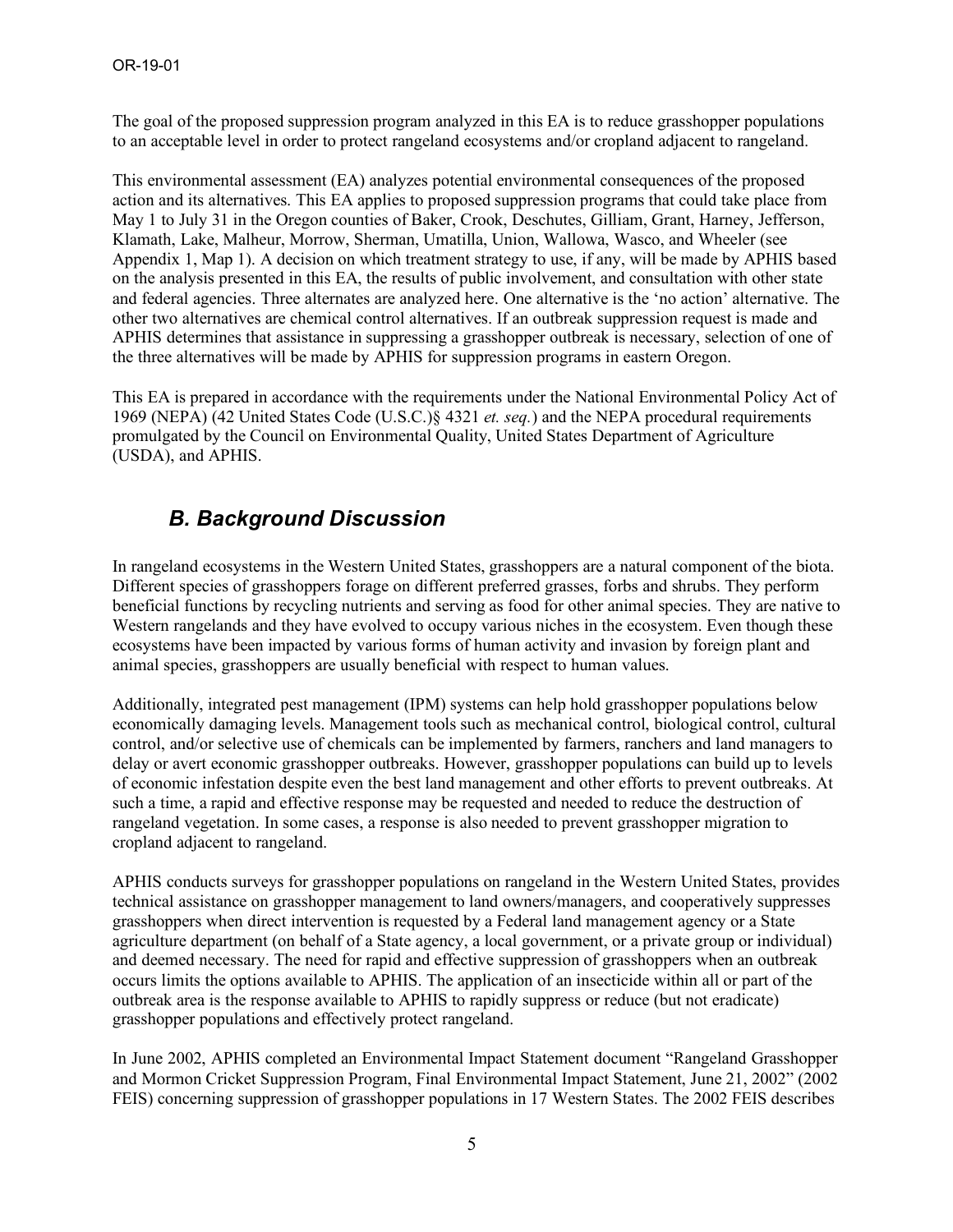The goal of the proposed suppression program analyzed in this EA is to reduce grasshopper populations to an acceptable level in order to protect rangeland ecosystems and/or cropland adjacent to rangeland.

This environmental assessment (EA) analyzes potential environmental consequences of the proposed action and its alternatives. This EA applies to proposed suppression programs that could take place from May 1 to July 31 in the Oregon counties of Baker, Crook, Deschutes, Gilliam, Grant, Harney, Jefferson, Klamath, Lake, Malheur, Morrow, Sherman, Umatilla, Union, Wallowa, Wasco, and Wheeler (see Appendix 1, Map 1). A decision on which treatment strategy to use, if any, will be made by APHIS based on the analysis presented in this EA, the results of public involvement, and consultation with other state and federal agencies. Three alternates are analyzed here. One alternative is the 'no action' alternative. The other two alternatives are chemical control alternatives. If an outbreak suppression request is made and APHIS determines that assistance in suppressing a grasshopper outbreak is necessary, selection of one of the three alternatives will be made by APHIS for suppression programs in eastern Oregon.

This EA is prepared in accordance with the requirements under the National Environmental Policy Act of 1969 (NEPA) (42 United States Code (U.S.C.)§ 4321 *et. seq.*) and the NEPA procedural requirements promulgated by the Council on Environmental Quality, United States Department of Agriculture (USDA), and APHIS.

## *B. Background Discussion*

In rangeland ecosystems in the Western United States, grasshoppers are a natural component of the biota. Different species of grasshoppers forage on different preferred grasses, forbs and shrubs. They perform beneficial functions by recycling nutrients and serving as food for other animal species. They are native to Western rangelands and they have evolved to occupy various niches in the ecosystem. Even though these ecosystems have been impacted by various forms of human activity and invasion by foreign plant and animal species, grasshoppers are usually beneficial with respect to human values.

Additionally, integrated pest management (IPM) systems can help hold grasshopper populations below economically damaging levels. Management tools such as mechanical control, biological control, cultural control, and/or selective use of chemicals can be implemented by farmers, ranchers and land managers to delay or avert economic grasshopper outbreaks. However, grasshopper populations can build up to levels of economic infestation despite even the best land management and other efforts to prevent outbreaks. At such a time, a rapid and effective response may be requested and needed to reduce the destruction of rangeland vegetation. In some cases, a response is also needed to prevent grasshopper migration to cropland adjacent to rangeland.

APHIS conducts surveys for grasshopper populations on rangeland in the Western United States, provides technical assistance on grasshopper management to land owners/managers, and cooperatively suppresses grasshoppers when direct intervention is requested by a Federal land management agency or a State agriculture department (on behalf of a State agency, a local government, or a private group or individual) and deemed necessary. The need for rapid and effective suppression of grasshoppers when an outbreak occurs limits the options available to APHIS. The application of an insecticide within all or part of the outbreak area is the response available to APHIS to rapidly suppress or reduce (but not eradicate) grasshopper populations and effectively protect rangeland.

In June 2002, APHIS completed an Environmental Impact Statement document "Rangeland Grasshopper and Mormon Cricket Suppression Program, Final Environmental Impact Statement, June 21, 2002" (2002 FEIS) concerning suppression of grasshopper populations in 17 Western States. The 2002 FEIS describes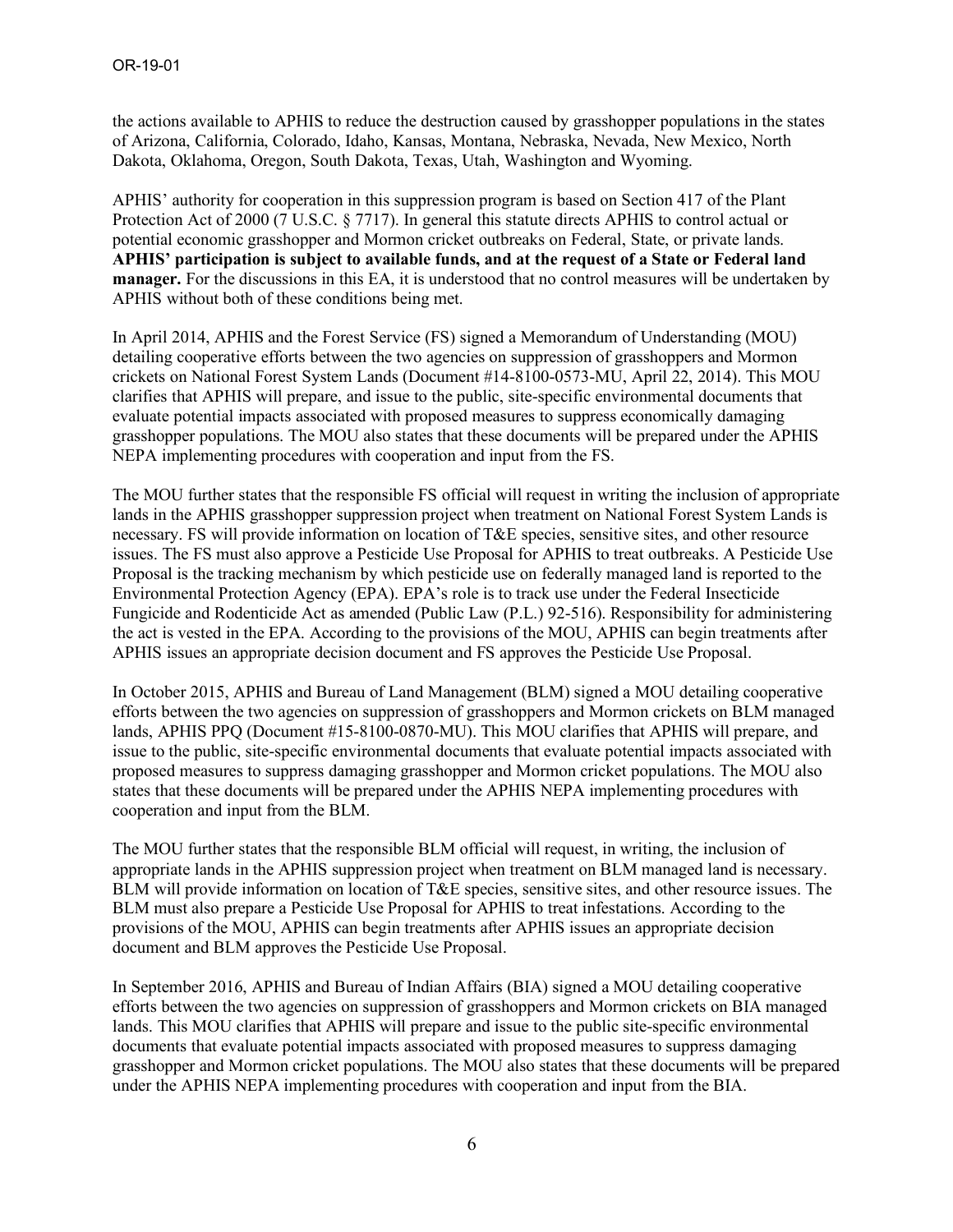the actions available to APHIS to reduce the destruction caused by grasshopper populations in the states of Arizona, California, Colorado, Idaho, Kansas, Montana, Nebraska, Nevada, New Mexico, North Dakota, Oklahoma, Oregon, South Dakota, Texas, Utah, Washington and Wyoming.

APHIS' authority for cooperation in this suppression program is based on Section 417 of the Plant Protection Act of 2000 (7 U.S.C. § 7717). In general this statute directs APHIS to control actual or potential economic grasshopper and Mormon cricket outbreaks on Federal, State, or private lands. **APHIS' participation is subject to available funds, and at the request of a State or Federal land manager.** For the discussions in this EA, it is understood that no control measures will be undertaken by APHIS without both of these conditions being met.

In April 2014, APHIS and the Forest Service (FS) signed a Memorandum of Understanding (MOU) detailing cooperative efforts between the two agencies on suppression of grasshoppers and Mormon crickets on National Forest System Lands (Document #14-8100-0573-MU, April 22, 2014). This MOU clarifies that APHIS will prepare, and issue to the public, site-specific environmental documents that evaluate potential impacts associated with proposed measures to suppress economically damaging grasshopper populations. The MOU also states that these documents will be prepared under the APHIS NEPA implementing procedures with cooperation and input from the FS.

The MOU further states that the responsible FS official will request in writing the inclusion of appropriate lands in the APHIS grasshopper suppression project when treatment on National Forest System Lands is necessary. FS will provide information on location of T&E species, sensitive sites, and other resource issues. The FS must also approve a Pesticide Use Proposal for APHIS to treat outbreaks. A Pesticide Use Proposal is the tracking mechanism by which pesticide use on federally managed land is reported to the Environmental Protection Agency (EPA). EPA's role is to track use under the Federal Insecticide Fungicide and Rodenticide Act as amended (Public Law (P.L.) 92-516). Responsibility for administering the act is vested in the EPA. According to the provisions of the MOU, APHIS can begin treatments after APHIS issues an appropriate decision document and FS approves the Pesticide Use Proposal.

In October 2015, APHIS and Bureau of Land Management (BLM) signed a MOU detailing cooperative efforts between the two agencies on suppression of grasshoppers and Mormon crickets on BLM managed lands, APHIS PPQ (Document #15-8100-0870-MU). This MOU clarifies that APHIS will prepare, and issue to the public, site-specific environmental documents that evaluate potential impacts associated with proposed measures to suppress damaging grasshopper and Mormon cricket populations. The MOU also states that these documents will be prepared under the APHIS NEPA implementing procedures with cooperation and input from the BLM.

The MOU further states that the responsible BLM official will request, in writing, the inclusion of appropriate lands in the APHIS suppression project when treatment on BLM managed land is necessary. BLM will provide information on location of T&E species, sensitive sites, and other resource issues. The BLM must also prepare a Pesticide Use Proposal for APHIS to treat infestations. According to the provisions of the MOU, APHIS can begin treatments after APHIS issues an appropriate decision document and BLM approves the Pesticide Use Proposal.

In September 2016, APHIS and Bureau of Indian Affairs (BIA) signed a MOU detailing cooperative efforts between the two agencies on suppression of grasshoppers and Mormon crickets on BIA managed lands. This MOU clarifies that APHIS will prepare and issue to the public site-specific environmental documents that evaluate potential impacts associated with proposed measures to suppress damaging grasshopper and Mormon cricket populations. The MOU also states that these documents will be prepared under the APHIS NEPA implementing procedures with cooperation and input from the BIA.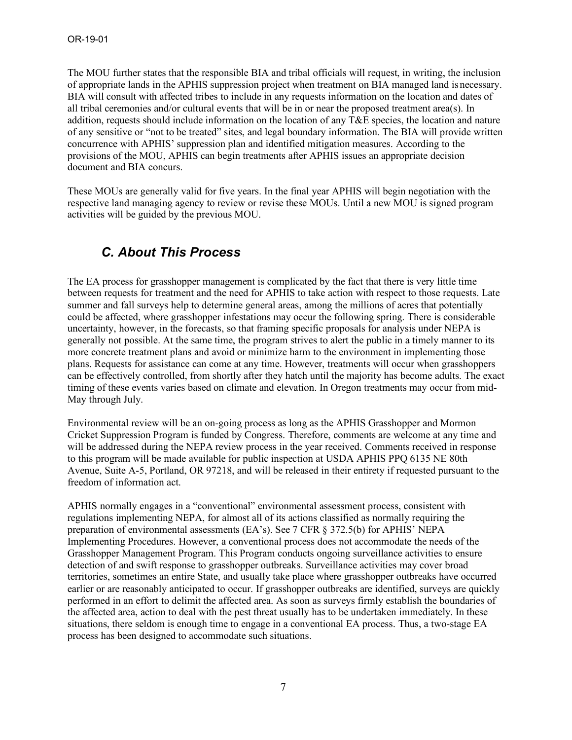The MOU further states that the responsible BIA and tribal officials will request, in writing, the inclusion of appropriate lands in the APHIS suppression project when treatment on BIA managed land is necessary. BIA will consult with affected tribes to include in any requests information on the location and dates of all tribal ceremonies and/or cultural events that will be in or near the proposed treatment area(s). In addition, requests should include information on the location of any T&E species, the location and nature of any sensitive or "not to be treated" sites, and legal boundary information. The BIA will provide written concurrence with APHIS' suppression plan and identified mitigation measures. According to the provisions of the MOU, APHIS can begin treatments after APHIS issues an appropriate decision document and BIA concurs.

These MOUs are generally valid for five years. In the final year APHIS will begin negotiation with the respective land managing agency to review or revise these MOUs. Until a new MOU is signed program activities will be guided by the previous MOU.

## *C. About This Process*

The EA process for grasshopper management is complicated by the fact that there is very little time between requests for treatment and the need for APHIS to take action with respect to those requests. Late summer and fall surveys help to determine general areas, among the millions of acres that potentially could be affected, where grasshopper infestations may occur the following spring. There is considerable uncertainty, however, in the forecasts, so that framing specific proposals for analysis under NEPA is generally not possible. At the same time, the program strives to alert the public in a timely manner to its more concrete treatment plans and avoid or minimize harm to the environment in implementing those plans. Requests for assistance can come at any time. However, treatments will occur when grasshoppers can be effectively controlled, from shortly after they hatch until the majority has become adults. The exact timing of these events varies based on climate and elevation. In Oregon treatments may occur from mid-May through July.

Environmental review will be an on-going process as long as the APHIS Grasshopper and Mormon Cricket Suppression Program is funded by Congress. Therefore, comments are welcome at any time and will be addressed during the NEPA review process in the year received. Comments received in response to this program will be made available for public inspection at USDA APHIS PPQ 6135 NE 80th Avenue, Suite A-5, Portland, OR 97218, and will be released in their entirety if requested pursuant to the freedom of information act.

APHIS normally engages in a "conventional" environmental assessment process, consistent with regulations implementing NEPA, for almost all of its actions classified as normally requiring the preparation of environmental assessments (EA's). See 7 CFR § 372.5(b) for APHIS' NEPA Implementing Procedures. However, a conventional process does not accommodate the needs of the Grasshopper Management Program. This Program conducts ongoing surveillance activities to ensure detection of and swift response to grasshopper outbreaks. Surveillance activities may cover broad territories, sometimes an entire State, and usually take place where grasshopper outbreaks have occurred earlier or are reasonably anticipated to occur. If grasshopper outbreaks are identified, surveys are quickly performed in an effort to delimit the affected area. As soon as surveys firmly establish the boundaries of the affected area, action to deal with the pest threat usually has to be undertaken immediately. In these situations, there seldom is enough time to engage in a conventional EA process. Thus, a two-stage EA process has been designed to accommodate such situations.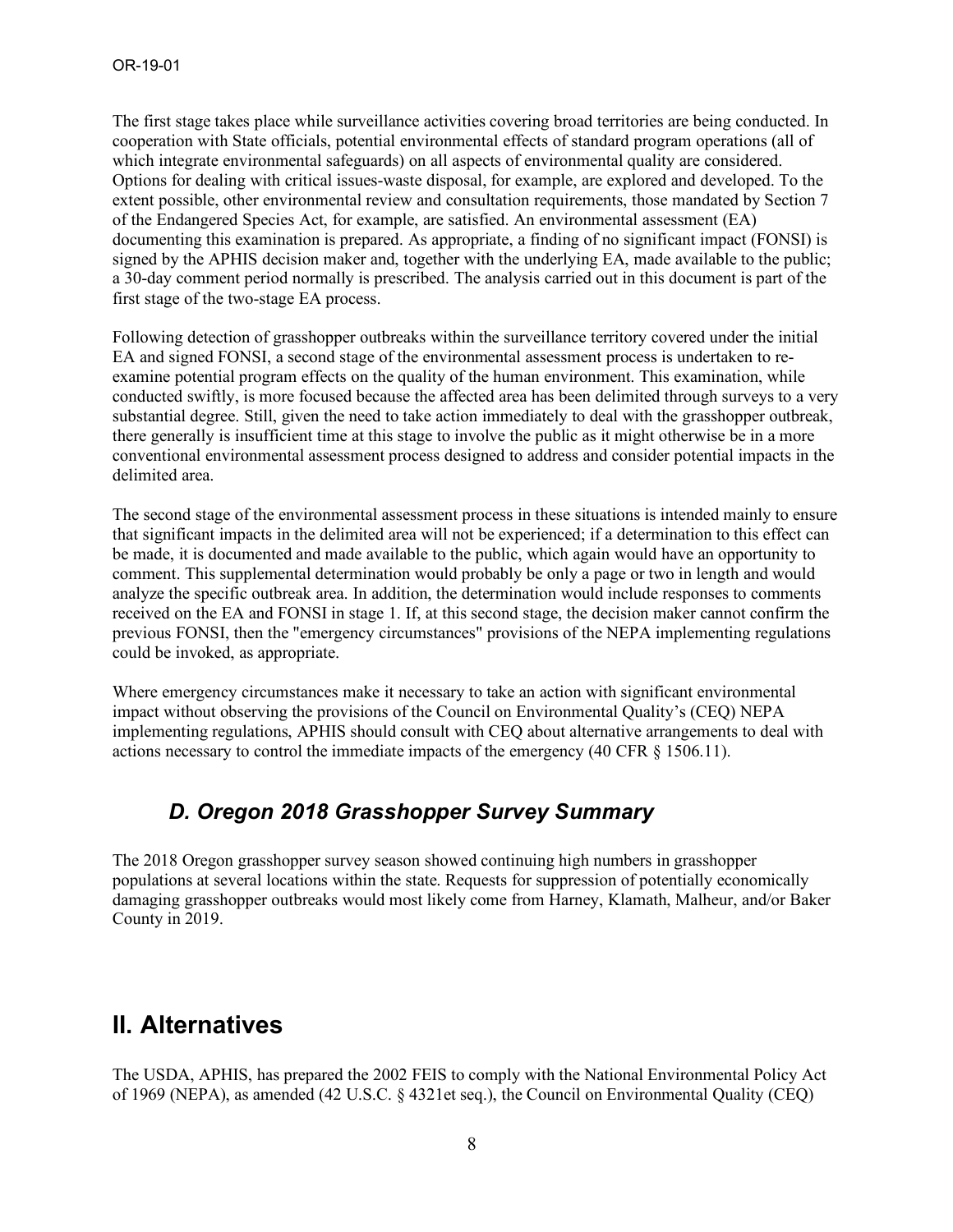The first stage takes place while surveillance activities covering broad territories are being conducted. In cooperation with State officials, potential environmental effects of standard program operations (all of which integrate environmental safeguards) on all aspects of environmental quality are considered. Options for dealing with critical issues-waste disposal, for example, are explored and developed. To the extent possible, other environmental review and consultation requirements, those mandated by Section 7 of the Endangered Species Act, for example, are satisfied. An environmental assessment (EA) documenting this examination is prepared. As appropriate, a finding of no significant impact (FONSI) is signed by the APHIS decision maker and, together with the underlying EA, made available to the public; a 30-day comment period normally is prescribed. The analysis carried out in this document is part of the first stage of the two-stage EA process.

Following detection of grasshopper outbreaks within the surveillance territory covered under the initial EA and signed FONSI, a second stage of the environmental assessment process is undertaken to re-examine potential program effects on the quality of the human environment. This examination, while conducted swiftly, is more focused because the affected area has been delimited through surveys to a very substantial degree. Still, given the need to take action immediately to deal with the grasshopper outbreak, there generally is insufficient time at this stage to involve the public as it might otherwise be in a more conventional environmental assessment process designed to address and consider potential impacts in the delimited area.

The second stage of the environmental assessment process in these situations is intended mainly to ensure that significant impacts in the delimited area will not be experienced; if a determination to this effect can be made, it is documented and made available to the public, which again would have an opportunity to comment. This supplemental determination would probably be only a page or two in length and would analyze the specific outbreak area. In addition, the determination would include responses to comments received on the EA and FONSI in stage 1. If, at this second stage, the decision maker cannot confirm the previous FONSI, then the "emergency circumstances" provisions of the NEPA implementing regulations could be invoked, as appropriate.

Where emergency circumstances make it necessary to take an action with significant environmental impact without observing the provisions of the Council on Environmental Quality's (CEQ) NEPA implementing regulations, APHIS should consult with CEQ about alternative arrangements to deal with actions necessary to control the immediate impacts of the emergency (40 CFR § 1506.11).

### *D. Oregon 2018 Grasshopper Survey Summary*

The 2018 Oregon grasshopper survey season showed continuing high numbers in grasshopper populations at several locations within the state. Requests for suppression of potentially economically damaging grasshopper outbreaks would most likely come from Harney, Klamath, Malheur, and/or Baker County in 2019.

# II. Alternatives

The USDA, APHIS, has prepared the 2002 FEIS to comply with the National Environmental Policy Act of 1969 (NEPA), as amended (42 U.S.C. § 4321et seq.), the Council on Environmental Quality (CEQ)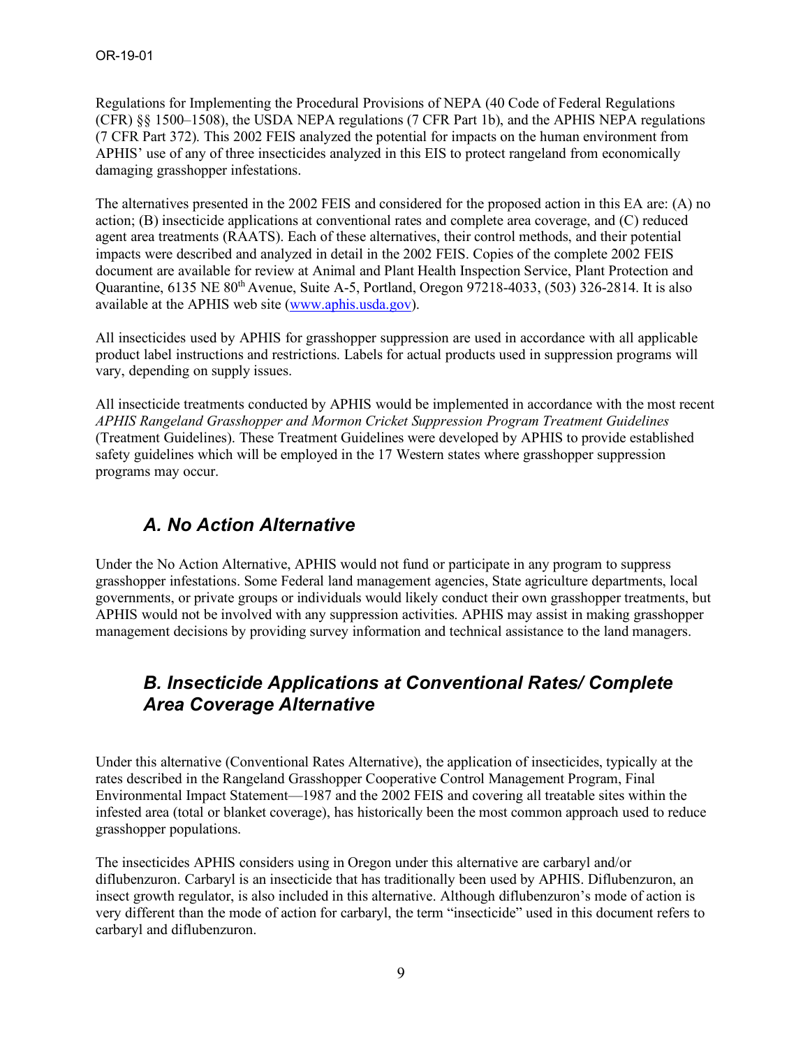Regulations for Implementing the Procedural Provisions of NEPA (40 Code of Federal Regulations (CFR) §§ 1500–1508), the USDA NEPA regulations (7 CFR Part 1b), and the APHIS NEPA regulations (7 CFR Part 372). This 2002 FEIS analyzed the potential for impacts on the human environment from APHIS' use of any of three insecticides analyzed in this EIS to protect rangeland from economically damaging grasshopper infestations.

The alternatives presented in the 2002 FEIS and considered for the proposed action in this EA are: (A) no action; (B) insecticide applications at conventional rates and complete area coverage, and (C) reduced agent area treatments (RAATS). Each of these alternatives, their control methods, and their potential impacts were described and analyzed in detail in the 2002 FEIS. Copies of the complete 2002 FEIS document are available for review at Animal and Plant Health Inspection Service, Plant Protection and Quarantine, 6135 NE 80th Avenue, Suite A-5, Portland, Oregon 97218-4033, (503) 326-2814. It is also available at the APHIS web site (www.aphis.usda.gov).

All insecticides used by APHIS for grasshopper suppression are used in accordance with all applicable product label instructions and restrictions. Labels for actual products used in suppression programs will vary, depending on supply issues.

All insecticide treatments conducted by APHIS would be implemented in accordance with the most recent *APHIS Rangeland Grasshopper and Mormon Cricket Suppression Program Treatment Guidelines* (Treatment Guidelines). These Treatment Guidelines were developed by APHIS to provide established safety guidelines which will be employed in the 17 Western states where grasshopper suppression programs may occur.

## *A. No Action Alternative*

Under the No Action Alternative, APHIS would not fund or participate in any program to suppress grasshopper infestations. Some Federal land management agencies, State agriculture departments, local governments, or private groups or individuals would likely conduct their own grasshopper treatments, but APHIS would not be involved with any suppression activities. APHIS may assist in making grasshopper management decisions by providing survey information and technical assistance to the land managers.

## *B. Insecticide Applications at Conventional Rates/ Complete Area Coverage Alternative*

Under this alternative (Conventional Rates Alternative), the application of insecticides, typically at the rates described in the Rangeland Grasshopper Cooperative Control Management Program, Final Environmental Impact Statement—1987 and the 2002 FEIS and covering all treatable sites within the infested area (total or blanket coverage), has historically been the most common approach used to reduce grasshopper populations.

The insecticides APHIS considers using in Oregon under this alternative are carbaryl and/or diflubenzuron. Carbaryl is an insecticide that has traditionally been used by APHIS. Diflubenzuron, an insect growth regulator, is also included in this alternative. Although diflubenzuron's mode of action is very different than the mode of action for carbaryl, the term "insecticide" used in this document refers to carbaryl and diflubenzuron.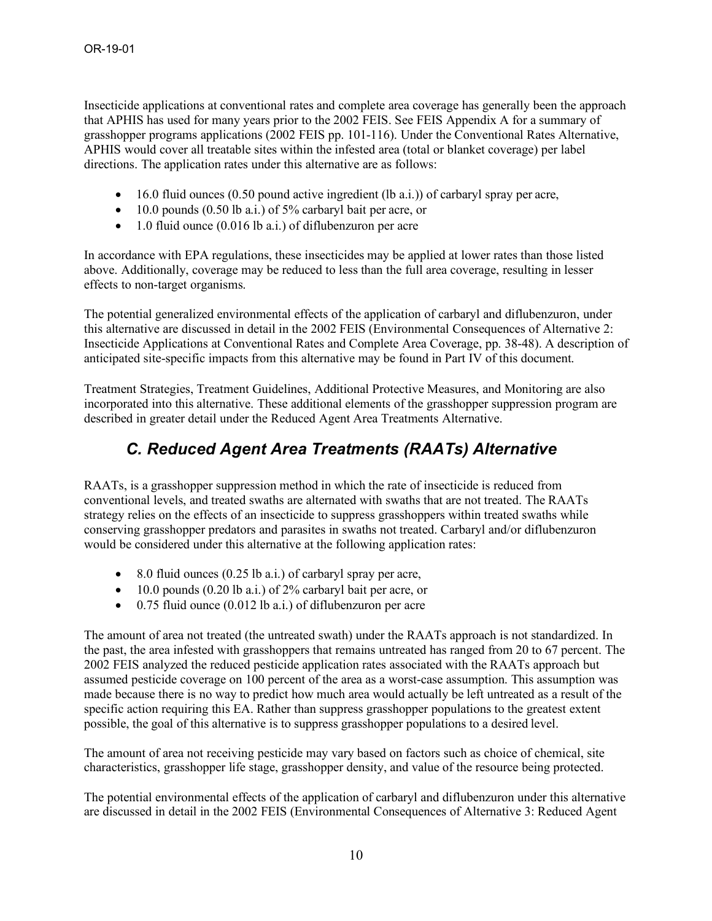Insecticide applications at conventional rates and complete area coverage has generally been the approach that APHIS has used for many years prior to the 2002 FEIS. See FEIS Appendix A for a summary of grasshopper programs applications (2002 FEIS pp. 101-116). Under the Conventional Rates Alternative, APHIS would cover all treatable sites within the infested area (total or blanket coverage) per label directions. The application rates under this alternative are as follows:

- 16.0 fluid ounces (0.50 pound active ingredient (lb a.i.)) of carbaryl spray per acre,
- 10.0 pounds (0.50 lb a.i.) of 5% carbaryl bait per acre, or
- 1.0 fluid ounce (0.016 lb a.i.) of diflubenzuron per acre

In accordance with EPA regulations, these insecticides may be applied at lower rates than those listed above. Additionally, coverage may be reduced to less than the full area coverage, resulting in lesser effects to non-target organisms.

The potential generalized environmental effects of the application of carbaryl and diflubenzuron, under this alternative are discussed in detail in the 2002 FEIS (Environmental Consequences of Alternative 2: Insecticide Applications at Conventional Rates and Complete Area Coverage, pp. 38-48). A description of anticipated site-specific impacts from this alternative may be found in Part IV of this document.

Treatment Strategies, Treatment Guidelines, Additional Protective Measures, and Monitoring are also incorporated into this alternative. These additional elements of the grasshopper suppression program are described in greater detail under the Reduced Agent Area Treatments Alternative.

## *C. Reduced Agent Area Treatments (RAATs) Alternative*

RAATs, is a grasshopper suppression method in which the rate of insecticide is reduced from conventional levels, and treated swaths are alternated with swaths that are not treated. The RAATs strategy relies on the effects of an insecticide to suppress grasshoppers within treated swaths while conserving grasshopper predators and parasites in swaths not treated. Carbaryl and/or diflubenzuron would be considered under this alternative at the following application rates:

- 8.0 fluid ounces (0.25 lb a.i.) of carbaryl spray per acre,
- 10.0 pounds (0.20 lb a.i.) of 2% carbaryl bait per acre, or
- 0.75 fluid ounce (0.012 lb a.i.) of diflubenzuron per acre

The amount of area not treated (the untreated swath) under the RAATs approach is not standardized. In the past, the area infested with grasshoppers that remains untreated has ranged from 20 to 67 percent. The 2002 FEIS analyzed the reduced pesticide application rates associated with the RAATs approach but assumed pesticide coverage on 100 percent of the area as a worst-case assumption. This assumption was made because there is no way to predict how much area would actually be left untreated as a result of the specific action requiring this EA. Rather than suppress grasshopper populations to the greatest extent possible, the goal of this alternative is to suppress grasshopper populations to a desired level.

The amount of area not receiving pesticide may vary based on factors such as choice of chemical, site characteristics, grasshopper life stage, grasshopper density, and value of the resource being protected.

The potential environmental effects of the application of carbaryl and diflubenzuron under this alternative are discussed in detail in the 2002 FEIS (Environmental Consequences of Alternative 3: Reduced Agent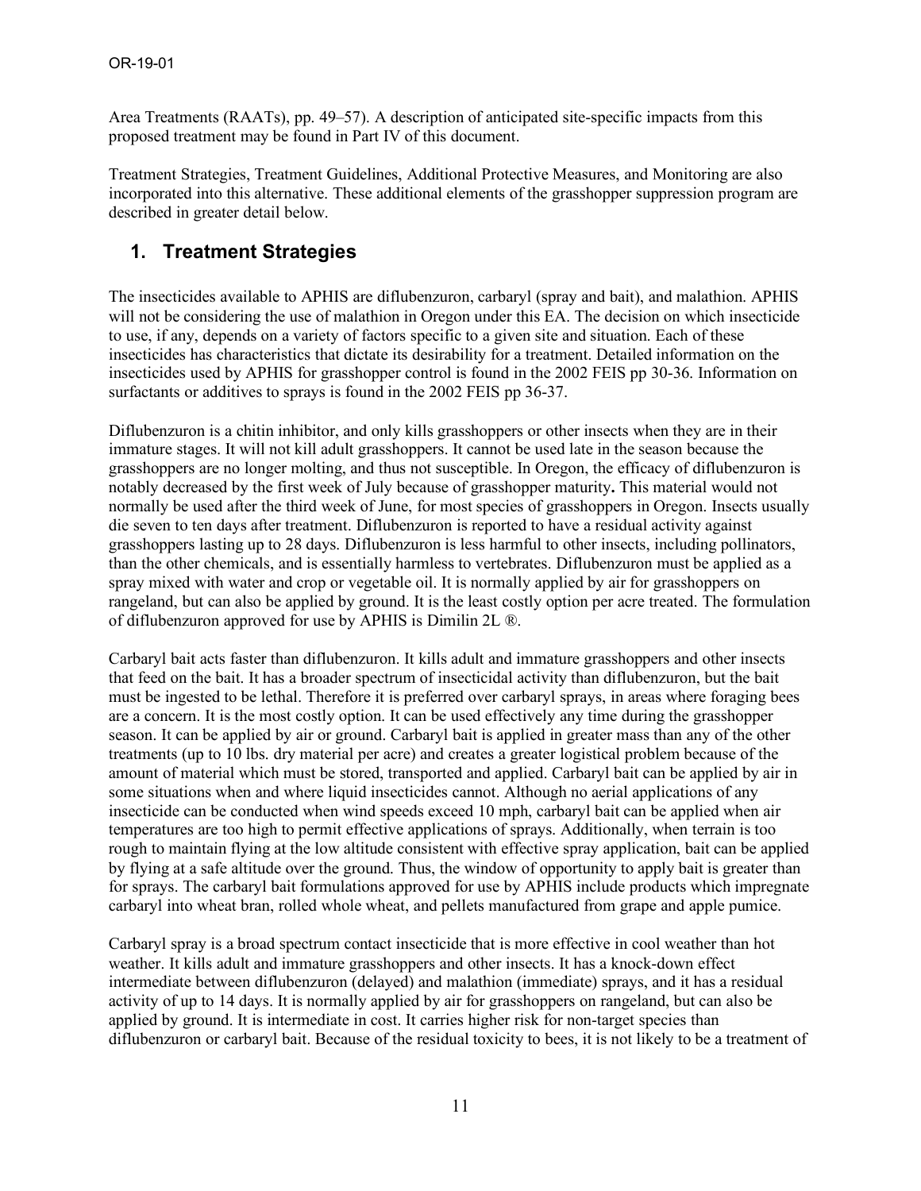Area Treatments (RAATs), pp. 49–57). A description of anticipated site-specific impacts from this proposed treatment may be found in Part IV of this document.

Treatment Strategies, Treatment Guidelines, Additional Protective Measures, and Monitoring are also incorporated into this alternative. These additional elements of the grasshopper suppression program are described in greater detail below.

## 1. Treatment Strategies

The insecticides available to APHIS are diflubenzuron, carbaryl (spray and bait), and malathion. APHIS will not be considering the use of malathion in Oregon under this EA. The decision on which insecticide to use, if any, depends on a variety of factors specific to a given site and situation. Each of these insecticides has characteristics that dictate its desirability for a treatment. Detailed information on the insecticides used by APHIS for grasshopper control is found in the 2002 FEIS pp 30-36. Information on surfactants or additives to sprays is found in the 2002 FEIS pp 36-37.

Diflubenzuron is a chitin inhibitor, and only kills grasshoppers or other insects when they are in their immature stages. It will not kill adult grasshoppers. It cannot be used late in the season because the grasshoppers are no longer molting, and thus not susceptible. In Oregon, the efficacy of diflubenzuron is notably decreased by the first week of July because of grasshopper maturity**.** This material would not normally be used after the third week of June, for most species of grasshoppers in Oregon. Insects usually die seven to ten days after treatment. Diflubenzuron is reported to have a residual activity against grasshoppers lasting up to 28 days. Diflubenzuron is less harmful to other insects, including pollinators, than the other chemicals, and is essentially harmless to vertebrates. Diflubenzuron must be applied as a spray mixed with water and crop or vegetable oil. It is normally applied by air for grasshoppers on rangeland, but can also be applied by ground. It is the least costly option per acre treated. The formulation of diflubenzuron approved for use by APHIS is Dimilin 2L ®.

Carbaryl bait acts faster than diflubenzuron. It kills adult and immature grasshoppers and other insects that feed on the bait. It has a broader spectrum of insecticidal activity than diflubenzuron, but the bait must be ingested to be lethal. Therefore it is preferred over carbaryl sprays, in areas where foraging bees are a concern. It is the most costly option. It can be used effectively any time during the grasshopper season. It can be applied by air or ground. Carbaryl bait is applied in greater mass than any of the other treatments (up to 10 lbs. dry material per acre) and creates a greater logistical problem because of the amount of material which must be stored, transported and applied. Carbaryl bait can be applied by air in some situations when and where liquid insecticides cannot. Although no aerial applications of any insecticide can be conducted when wind speeds exceed 10 mph, carbaryl bait can be applied when air temperatures are too high to permit effective applications of sprays. Additionally, when terrain is too rough to maintain flying at the low altitude consistent with effective spray application, bait can be applied by flying at a safe altitude over the ground. Thus, the window of opportunity to apply bait is greater than for sprays. The carbaryl bait formulations approved for use by APHIS include products which impregnate carbaryl into wheat bran, rolled whole wheat, and pellets manufactured from grape and apple pumice.

Carbaryl spray is a broad spectrum contact insecticide that is more effective in cool weather than hot weather. It kills adult and immature grasshoppers and other insects. It has a knock-down effect intermediate between diflubenzuron (delayed) and malathion (immediate) sprays, and it has a residual activity of up to 14 days. It is normally applied by air for grasshoppers on rangeland, but can also be applied by ground. It is intermediate in cost. It carries higher risk for non-target species than diflubenzuron or carbaryl bait. Because of the residual toxicity to bees, it is not likely to be a treatment of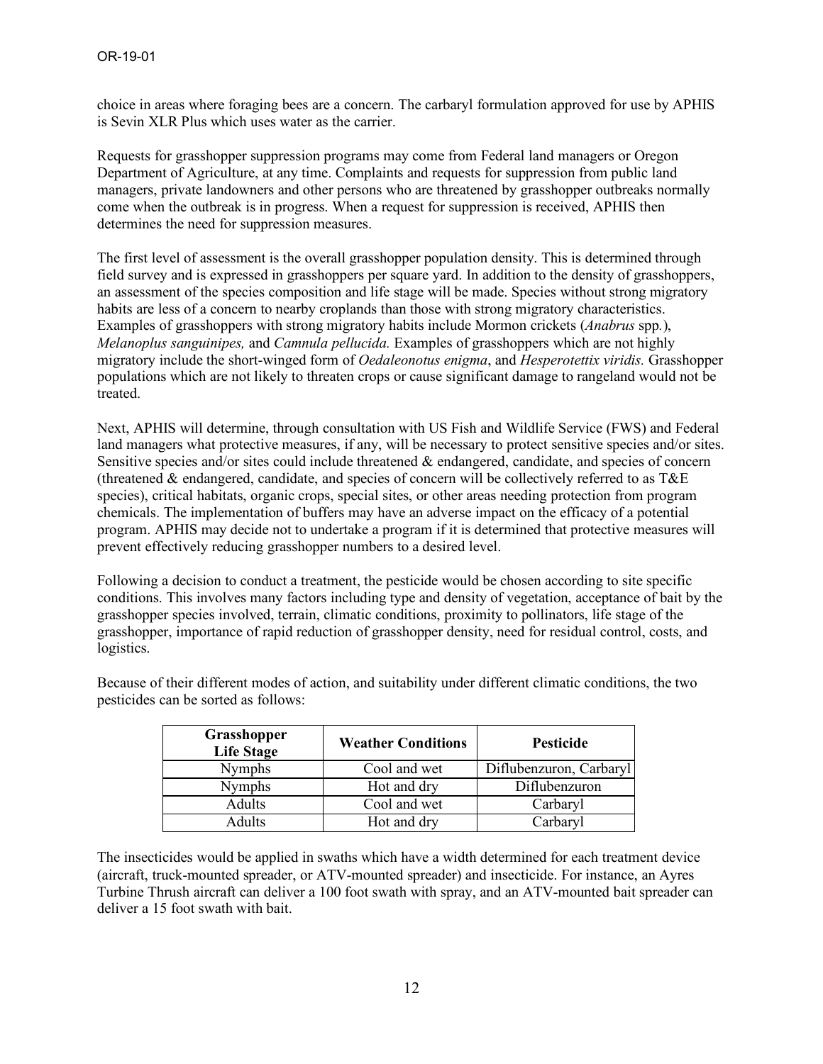choice in areas where foraging bees are a concern. The carbaryl formulation approved for use by APHIS is Sevin XLR Plus which uses water as the carrier.

Requests for grasshopper suppression programs may come from Federal land managers or Oregon Department of Agriculture, at any time. Complaints and requests for suppression from public land managers, private landowners and other persons who are threatened by grasshopper outbreaks normally come when the outbreak is in progress. When a request for suppression is received, APHIS then determines the need for suppression measures.

The first level of assessment is the overall grasshopper population density. This is determined through field survey and is expressed in grasshoppers per square yard. In addition to the density of grasshoppers, an assessment of the species composition and life stage will be made. Species without strong migratory habits are less of a concern to nearby croplands than those with strong migratory characteristics. Examples of grasshoppers with strong migratory habits include Mormon crickets (*Anabrus* spp.), *Melanoplus sanguinipes,* and *Camnula pellucida.* Examples of grasshoppers which are not highly migratory include the short-winged form of *Oedaleonotus enigma*, and *Hesperotettix viridis.* Grasshopper populations which are not likely to threaten crops or cause significant damage to rangeland would not be treated.

Next, APHIS will determine, through consultation with US Fish and Wildlife Service (FWS) and Federal land managers what protective measures, if any, will be necessary to protect sensitive species and/or sites. Sensitive species and/or sites could include threatened & endangered, candidate, and species of concern (threatened & endangered, candidate, and species of concern will be collectively referred to as T&E species), critical habitats, organic crops, special sites, or other areas needing protection from program chemicals. The implementation of buffers may have an adverse impact on the efficacy of a potential program. APHIS may decide not to undertake a program if it is determined that protective measures will prevent effectively reducing grasshopper numbers to a desired level.

Following a decision to conduct a treatment, the pesticide would be chosen according to site specific conditions. This involves many factors including type and density of vegetation, acceptance of bait by the grasshopper species involved, terrain, climatic conditions, proximity to pollinators, life stage of the grasshopper, importance of rapid reduction of grasshopper density, need for residual control, costs, and logistics.

Because of their different modes of action, and suitability under different climatic conditions, the two pesticides can be sorted as follows:

| Grasshopper Life Stage | Weather Conditions | Pesticide |
|---|---|---|
| Nymphs | Cool and wet | Diflubenzuron, Carbaryl |
| Nymphs | Hot and dry | Diflubenzuron |
| Adults | Cool and wet | Carbaryl |
| Adults | Hot and dry | Carbaryl |

The insecticides would be applied in swaths which have a width determined for each treatment device (aircraft, truck-mounted spreader, or ATV-mounted spreader) and insecticide. For instance, an Ayres Turbine Thrush aircraft can deliver a 100 foot swath with spray, and an ATV-mounted bait spreader can deliver a 15 foot swath with bait.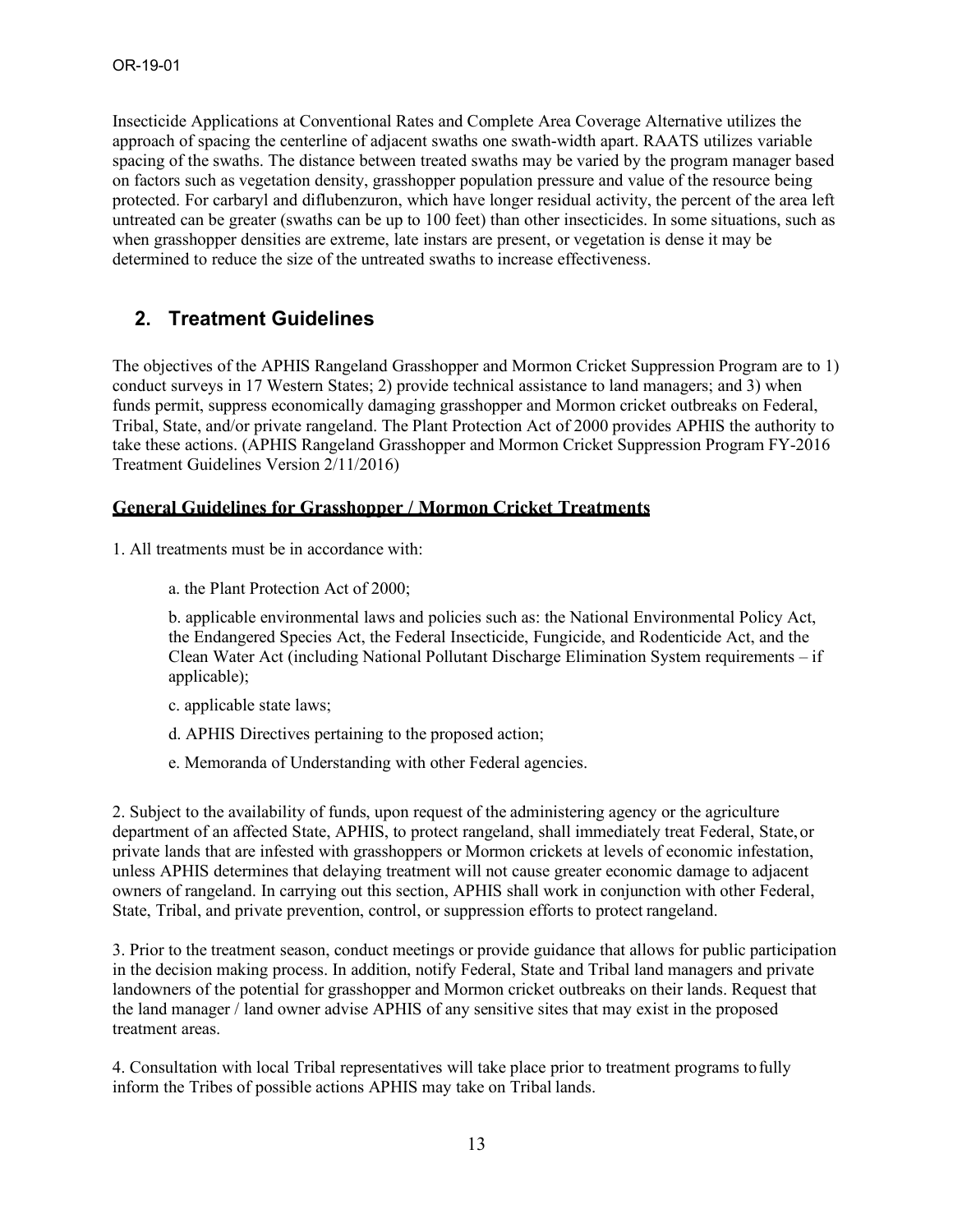Insecticide Applications at Conventional Rates and Complete Area Coverage Alternative utilizes the approach of spacing the centerline of adjacent swaths one swath-width apart. RAATS utilizes variable spacing of the swaths. The distance between treated swaths may be varied by the program manager based on factors such as vegetation density, grasshopper population pressure and value of the resource being protected. For carbaryl and diflubenzuron, which have longer residual activity, the percent of the area left untreated can be greater (swaths can be up to 100 feet) than other insecticides. In some situations, such as when grasshopper densities are extreme, late instars are present, or vegetation is dense it may be determined to reduce the size of the untreated swaths to increase effectiveness.

## 2. Treatment Guidelines

The objectives of the APHIS Rangeland Grasshopper and Mormon Cricket Suppression Program are to 1) conduct surveys in 17 Western States; 2) provide technical assistance to land managers; and 3) when funds permit, suppress economically damaging grasshopper and Mormon cricket outbreaks on Federal, Tribal, State, and/or private rangeland. The Plant Protection Act of 2000 provides APHIS the authority to take these actions. (APHIS Rangeland Grasshopper and Mormon Cricket Suppression Program FY-2016 Treatment Guidelines Version 2/11/2016)

### General Guidelines for Grasshopper / Mormon Cricket Treatments

1. All treatments must be in accordance with:

    a. the Plant Protection Act of 2000;

    b. applicable environmental laws and policies such as: the National Environmental Policy Act, the Endangered Species Act, the Federal Insecticide, Fungicide, and Rodenticide Act, and the Clean Water Act (including National Pollutant Discharge Elimination System requirements – if applicable);

    c. applicable state laws;

    d. APHIS Directives pertaining to the proposed action;

    e. Memoranda of Understanding with other Federal agencies.

2. Subject to the availability of funds, upon request of the administering agency or the agriculture department of an affected State, APHIS, to protect rangeland, shall immediately treat Federal, State, or private lands that are infested with grasshoppers or Mormon crickets at levels of economic infestation, unless APHIS determines that delaying treatment will not cause greater economic damage to adjacent owners of rangeland. In carrying out this section, APHIS shall work in conjunction with other Federal, State, Tribal, and private prevention, control, or suppression efforts to protect rangeland.

3. Prior to the treatment season, conduct meetings or provide guidance that allows for public participation in the decision making process. In addition, notify Federal, State and Tribal land managers and private landowners of the potential for grasshopper and Mormon cricket outbreaks on their lands. Request that the land manager / land owner advise APHIS of any sensitive sites that may exist in the proposed treatment areas.

4. Consultation with local Tribal representatives will take place prior to treatment programs to fully inform the Tribes of possible actions APHIS may take on Tribal lands.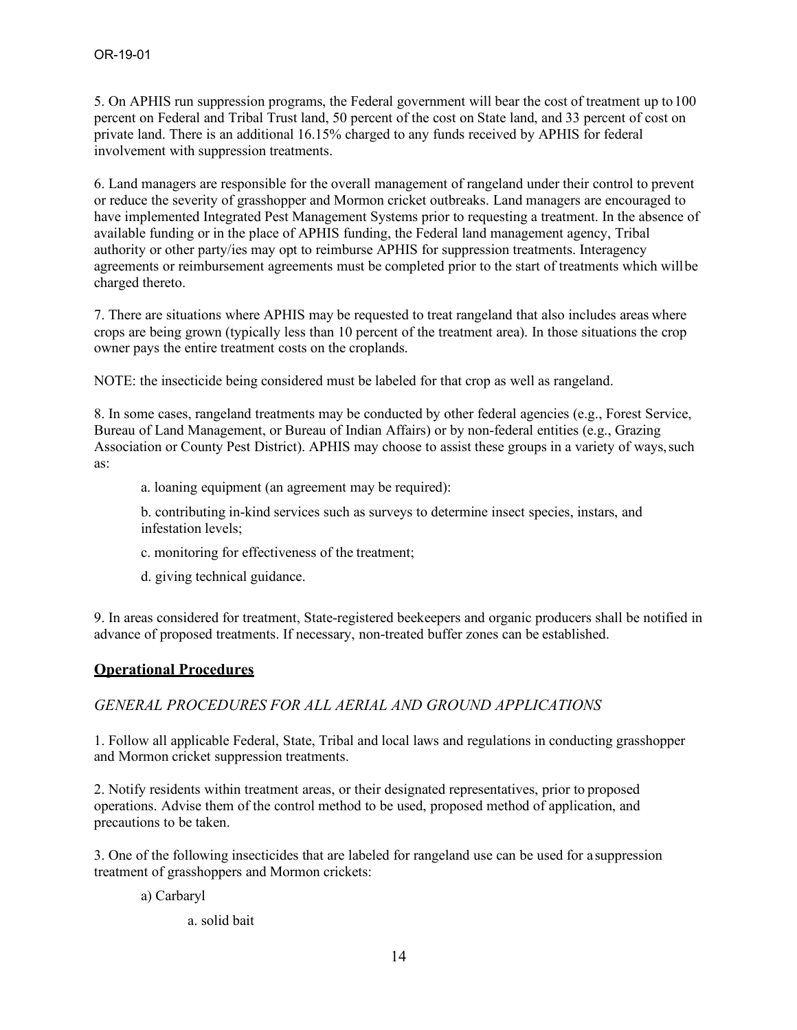5. On APHIS run suppression programs, the Federal government will bear the cost of treatment up to 100 percent on Federal and Tribal Trust land, 50 percent of the cost on State land, and 33 percent of cost on private land. There is an additional 16.15% charged to any funds received by APHIS for federal involvement with suppression treatments.

6. Land managers are responsible for the overall management of rangeland under their control to prevent or reduce the severity of grasshopper and Mormon cricket outbreaks. Land managers are encouraged to have implemented Integrated Pest Management Systems prior to requesting a treatment. In the absence of available funding or in the place of APHIS funding, the Federal land management agency, Tribal authority or other party/ies may opt to reimburse APHIS for suppression treatments. Interagency agreements or reimbursement agreements must be completed prior to the start of treatments which will be charged thereto.

7. There are situations where APHIS may be requested to treat rangeland that also includes areas where crops are being grown (typically less than 10 percent of the treatment area). In those situations the crop owner pays the entire treatment costs on the croplands.

NOTE: the insecticide being considered must be labeled for that crop as well as rangeland.

8. In some cases, rangeland treatments may be conducted by other federal agencies (e.g., Forest Service, Bureau of Land Management, or Bureau of Indian Affairs) or by non-federal entities (e.g., Grazing Association or County Pest District). APHIS may choose to assist these groups in a variety of ways, such as:

a. loaning equipment (an agreement may be required):

b. contributing in-kind services such as surveys to determine insect species, instars, and infestation levels;

c. monitoring for effectiveness of the treatment;

d. giving technical guidance.

9. In areas considered for treatment, State-registered beekeepers and organic producers shall be notified in advance of proposed treatments. If necessary, non-treated buffer zones can be established.

## Operational Procedures

### *GENERAL PROCEDURES FOR ALL AERIAL AND GROUND APPLICATIONS*

1. Follow all applicable Federal, State, Tribal and local laws and regulations in conducting grasshopper and Mormon cricket suppression treatments.

2. Notify residents within treatment areas, or their designated representatives, prior to proposed operations. Advise them of the control method to be used, proposed method of application, and precautions to be taken.

3. One of the following insecticides that are labeled for rangeland use can be used for a suppression treatment of grasshoppers and Mormon crickets:

a) Carbaryl

a. solid bait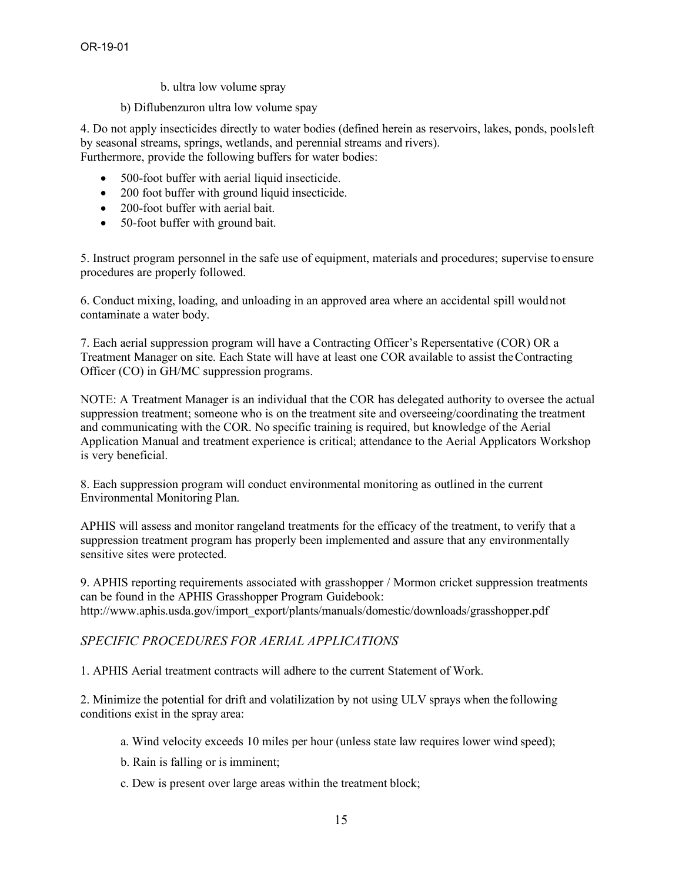b. ultra low volume spray

b) Diflubenzuron ultra low volume spay

4. Do not apply insecticides directly to water bodies (defined herein as reservoirs, lakes, ponds, pools left by seasonal streams, springs, wetlands, and perennial streams and rivers).
Furthermore, provide the following buffers for water bodies:

- 500-foot buffer with aerial liquid insecticide.
- 200 foot buffer with ground liquid insecticide.
- 200-foot buffer with aerial bait.
- 50-foot buffer with ground bait.

5. Instruct program personnel in the safe use of equipment, materials and procedures; supervise to ensure procedures are properly followed.

6. Conduct mixing, loading, and unloading in an approved area where an accidental spill would not contaminate a water body.

7. Each aerial suppression program will have a Contracting Officer's Repersentative (COR) OR a Treatment Manager on site. Each State will have at least one COR available to assist the Contracting Officer (CO) in GH/MC suppression programs.

NOTE: A Treatment Manager is an individual that the COR has delegated authority to oversee the actual suppression treatment; someone who is on the treatment site and overseeing/coordinating the treatment and communicating with the COR. No specific training is required, but knowledge of the Aerial Application Manual and treatment experience is critical; attendance to the Aerial Applicators Workshop is very beneficial.

8. Each suppression program will conduct environmental monitoring as outlined in the current Environmental Monitoring Plan.

APHIS will assess and monitor rangeland treatments for the efficacy of the treatment, to verify that a suppression treatment program has properly been implemented and assure that any environmentally sensitive sites were protected.

9. APHIS reporting requirements associated with grasshopper / Mormon cricket suppression treatments can be found in the APHIS Grasshopper Program Guidebook:
http://www.aphis.usda.gov/import_export/plants/manuals/domestic/downloads/grasshopper.pdf

*SPECIFIC PROCEDURES FOR AERIAL APPLICATIONS*

1. APHIS Aerial treatment contracts will adhere to the current Statement of Work.

2. Minimize the potential for drift and volatilization by not using ULV sprays when the following conditions exist in the spray area:

   a. Wind velocity exceeds 10 miles per hour (unless state law requires lower wind speed);

   b. Rain is falling or is imminent;

   c. Dew is present over large areas within the treatment block;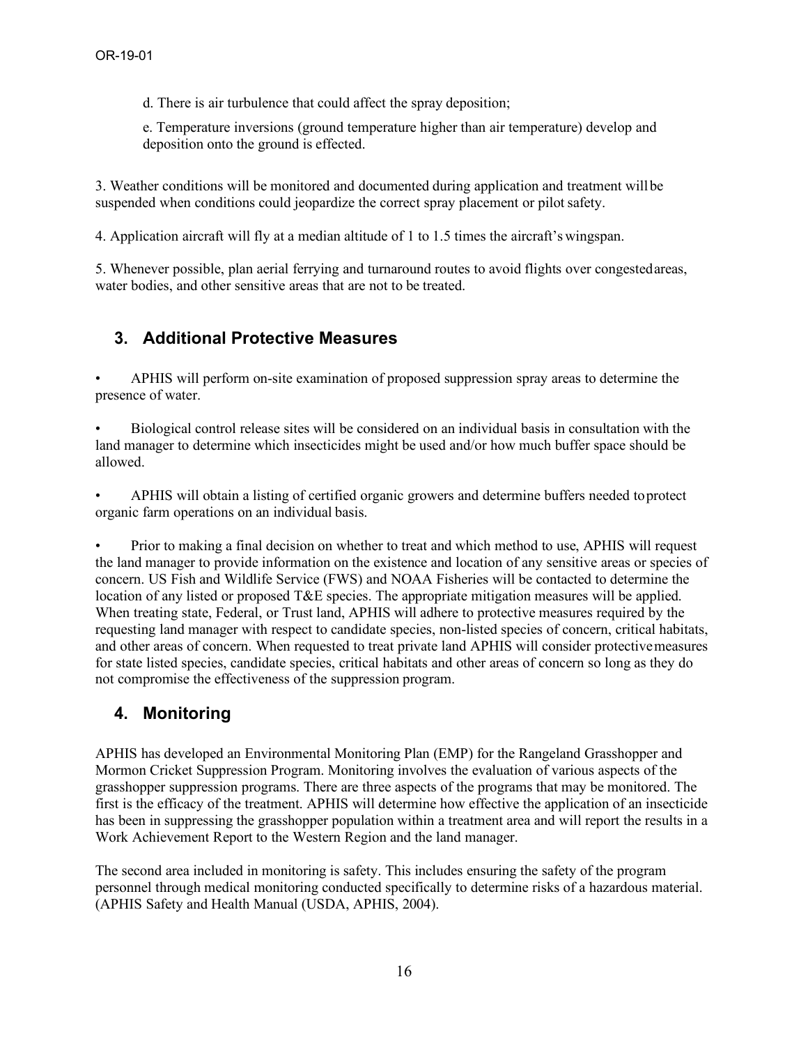d. There is air turbulence that could affect the spray deposition;

e. Temperature inversions (ground temperature higher than air temperature) develop and deposition onto the ground is effected.

3. Weather conditions will be monitored and documented during application and treatment will be suspended when conditions could jeopardize the correct spray placement or pilot safety.

4. Application aircraft will fly at a median altitude of 1 to 1.5 times the aircraft's wingspan.

5. Whenever possible, plan aerial ferrying and turnaround routes to avoid flights over congested areas, water bodies, and other sensitive areas that are not to be treated.

## 3. Additional Protective Measures

- APHIS will perform on-site examination of proposed suppression spray areas to determine the presence of water.

- Biological control release sites will be considered on an individual basis in consultation with the land manager to determine which insecticides might be used and/or how much buffer space should be allowed.

- APHIS will obtain a listing of certified organic growers and determine buffers needed to protect organic farm operations on an individual basis.

- Prior to making a final decision on whether to treat and which method to use, APHIS will request the land manager to provide information on the existence and location of any sensitive areas or species of concern. US Fish and Wildlife Service (FWS) and NOAA Fisheries will be contacted to determine the location of any listed or proposed T&E species. The appropriate mitigation measures will be applied. When treating state, Federal, or Trust land, APHIS will adhere to protective measures required by the requesting land manager with respect to candidate species, non-listed species of concern, critical habitats, and other areas of concern. When requested to treat private land APHIS will consider protective measures for state listed species, candidate species, critical habitats and other areas of concern so long as they do not compromise the effectiveness of the suppression program.

## 4. Monitoring

APHIS has developed an Environmental Monitoring Plan (EMP) for the Rangeland Grasshopper and Mormon Cricket Suppression Program. Monitoring involves the evaluation of various aspects of the grasshopper suppression programs. There are three aspects of the programs that may be monitored. The first is the efficacy of the treatment. APHIS will determine how effective the application of an insecticide has been in suppressing the grasshopper population within a treatment area and will report the results in a Work Achievement Report to the Western Region and the land manager.

The second area included in monitoring is safety. This includes ensuring the safety of the program personnel through medical monitoring conducted specifically to determine risks of a hazardous material. (APHIS Safety and Health Manual (USDA, APHIS, 2004).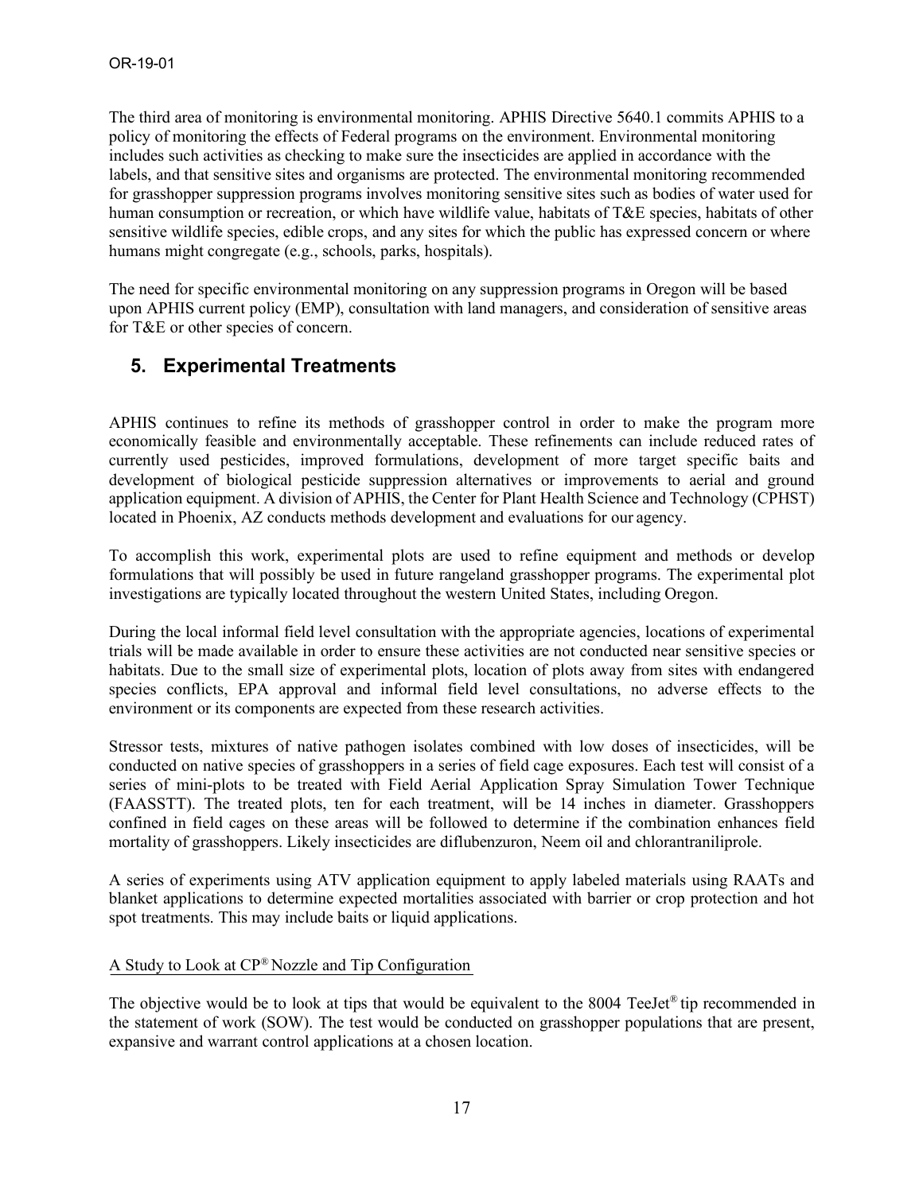The third area of monitoring is environmental monitoring. APHIS Directive 5640.1 commits APHIS to a policy of monitoring the effects of Federal programs on the environment. Environmental monitoring includes such activities as checking to make sure the insecticides are applied in accordance with the labels, and that sensitive sites and organisms are protected. The environmental monitoring recommended for grasshopper suppression programs involves monitoring sensitive sites such as bodies of water used for human consumption or recreation, or which have wildlife value, habitats of T&E species, habitats of other sensitive wildlife species, edible crops, and any sites for which the public has expressed concern or where humans might congregate (e.g., schools, parks, hospitals).

The need for specific environmental monitoring on any suppression programs in Oregon will be based upon APHIS current policy (EMP), consultation with land managers, and consideration of sensitive areas for T&E or other species of concern.

## 5. Experimental Treatments

APHIS continues to refine its methods of grasshopper control in order to make the program more economically feasible and environmentally acceptable. These refinements can include reduced rates of currently used pesticides, improved formulations, development of more target specific baits and development of biological pesticide suppression alternatives or improvements to aerial and ground application equipment. A division of APHIS, the Center for Plant Health Science and Technology (CPHST) located in Phoenix, AZ conducts methods development and evaluations for our agency.

To accomplish this work, experimental plots are used to refine equipment and methods or develop formulations that will possibly be used in future rangeland grasshopper programs. The experimental plot investigations are typically located throughout the western United States, including Oregon.

During the local informal field level consultation with the appropriate agencies, locations of experimental trials will be made available in order to ensure these activities are not conducted near sensitive species or habitats. Due to the small size of experimental plots, location of plots away from sites with endangered species conflicts, EPA approval and informal field level consultations, no adverse effects to the environment or its components are expected from these research activities.

Stressor tests, mixtures of native pathogen isolates combined with low doses of insecticides, will be conducted on native species of grasshoppers in a series of field cage exposures. Each test will consist of a series of mini-plots to be treated with Field Aerial Application Spray Simulation Tower Technique (FAASSTT). The treated plots, ten for each treatment, will be 14 inches in diameter. Grasshoppers confined in field cages on these areas will be followed to determine if the combination enhances field mortality of grasshoppers. Likely insecticides are diflubenzuron, Neem oil and chlorantraniliprole.

A series of experiments using ATV application equipment to apply labeled materials using RAATs and blanket applications to determine expected mortalities associated with barrier or crop protection and hot spot treatments. This may include baits or liquid applications.

<u>A Study to Look at CP® Nozzle and Tip Configuration</u>

The objective would be to look at tips that would be equivalent to the 8004 TeeJet® tip recommended in the statement of work (SOW). The test would be conducted on grasshopper populations that are present, expansive and warrant control applications at a chosen location.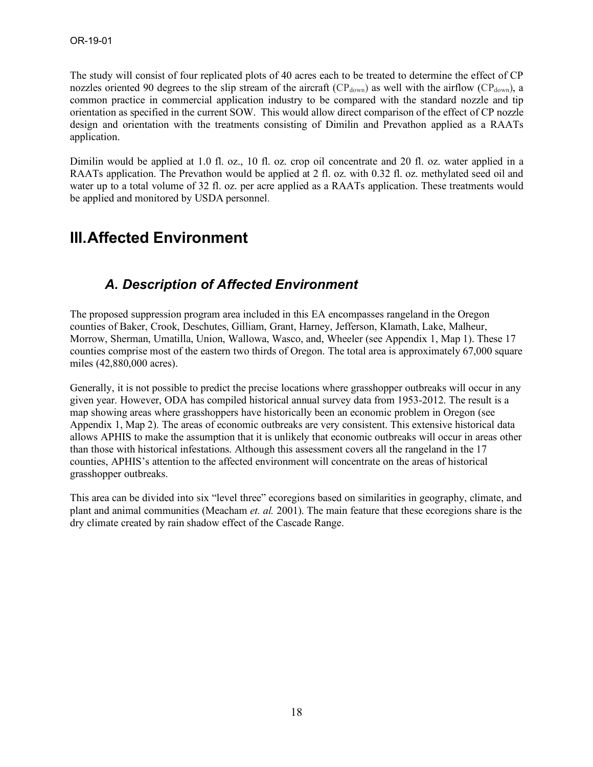The study will consist of four replicated plots of 40 acres each to be treated to determine the effect of CP nozzles oriented 90 degrees to the slip stream of the aircraft ($CP_{down}$) as well with the airflow ($CP_{down}$), a common practice in commercial application industry to be compared with the standard nozzle and tip orientation as specified in the current SOW. This would allow direct comparison of the effect of CP nozzle design and orientation with the treatments consisting of Dimilin and Prevathon applied as a RAATs application.

Dimilin would be applied at 1.0 fl. oz., 10 fl. oz. crop oil concentrate and 20 fl. oz. water applied in a RAATs application. The Prevathon would be applied at 2 fl. oz. with 0.32 fl. oz. methylated seed oil and water up to a total volume of 32 fl. oz. per acre applied as a RAATs application. These treatments would be applied and monitored by USDA personnel.

# III. Affected Environment

## *A. Description of Affected Environment*

The proposed suppression program area included in this EA encompasses rangeland in the Oregon counties of Baker, Crook, Deschutes, Gilliam, Grant, Harney, Jefferson, Klamath, Lake, Malheur, Morrow, Sherman, Umatilla, Union, Wallowa, Wasco, and, Wheeler (see Appendix 1, Map 1). These 17 counties comprise most of the eastern two thirds of Oregon. The total area is approximately 67,000 square miles (42,880,000 acres).

Generally, it is not possible to predict the precise locations where grasshopper outbreaks will occur in any given year. However, ODA has compiled historical annual survey data from 1953-2012. The result is a map showing areas where grasshoppers have historically been an economic problem in Oregon (see Appendix 1, Map 2). The areas of economic outbreaks are very consistent. This extensive historical data allows APHIS to make the assumption that it is unlikely that economic outbreaks will occur in areas other than those with historical infestations. Although this assessment covers all the rangeland in the 17 counties, APHIS's attention to the affected environment will concentrate on the areas of historical grasshopper outbreaks.

This area can be divided into six "level three" ecoregions based on similarities in geography, climate, and plant and animal communities (Meacham *et. al.* 2001). The main feature that these ecoregions share is the dry climate created by rain shadow effect of the Cascade Range.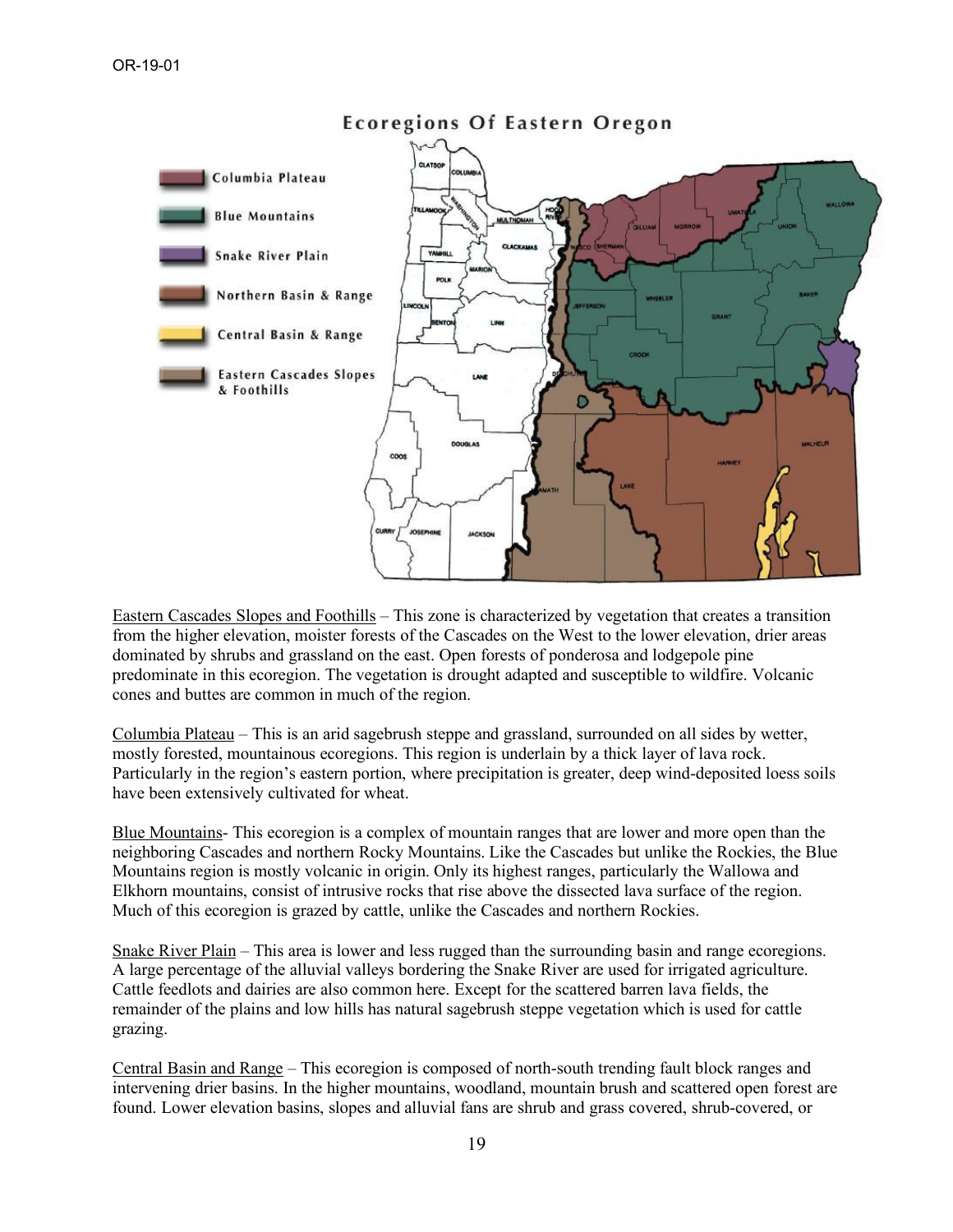Ecoregions Of Eastern Oregon

Columbia Plateau

Blue Mountains

Snake River Plain

Northern Basin & Range

Central Basin & Range

Eastern Cascades Slopes & Foothills

CLATSOP COLUMBIA TILLAMOOK WASHINGTON MULTNOMAH HOOD RIVER YAMHILL CLACKAMAS WASCO SHERMAN GILLIAM MORROW UMATILLA UNION WALLOWA POLK MARION LINCOLN BENTON LINN JEFFERSON WHEELER GRANT BAKER CROOK LANE DESCHUTES DOUGLAS COOS KLAMATH LAKE HARNEY MALHEUR CURRY JOSEPHINE JACKSON

Eastern Cascades Slopes and Foothills – This zone is characterized by vegetation that creates a transition from the higher elevation, moister forests of the Cascades on the West to the lower elevation, drier areas dominated by shrubs and grassland on the east. Open forests of ponderosa and lodgepole pine predominate in this ecoregion. The vegetation is drought adapted and susceptible to wildfire. Volcanic cones and buttes are common in much of the region.

Columbia Plateau – This is an arid sagebrush steppe and grassland, surrounded on all sides by wetter, mostly forested, mountainous ecoregions. This region is underlain by a thick layer of lava rock. Particularly in the region's eastern portion, where precipitation is greater, deep wind-deposited loess soils have been extensively cultivated for wheat.

Blue Mountains- This ecoregion is a complex of mountain ranges that are lower and more open than the neighboring Cascades and northern Rocky Mountains. Like the Cascades but unlike the Rockies, the Blue Mountains region is mostly volcanic in origin. Only its highest ranges, particularly the Wallowa and Elkhorn mountains, consist of intrusive rocks that rise above the dissected lava surface of the region. Much of this ecoregion is grazed by cattle, unlike the Cascades and northern Rockies.

Snake River Plain – This area is lower and less rugged than the surrounding basin and range ecoregions. A large percentage of the alluvial valleys bordering the Snake River are used for irrigated agriculture. Cattle feedlots and dairies are also common here. Except for the scattered barren lava fields, the remainder of the plains and low hills has natural sagebrush steppe vegetation which is used for cattle grazing.

Central Basin and Range – This ecoregion is composed of north-south trending fault block ranges and intervening drier basins. In the higher mountains, woodland, mountain brush and scattered open forest are found. Lower elevation basins, slopes and alluvial fans are shrub and grass covered, shrub-covered, or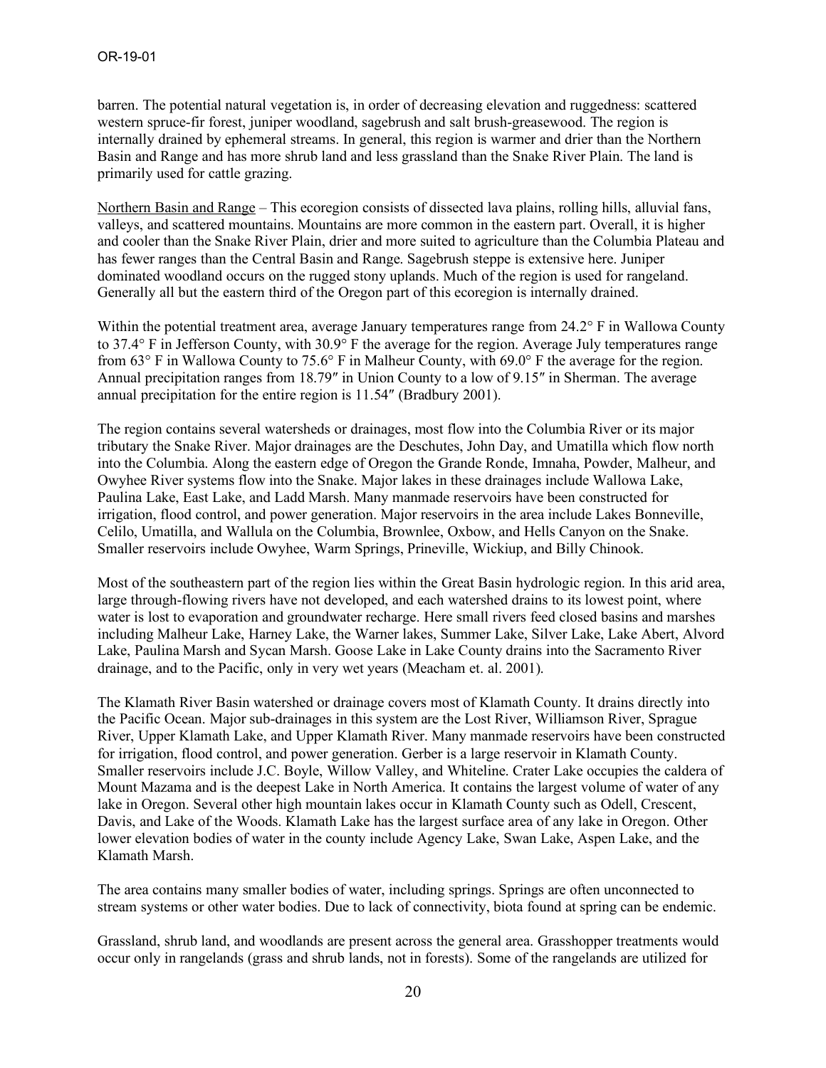barren. The potential natural vegetation is, in order of decreasing elevation and ruggedness: scattered western spruce-fir forest, juniper woodland, sagebrush and salt brush-greasewood. The region is internally drained by ephemeral streams. In general, this region is warmer and drier than the Northern Basin and Range and has more shrub land and less grassland than the Snake River Plain. The land is primarily used for cattle grazing.

Northern Basin and Range – This ecoregion consists of dissected lava plains, rolling hills, alluvial fans, valleys, and scattered mountains. Mountains are more common in the eastern part. Overall, it is higher and cooler than the Snake River Plain, drier and more suited to agriculture than the Columbia Plateau and has fewer ranges than the Central Basin and Range. Sagebrush steppe is extensive here. Juniper dominated woodland occurs on the rugged stony uplands. Much of the region is used for rangeland. Generally all but the eastern third of the Oregon part of this ecoregion is internally drained.

Within the potential treatment area, average January temperatures range from 24.2° F in Wallowa County to 37.4° F in Jefferson County, with 30.9° F the average for the region. Average July temperatures range from 63° F in Wallowa County to 75.6° F in Malheur County, with 69.0° F the average for the region. Annual precipitation ranges from 18.79″ in Union County to a low of 9.15″ in Sherman. The average annual precipitation for the entire region is 11.54″ (Bradbury 2001).

The region contains several watersheds or drainages, most flow into the Columbia River or its major tributary the Snake River. Major drainages are the Deschutes, John Day, and Umatilla which flow north into the Columbia. Along the eastern edge of Oregon the Grande Ronde, Imnaha, Powder, Malheur, and Owyhee River systems flow into the Snake. Major lakes in these drainages include Wallowa Lake, Paulina Lake, East Lake, and Ladd Marsh. Many manmade reservoirs have been constructed for irrigation, flood control, and power generation. Major reservoirs in the area include Lakes Bonneville, Celilo, Umatilla, and Wallula on the Columbia, Brownlee, Oxbow, and Hells Canyon on the Snake. Smaller reservoirs include Owyhee, Warm Springs, Prineville, Wickiup, and Billy Chinook.

Most of the southeastern part of the region lies within the Great Basin hydrologic region. In this arid area, large through-flowing rivers have not developed, and each watershed drains to its lowest point, where water is lost to evaporation and groundwater recharge. Here small rivers feed closed basins and marshes including Malheur Lake, Harney Lake, the Warner lakes, Summer Lake, Silver Lake, Lake Abert, Alvord Lake, Paulina Marsh and Sycan Marsh. Goose Lake in Lake County drains into the Sacramento River drainage, and to the Pacific, only in very wet years (Meacham et. al. 2001).

The Klamath River Basin watershed or drainage covers most of Klamath County. It drains directly into the Pacific Ocean. Major sub-drainages in this system are the Lost River, Williamson River, Sprague River, Upper Klamath Lake, and Upper Klamath River. Many manmade reservoirs have been constructed for irrigation, flood control, and power generation. Gerber is a large reservoir in Klamath County. Smaller reservoirs include J.C. Boyle, Willow Valley, and Whiteline. Crater Lake occupies the caldera of Mount Mazama and is the deepest Lake in North America. It contains the largest volume of water of any lake in Oregon. Several other high mountain lakes occur in Klamath County such as Odell, Crescent, Davis, and Lake of the Woods. Klamath Lake has the largest surface area of any lake in Oregon. Other lower elevation bodies of water in the county include Agency Lake, Swan Lake, Aspen Lake, and the Klamath Marsh.

The area contains many smaller bodies of water, including springs. Springs are often unconnected to stream systems or other water bodies. Due to lack of connectivity, biota found at spring can be endemic.

Grassland, shrub land, and woodlands are present across the general area. Grasshopper treatments would occur only in rangelands (grass and shrub lands, not in forests). Some of the rangelands are utilized for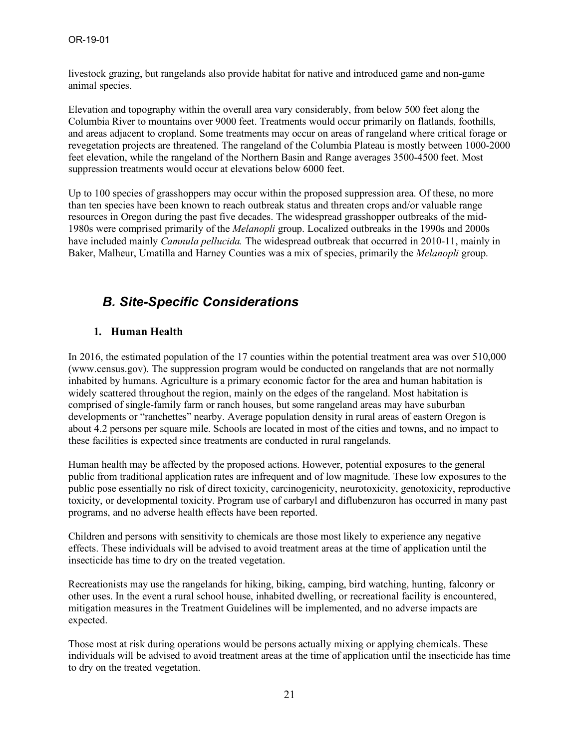livestock grazing, but rangelands also provide habitat for native and introduced game and non-game animal species.

Elevation and topography within the overall area vary considerably, from below 500 feet along the Columbia River to mountains over 9000 feet. Treatments would occur primarily on flatlands, foothills, and areas adjacent to cropland. Some treatments may occur on areas of rangeland where critical forage or revegetation projects are threatened. The rangeland of the Columbia Plateau is mostly between 1000-2000 feet elevation, while the rangeland of the Northern Basin and Range averages 3500-4500 feet. Most suppression treatments would occur at elevations below 6000 feet.

Up to 100 species of grasshoppers may occur within the proposed suppression area. Of these, no more than ten species have been known to reach outbreak status and threaten crops and/or valuable range resources in Oregon during the past five decades. The widespread grasshopper outbreaks of the mid-1980s were comprised primarily of the *Melanopli* group. Localized outbreaks in the 1990s and 2000s have included mainly *Camnula pellucida.* The widespread outbreak that occurred in 2010-11, mainly in Baker, Malheur, Umatilla and Harney Counties was a mix of species, primarily the *Melanopli* group.

## *B. Site-Specific Considerations*

### 1. Human Health

In 2016, the estimated population of the 17 counties within the potential treatment area was over 510,000 (www.census.gov). The suppression program would be conducted on rangelands that are not normally inhabited by humans. Agriculture is a primary economic factor for the area and human habitation is widely scattered throughout the region, mainly on the edges of the rangeland. Most habitation is comprised of single-family farm or ranch houses, but some rangeland areas may have suburban developments or "ranchettes" nearby. Average population density in rural areas of eastern Oregon is about 4.2 persons per square mile. Schools are located in most of the cities and towns, and no impact to these facilities is expected since treatments are conducted in rural rangelands.

Human health may be affected by the proposed actions. However, potential exposures to the general public from traditional application rates are infrequent and of low magnitude. These low exposures to the public pose essentially no risk of direct toxicity, carcinogenicity, neurotoxicity, genotoxicity, reproductive toxicity, or developmental toxicity. Program use of carbaryl and diflubenzuron has occurred in many past programs, and no adverse health effects have been reported.

Children and persons with sensitivity to chemicals are those most likely to experience any negative effects. These individuals will be advised to avoid treatment areas at the time of application until the insecticide has time to dry on the treated vegetation.

Recreationists may use the rangelands for hiking, biking, camping, bird watching, hunting, falconry or other uses. In the event a rural school house, inhabited dwelling, or recreational facility is encountered, mitigation measures in the Treatment Guidelines will be implemented, and no adverse impacts are expected.

Those most at risk during operations would be persons actually mixing or applying chemicals. These individuals will be advised to avoid treatment areas at the time of application until the insecticide has time to dry on the treated vegetation.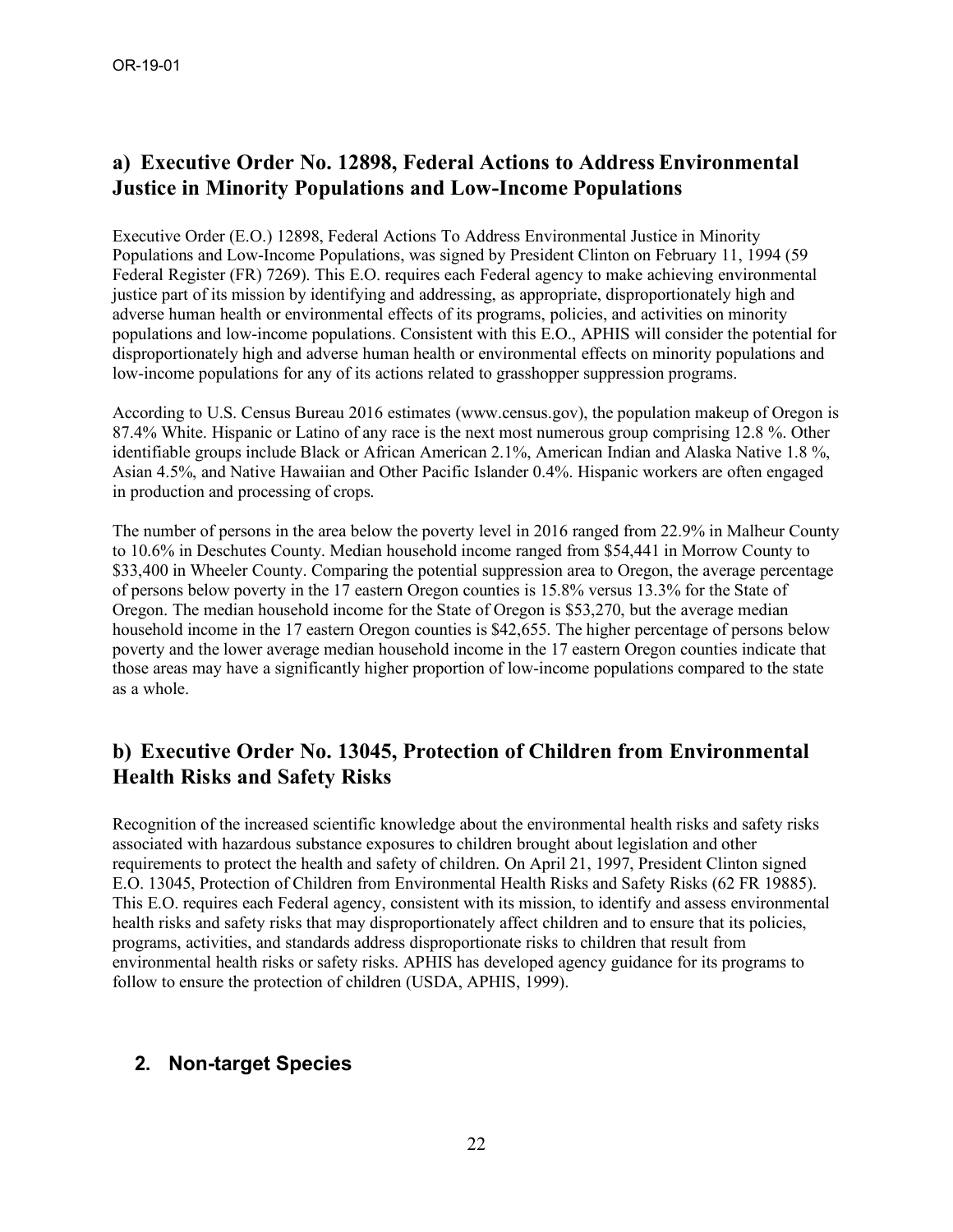## a) Executive Order No. 12898, Federal Actions to Address Environmental Justice in Minority Populations and Low-Income Populations

Executive Order (E.O.) 12898, Federal Actions To Address Environmental Justice in Minority Populations and Low-Income Populations, was signed by President Clinton on February 11, 1994 (59 Federal Register (FR) 7269). This E.O. requires each Federal agency to make achieving environmental justice part of its mission by identifying and addressing, as appropriate, disproportionately high and adverse human health or environmental effects of its programs, policies, and activities on minority populations and low-income populations. Consistent with this E.O., APHIS will consider the potential for disproportionately high and adverse human health or environmental effects on minority populations and low-income populations for any of its actions related to grasshopper suppression programs.

According to U.S. Census Bureau 2016 estimates (www.census.gov), the population makeup of Oregon is 87.4% White. Hispanic or Latino of any race is the next most numerous group comprising 12.8 %. Other identifiable groups include Black or African American 2.1%, American Indian and Alaska Native 1.8 %, Asian 4.5%, and Native Hawaiian and Other Pacific Islander 0.4%. Hispanic workers are often engaged in production and processing of crops.

The number of persons in the area below the poverty level in 2016 ranged from 22.9% in Malheur County to 10.6% in Deschutes County. Median household income ranged from $54,441 in Morrow County to $33,400 in Wheeler County. Comparing the potential suppression area to Oregon, the average percentage of persons below poverty in the 17 eastern Oregon counties is 15.8% versus 13.3% for the State of Oregon. The median household income for the State of Oregon is $53,270, but the average median household income in the 17 eastern Oregon counties is $42,655. The higher percentage of persons below poverty and the lower average median household income in the 17 eastern Oregon counties indicate that those areas may have a significantly higher proportion of low-income populations compared to the state as a whole.

## b) Executive Order No. 13045, Protection of Children from Environmental Health Risks and Safety Risks

Recognition of the increased scientific knowledge about the environmental health risks and safety risks associated with hazardous substance exposures to children brought about legislation and other requirements to protect the health and safety of children. On April 21, 1997, President Clinton signed E.O. 13045, Protection of Children from Environmental Health Risks and Safety Risks (62 FR 19885). This E.O. requires each Federal agency, consistent with its mission, to identify and assess environmental health risks and safety risks that may disproportionately affect children and to ensure that its policies, programs, activities, and standards address disproportionate risks to children that result from environmental health risks or safety risks. APHIS has developed agency guidance for its programs to follow to ensure the protection of children (USDA, APHIS, 1999).

# 2. Non-target Species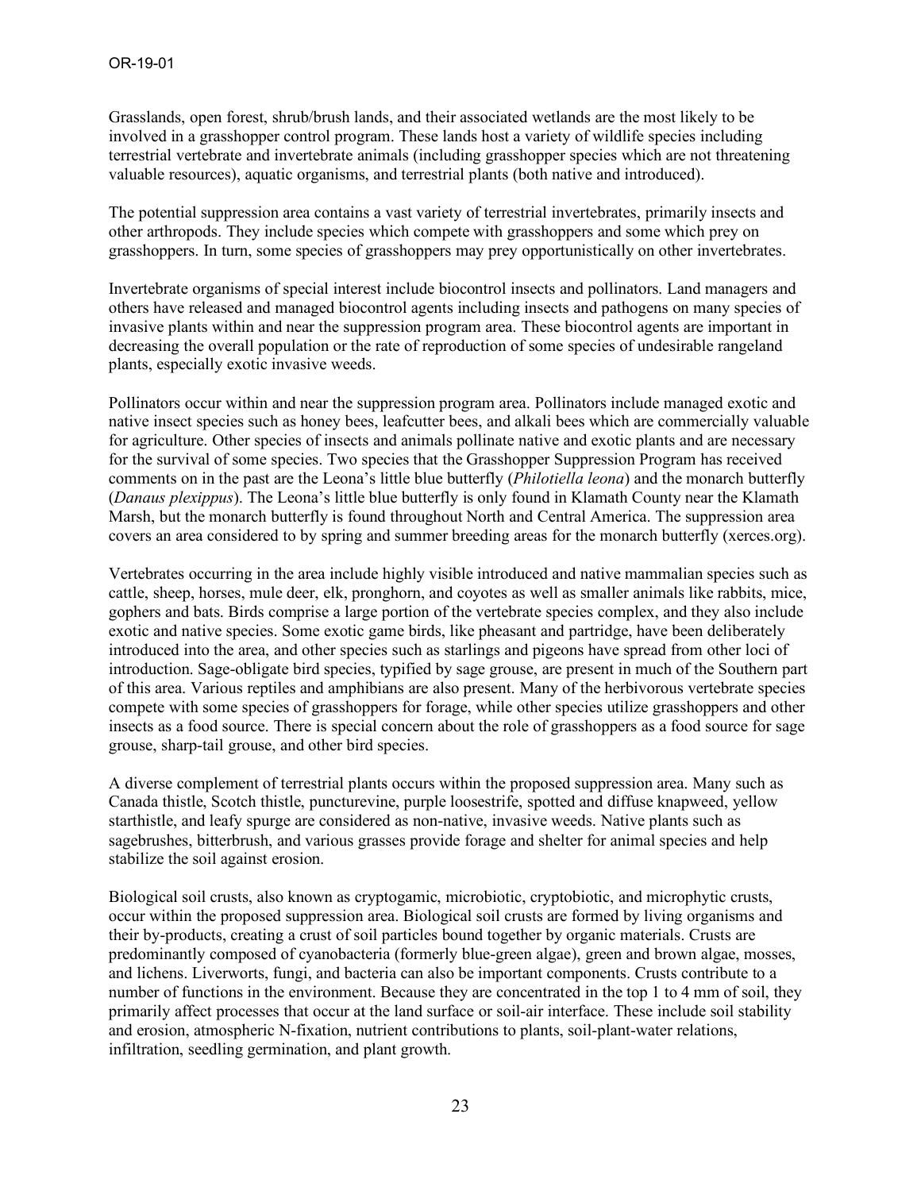Grasslands, open forest, shrub/brush lands, and their associated wetlands are the most likely to be involved in a grasshopper control program. These lands host a variety of wildlife species including terrestrial vertebrate and invertebrate animals (including grasshopper species which are not threatening valuable resources), aquatic organisms, and terrestrial plants (both native and introduced).

The potential suppression area contains a vast variety of terrestrial invertebrates, primarily insects and other arthropods. They include species which compete with grasshoppers and some which prey on grasshoppers. In turn, some species of grasshoppers may prey opportunistically on other invertebrates.

Invertebrate organisms of special interest include biocontrol insects and pollinators. Land managers and others have released and managed biocontrol agents including insects and pathogens on many species of invasive plants within and near the suppression program area. These biocontrol agents are important in decreasing the overall population or the rate of reproduction of some species of undesirable rangeland plants, especially exotic invasive weeds.

Pollinators occur within and near the suppression program area. Pollinators include managed exotic and native insect species such as honey bees, leafcutter bees, and alkali bees which are commercially valuable for agriculture. Other species of insects and animals pollinate native and exotic plants and are necessary for the survival of some species. Two species that the Grasshopper Suppression Program has received comments on in the past are the Leona's little blue butterfly (*Philotiella leona*) and the monarch butterfly (*Danaus plexippus*). The Leona's little blue butterfly is only found in Klamath County near the Klamath Marsh, but the monarch butterfly is found throughout North and Central America. The suppression area covers an area considered to by spring and summer breeding areas for the monarch butterfly (xerces.org).

Vertebrates occurring in the area include highly visible introduced and native mammalian species such as cattle, sheep, horses, mule deer, elk, pronghorn, and coyotes as well as smaller animals like rabbits, mice, gophers and bats. Birds comprise a large portion of the vertebrate species complex, and they also include exotic and native species. Some exotic game birds, like pheasant and partridge, have been deliberately introduced into the area, and other species such as starlings and pigeons have spread from other loci of introduction. Sage-obligate bird species, typified by sage grouse, are present in much of the Southern part of this area. Various reptiles and amphibians are also present. Many of the herbivorous vertebrate species compete with some species of grasshoppers for forage, while other species utilize grasshoppers and other insects as a food source. There is special concern about the role of grasshoppers as a food source for sage grouse, sharp-tail grouse, and other bird species.

A diverse complement of terrestrial plants occurs within the proposed suppression area. Many such as Canada thistle, Scotch thistle, puncturevine, purple loosestrife, spotted and diffuse knapweed, yellow starthistle, and leafy spurge are considered as non-native, invasive weeds. Native plants such as sagebrushes, bitterbrush, and various grasses provide forage and shelter for animal species and help stabilize the soil against erosion.

Biological soil crusts, also known as cryptogamic, microbiotic, cryptobiotic, and microphytic crusts, occur within the proposed suppression area. Biological soil crusts are formed by living organisms and their by-products, creating a crust of soil particles bound together by organic materials. Crusts are predominantly composed of cyanobacteria (formerly blue-green algae), green and brown algae, mosses, and lichens. Liverworts, fungi, and bacteria can also be important components. Crusts contribute to a number of functions in the environment. Because they are concentrated in the top 1 to 4 mm of soil, they primarily affect processes that occur at the land surface or soil-air interface. These include soil stability and erosion, atmospheric N-fixation, nutrient contributions to plants, soil-plant-water relations, infiltration, seedling germination, and plant growth.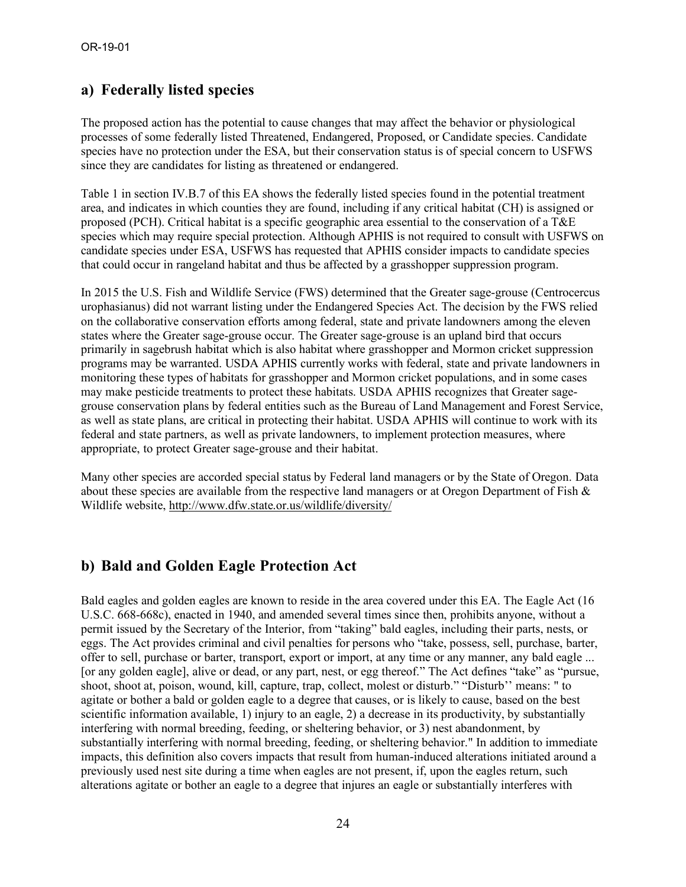## a) Federally listed species

The proposed action has the potential to cause changes that may affect the behavior or physiological processes of some federally listed Threatened, Endangered, Proposed, or Candidate species. Candidate species have no protection under the ESA, but their conservation status is of special concern to USFWS since they are candidates for listing as threatened or endangered.

Table 1 in section IV.B.7 of this EA shows the federally listed species found in the potential treatment area, and indicates in which counties they are found, including if any critical habitat (CH) is assigned or proposed (PCH). Critical habitat is a specific geographic area essential to the conservation of a T&E species which may require special protection. Although APHIS is not required to consult with USFWS on candidate species under ESA, USFWS has requested that APHIS consider impacts to candidate species that could occur in rangeland habitat and thus be affected by a grasshopper suppression program.

In 2015 the U.S. Fish and Wildlife Service (FWS) determined that the Greater sage-grouse (Centrocercus urophasianus) did not warrant listing under the Endangered Species Act. The decision by the FWS relied on the collaborative conservation efforts among federal, state and private landowners among the eleven states where the Greater sage-grouse occur. The Greater sage-grouse is an upland bird that occurs primarily in sagebrush habitat which is also habitat where grasshopper and Mormon cricket suppression programs may be warranted. USDA APHIS currently works with federal, state and private landowners in monitoring these types of habitats for grasshopper and Mormon cricket populations, and in some cases may make pesticide treatments to protect these habitats. USDA APHIS recognizes that Greater sage-grouse conservation plans by federal entities such as the Bureau of Land Management and Forest Service, as well as state plans, are critical in protecting their habitat. USDA APHIS will continue to work with its federal and state partners, as well as private landowners, to implement protection measures, where appropriate, to protect Greater sage-grouse and their habitat.

Many other species are accorded special status by Federal land managers or by the State of Oregon. Data about these species are available from the respective land managers or at Oregon Department of Fish & Wildlife website, http://www.dfw.state.or.us/wildlife/diversity/

## b) Bald and Golden Eagle Protection Act

Bald eagles and golden eagles are known to reside in the area covered under this EA. The Eagle Act (16 U.S.C. 668-668c), enacted in 1940, and amended several times since then, prohibits anyone, without a permit issued by the Secretary of the Interior, from "taking" bald eagles, including their parts, nests, or eggs. The Act provides criminal and civil penalties for persons who "take, possess, sell, purchase, barter, offer to sell, purchase or barter, transport, export or import, at any time or any manner, any bald eagle ... [or any golden eagle], alive or dead, or any part, nest, or egg thereof." The Act defines "take" as "pursue, shoot, shoot at, poison, wound, kill, capture, trap, collect, molest or disturb." "Disturb'' means: " to agitate or bother a bald or golden eagle to a degree that causes, or is likely to cause, based on the best scientific information available, 1) injury to an eagle, 2) a decrease in its productivity, by substantially interfering with normal breeding, feeding, or sheltering behavior, or 3) nest abandonment, by substantially interfering with normal breeding, feeding, or sheltering behavior." In addition to immediate impacts, this definition also covers impacts that result from human-induced alterations initiated around a previously used nest site during a time when eagles are not present, if, upon the eagles return, such alterations agitate or bother an eagle to a degree that injures an eagle or substantially interferes with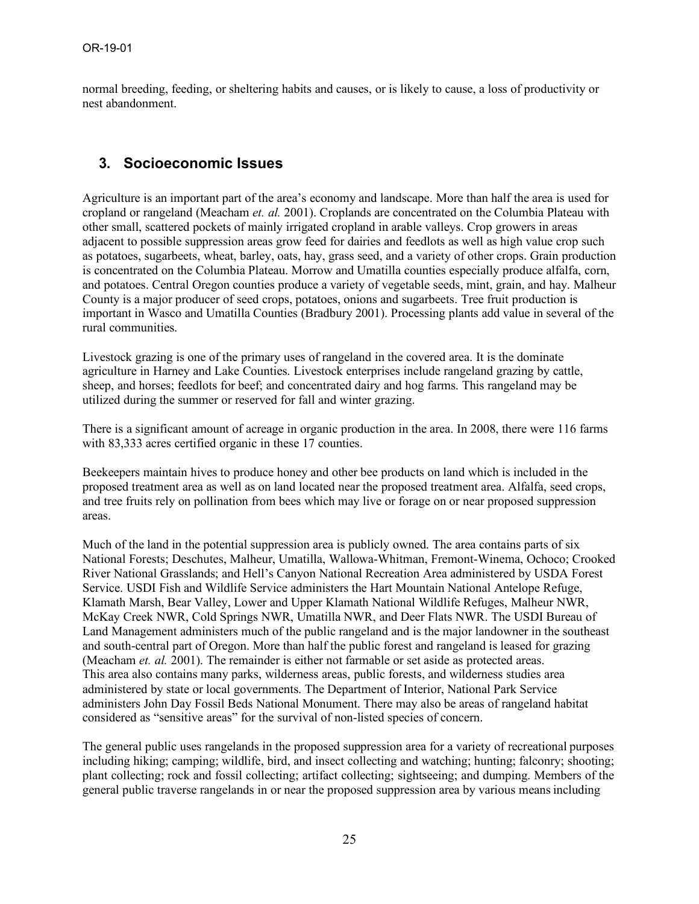normal breeding, feeding, or sheltering habits and causes, or is likely to cause, a loss of productivity or nest abandonment.

## 3. Socioeconomic Issues

Agriculture is an important part of the area's economy and landscape. More than half the area is used for cropland or rangeland (Meacham *et. al.* 2001). Croplands are concentrated on the Columbia Plateau with other small, scattered pockets of mainly irrigated cropland in arable valleys. Crop growers in areas adjacent to possible suppression areas grow feed for dairies and feedlots as well as high value crop such as potatoes, sugarbeets, wheat, barley, oats, hay, grass seed, and a variety of other crops. Grain production is concentrated on the Columbia Plateau. Morrow and Umatilla counties especially produce alfalfa, corn, and potatoes. Central Oregon counties produce a variety of vegetable seeds, mint, grain, and hay. Malheur County is a major producer of seed crops, potatoes, onions and sugarbeets. Tree fruit production is important in Wasco and Umatilla Counties (Bradbury 2001). Processing plants add value in several of the rural communities.

Livestock grazing is one of the primary uses of rangeland in the covered area. It is the dominate agriculture in Harney and Lake Counties. Livestock enterprises include rangeland grazing by cattle, sheep, and horses; feedlots for beef; and concentrated dairy and hog farms. This rangeland may be utilized during the summer or reserved for fall and winter grazing.

There is a significant amount of acreage in organic production in the area. In 2008, there were 116 farms with 83,333 acres certified organic in these 17 counties.

Beekeepers maintain hives to produce honey and other bee products on land which is included in the proposed treatment area as well as on land located near the proposed treatment area. Alfalfa, seed crops, and tree fruits rely on pollination from bees which may live or forage on or near proposed suppression areas.

Much of the land in the potential suppression area is publicly owned. The area contains parts of six National Forests; Deschutes, Malheur, Umatilla, Wallowa-Whitman, Fremont-Winema, Ochoco; Crooked River National Grasslands; and Hell's Canyon National Recreation Area administered by USDA Forest Service. USDI Fish and Wildlife Service administers the Hart Mountain National Antelope Refuge, Klamath Marsh, Bear Valley, Lower and Upper Klamath National Wildlife Refuges, Malheur NWR, McKay Creek NWR, Cold Springs NWR, Umatilla NWR, and Deer Flats NWR. The USDI Bureau of Land Management administers much of the public rangeland and is the major landowner in the southeast and south-central part of Oregon. More than half the public forest and rangeland is leased for grazing (Meacham *et. al.* 2001). The remainder is either not farmable or set aside as protected areas. This area also contains many parks, wilderness areas, public forests, and wilderness studies area administered by state or local governments. The Department of Interior, National Park Service administers John Day Fossil Beds National Monument. There may also be areas of rangeland habitat considered as "sensitive areas" for the survival of non-listed species of concern.

The general public uses rangelands in the proposed suppression area for a variety of recreational purposes including hiking; camping; wildlife, bird, and insect collecting and watching; hunting; falconry; shooting; plant collecting; rock and fossil collecting; artifact collecting; sightseeing; and dumping. Members of the general public traverse rangelands in or near the proposed suppression area by various means including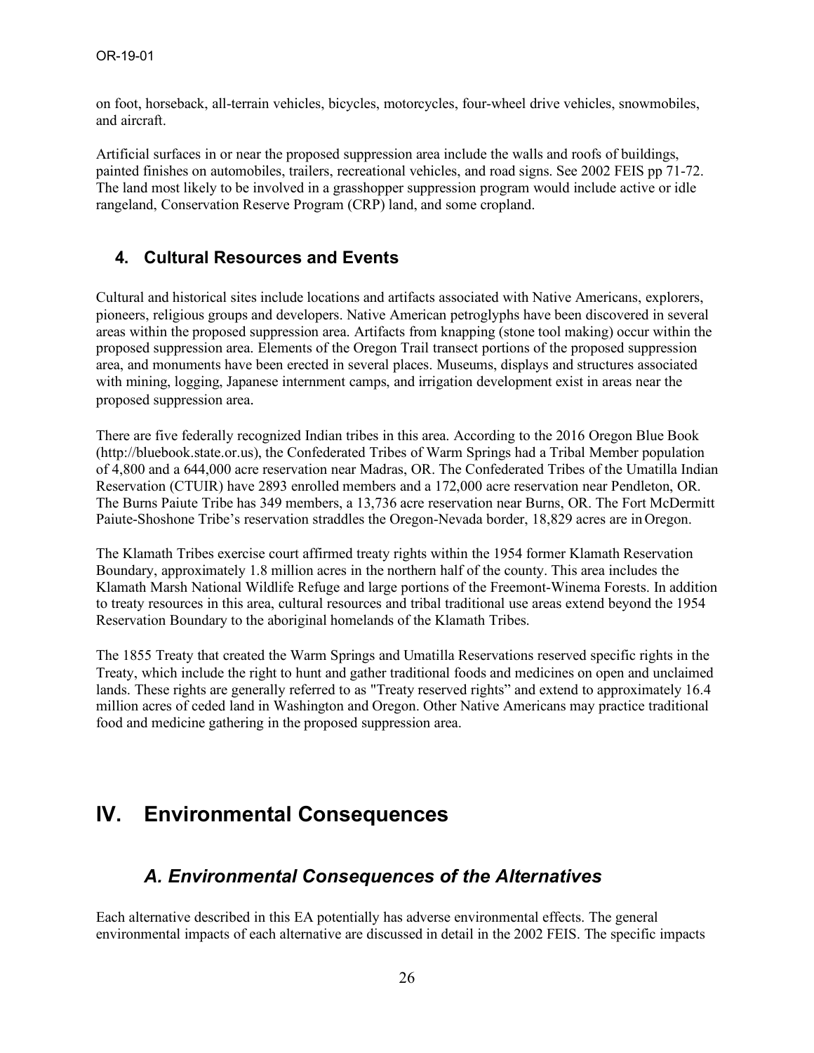on foot, horseback, all-terrain vehicles, bicycles, motorcycles, four-wheel drive vehicles, snowmobiles, and aircraft.

Artificial surfaces in or near the proposed suppression area include the walls and roofs of buildings, painted finishes on automobiles, trailers, recreational vehicles, and road signs. See 2002 FEIS pp 71-72. The land most likely to be involved in a grasshopper suppression program would include active or idle rangeland, Conservation Reserve Program (CRP) land, and some cropland.

### 4. Cultural Resources and Events

Cultural and historical sites include locations and artifacts associated with Native Americans, explorers, pioneers, religious groups and developers. Native American petroglyphs have been discovered in several areas within the proposed suppression area. Artifacts from knapping (stone tool making) occur within the proposed suppression area. Elements of the Oregon Trail transect portions of the proposed suppression area, and monuments have been erected in several places. Museums, displays and structures associated with mining, logging, Japanese internment camps, and irrigation development exist in areas near the proposed suppression area.

There are five federally recognized Indian tribes in this area. According to the 2016 Oregon Blue Book (http://bluebook.state.or.us), the Confederated Tribes of Warm Springs had a Tribal Member population of 4,800 and a 644,000 acre reservation near Madras, OR. The Confederated Tribes of the Umatilla Indian Reservation (CTUIR) have 2893 enrolled members and a 172,000 acre reservation near Pendleton, OR. The Burns Paiute Tribe has 349 members, a 13,736 acre reservation near Burns, OR. The Fort McDermitt Paiute-Shoshone Tribe's reservation straddles the Oregon-Nevada border, 18,829 acres are in Oregon.

The Klamath Tribes exercise court affirmed treaty rights within the 1954 former Klamath Reservation Boundary, approximately 1.8 million acres in the northern half of the county. This area includes the Klamath Marsh National Wildlife Refuge and large portions of the Freemont-Winema Forests. In addition to treaty resources in this area, cultural resources and tribal traditional use areas extend beyond the 1954 Reservation Boundary to the aboriginal homelands of the Klamath Tribes.

The 1855 Treaty that created the Warm Springs and Umatilla Reservations reserved specific rights in the Treaty, which include the right to hunt and gather traditional foods and medicines on open and unclaimed lands. These rights are generally referred to as "Treaty reserved rights" and extend to approximately 16.4 million acres of ceded land in Washington and Oregon. Other Native Americans may practice traditional food and medicine gathering in the proposed suppression area.

# IV. Environmental Consequences

## *A. Environmental Consequences of the Alternatives*

Each alternative described in this EA potentially has adverse environmental effects. The general environmental impacts of each alternative are discussed in detail in the 2002 FEIS. The specific impacts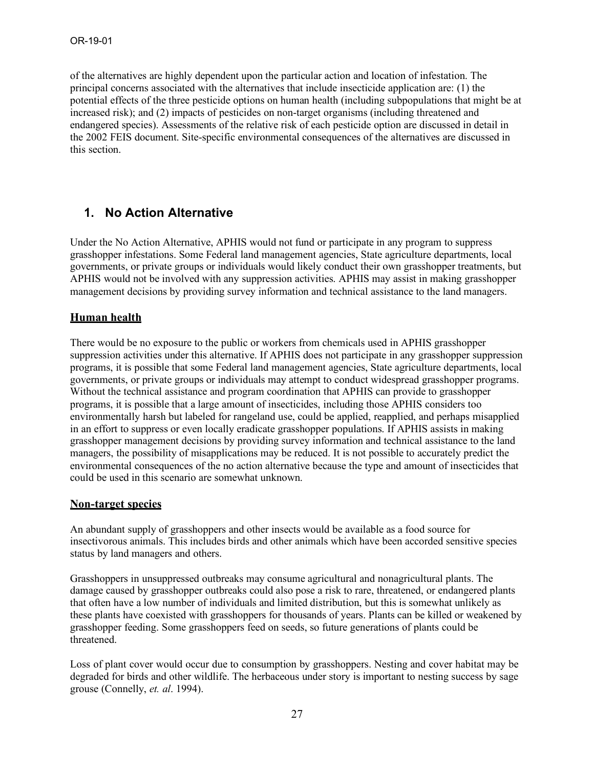of the alternatives are highly dependent upon the particular action and location of infestation. The principal concerns associated with the alternatives that include insecticide application are: (1) the potential effects of the three pesticide options on human health (including subpopulations that might be at increased risk); and (2) impacts of pesticides on non-target organisms (including threatened and endangered species). Assessments of the relative risk of each pesticide option are discussed in detail in the 2002 FEIS document. Site-specific environmental consequences of the alternatives are discussed in this section.

## 1. No Action Alternative

Under the No Action Alternative, APHIS would not fund or participate in any program to suppress grasshopper infestations. Some Federal land management agencies, State agriculture departments, local governments, or private groups or individuals would likely conduct their own grasshopper treatments, but APHIS would not be involved with any suppression activities. APHIS may assist in making grasshopper management decisions by providing survey information and technical assistance to the land managers.

### Human health

There would be no exposure to the public or workers from chemicals used in APHIS grasshopper suppression activities under this alternative. If APHIS does not participate in any grasshopper suppression programs, it is possible that some Federal land management agencies, State agriculture departments, local governments, or private groups or individuals may attempt to conduct widespread grasshopper programs. Without the technical assistance and program coordination that APHIS can provide to grasshopper programs, it is possible that a large amount of insecticides, including those APHIS considers too environmentally harsh but labeled for rangeland use, could be applied, reapplied, and perhaps misapplied in an effort to suppress or even locally eradicate grasshopper populations. If APHIS assists in making grasshopper management decisions by providing survey information and technical assistance to the land managers, the possibility of misapplications may be reduced. It is not possible to accurately predict the environmental consequences of the no action alternative because the type and amount of insecticides that could be used in this scenario are somewhat unknown.

### Non-target species

An abundant supply of grasshoppers and other insects would be available as a food source for insectivorous animals. This includes birds and other animals which have been accorded sensitive species status by land managers and others.

Grasshoppers in unsuppressed outbreaks may consume agricultural and nonagricultural plants. The damage caused by grasshopper outbreaks could also pose a risk to rare, threatened, or endangered plants that often have a low number of individuals and limited distribution, but this is somewhat unlikely as these plants have coexisted with grasshoppers for thousands of years. Plants can be killed or weakened by grasshopper feeding. Some grasshoppers feed on seeds, so future generations of plants could be threatened.

Loss of plant cover would occur due to consumption by grasshoppers. Nesting and cover habitat may be degraded for birds and other wildlife. The herbaceous under story is important to nesting success by sage grouse (Connelly, *et. al*. 1994).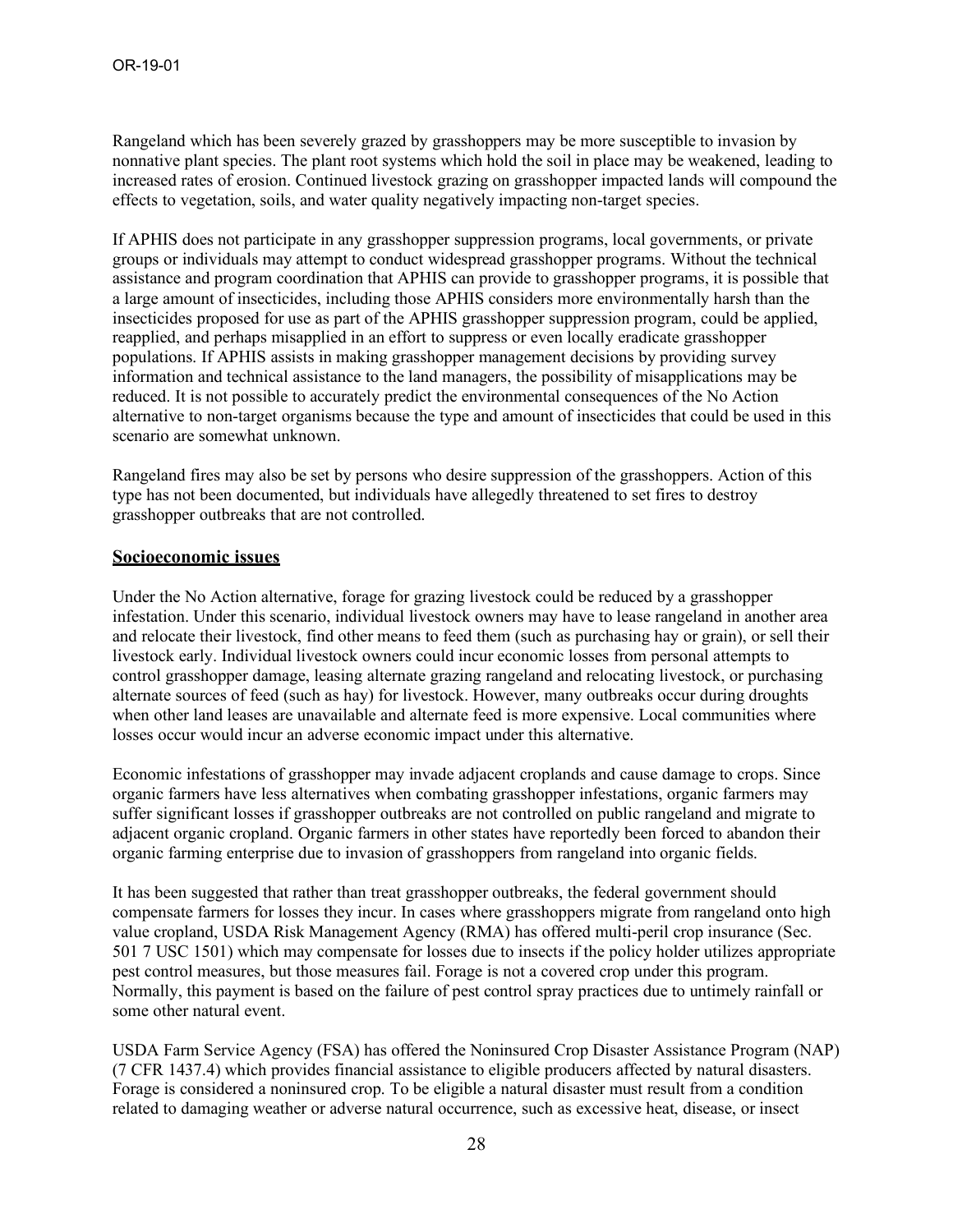Rangeland which has been severely grazed by grasshoppers may be more susceptible to invasion by nonnative plant species. The plant root systems which hold the soil in place may be weakened, leading to increased rates of erosion. Continued livestock grazing on grasshopper impacted lands will compound the effects to vegetation, soils, and water quality negatively impacting non-target species.

If APHIS does not participate in any grasshopper suppression programs, local governments, or private groups or individuals may attempt to conduct widespread grasshopper programs. Without the technical assistance and program coordination that APHIS can provide to grasshopper programs, it is possible that a large amount of insecticides, including those APHIS considers more environmentally harsh than the insecticides proposed for use as part of the APHIS grasshopper suppression program, could be applied, reapplied, and perhaps misapplied in an effort to suppress or even locally eradicate grasshopper populations. If APHIS assists in making grasshopper management decisions by providing survey information and technical assistance to the land managers, the possibility of misapplications may be reduced. It is not possible to accurately predict the environmental consequences of the No Action alternative to non-target organisms because the type and amount of insecticides that could be used in this scenario are somewhat unknown.

Rangeland fires may also be set by persons who desire suppression of the grasshoppers. Action of this type has not been documented, but individuals have allegedly threatened to set fires to destroy grasshopper outbreaks that are not controlled.

## Socioeconomic issues

Under the No Action alternative, forage for grazing livestock could be reduced by a grasshopper infestation. Under this scenario, individual livestock owners may have to lease rangeland in another area and relocate their livestock, find other means to feed them (such as purchasing hay or grain), or sell their livestock early. Individual livestock owners could incur economic losses from personal attempts to control grasshopper damage, leasing alternate grazing rangeland and relocating livestock, or purchasing alternate sources of feed (such as hay) for livestock. However, many outbreaks occur during droughts when other land leases are unavailable and alternate feed is more expensive. Local communities where losses occur would incur an adverse economic impact under this alternative.

Economic infestations of grasshopper may invade adjacent croplands and cause damage to crops. Since organic farmers have less alternatives when combating grasshopper infestations, organic farmers may suffer significant losses if grasshopper outbreaks are not controlled on public rangeland and migrate to adjacent organic cropland. Organic farmers in other states have reportedly been forced to abandon their organic farming enterprise due to invasion of grasshoppers from rangeland into organic fields.

It has been suggested that rather than treat grasshopper outbreaks, the federal government should compensate farmers for losses they incur. In cases where grasshoppers migrate from rangeland onto high value cropland, USDA Risk Management Agency (RMA) has offered multi-peril crop insurance (Sec. 501 7 USC 1501) which may compensate for losses due to insects if the policy holder utilizes appropriate pest control measures, but those measures fail. Forage is not a covered crop under this program. Normally, this payment is based on the failure of pest control spray practices due to untimely rainfall or some other natural event.

USDA Farm Service Agency (FSA) has offered the Noninsured Crop Disaster Assistance Program (NAP) (7 CFR 1437.4) which provides financial assistance to eligible producers affected by natural disasters. Forage is considered a noninsured crop. To be eligible a natural disaster must result from a condition related to damaging weather or adverse natural occurrence, such as excessive heat, disease, or insect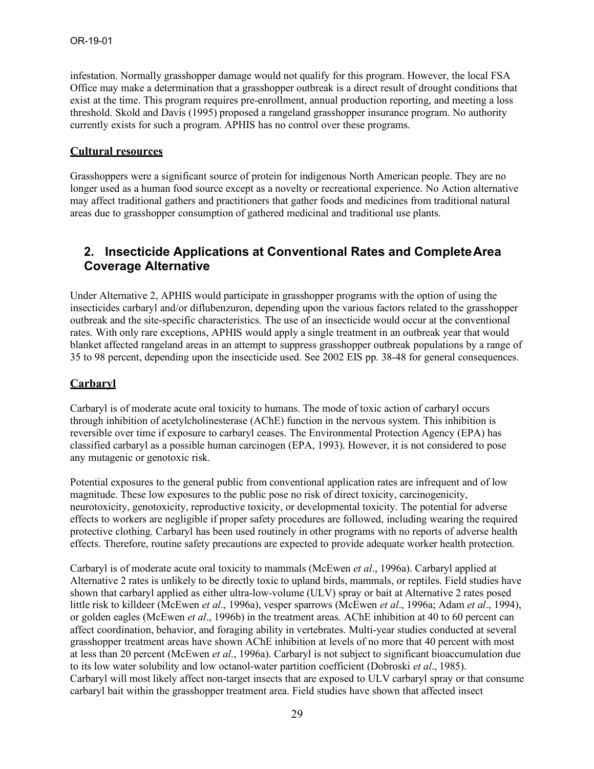infestation. Normally grasshopper damage would not qualify for this program. However, the local FSA Office may make a determination that a grasshopper outbreak is a direct result of drought conditions that exist at the time. This program requires pre-enrollment, annual production reporting, and meeting a loss threshold. Skold and Davis (1995) proposed a rangeland grasshopper insurance program. No authority currently exists for such a program. APHIS has no control over these programs.

### Cultural resources

Grasshoppers were a significant source of protein for indigenous North American people. They are no longer used as a human food source except as a novelty or recreational experience. No Action alternative may affect traditional gathers and practitioners that gather foods and medicines from traditional natural areas due to grasshopper consumption of gathered medicinal and traditional use plants.

## 2. Insecticide Applications at Conventional Rates and Complete Area Coverage Alternative

Under Alternative 2, APHIS would participate in grasshopper programs with the option of using the insecticides carbaryl and/or diflubenzuron, depending upon the various factors related to the grasshopper outbreak and the site-specific characteristics. The use of an insecticide would occur at the conventional rates. With only rare exceptions, APHIS would apply a single treatment in an outbreak year that would blanket affected rangeland areas in an attempt to suppress grasshopper outbreak populations by a range of 35 to 98 percent, depending upon the insecticide used. See 2002 EIS pp. 38-48 for general consequences.

### Carbaryl

Carbaryl is of moderate acute oral toxicity to humans. The mode of toxic action of carbaryl occurs through inhibition of acetylcholinesterase (AChE) function in the nervous system. This inhibition is reversible over time if exposure to carbaryl ceases. The Environmental Protection Agency (EPA) has classified carbaryl as a possible human carcinogen (EPA, 1993). However, it is not considered to pose any mutagenic or genotoxic risk.

Potential exposures to the general public from conventional application rates are infrequent and of low magnitude. These low exposures to the public pose no risk of direct toxicity, carcinogenicity, neurotoxicity, genotoxicity, reproductive toxicity, or developmental toxicity. The potential for adverse effects to workers are negligible if proper safety procedures are followed, including wearing the required protective clothing. Carbaryl has been used routinely in other programs with no reports of adverse health effects. Therefore, routine safety precautions are expected to provide adequate worker health protection.

Carbaryl is of moderate acute oral toxicity to mammals (McEwen *et al*., 1996a). Carbaryl applied at Alternative 2 rates is unlikely to be directly toxic to upland birds, mammals, or reptiles. Field studies have shown that carbaryl applied as either ultra-low-volume (ULV) spray or bait at Alternative 2 rates posed little risk to killdeer (McEwen *et al*., 1996a), vesper sparrows (McEwen *et al*., 1996a; Adam *et al*., 1994), or golden eagles (McEwen *et al*., 1996b) in the treatment areas. AChE inhibition at 40 to 60 percent can affect coordination, behavior, and foraging ability in vertebrates. Multi-year studies conducted at several grasshopper treatment areas have shown AChE inhibition at levels of no more that 40 percent with most at less than 20 percent (McEwen *et al*., 1996a). Carbaryl is not subject to significant bioaccumulation due to its low water solubility and low octanol-water partition coefficient (Dobroski *et al*., 1985).
Carbaryl will most likely affect non-target insects that are exposed to ULV carbaryl spray or that consume carbaryl bait within the grasshopper treatment area. Field studies have shown that affected insect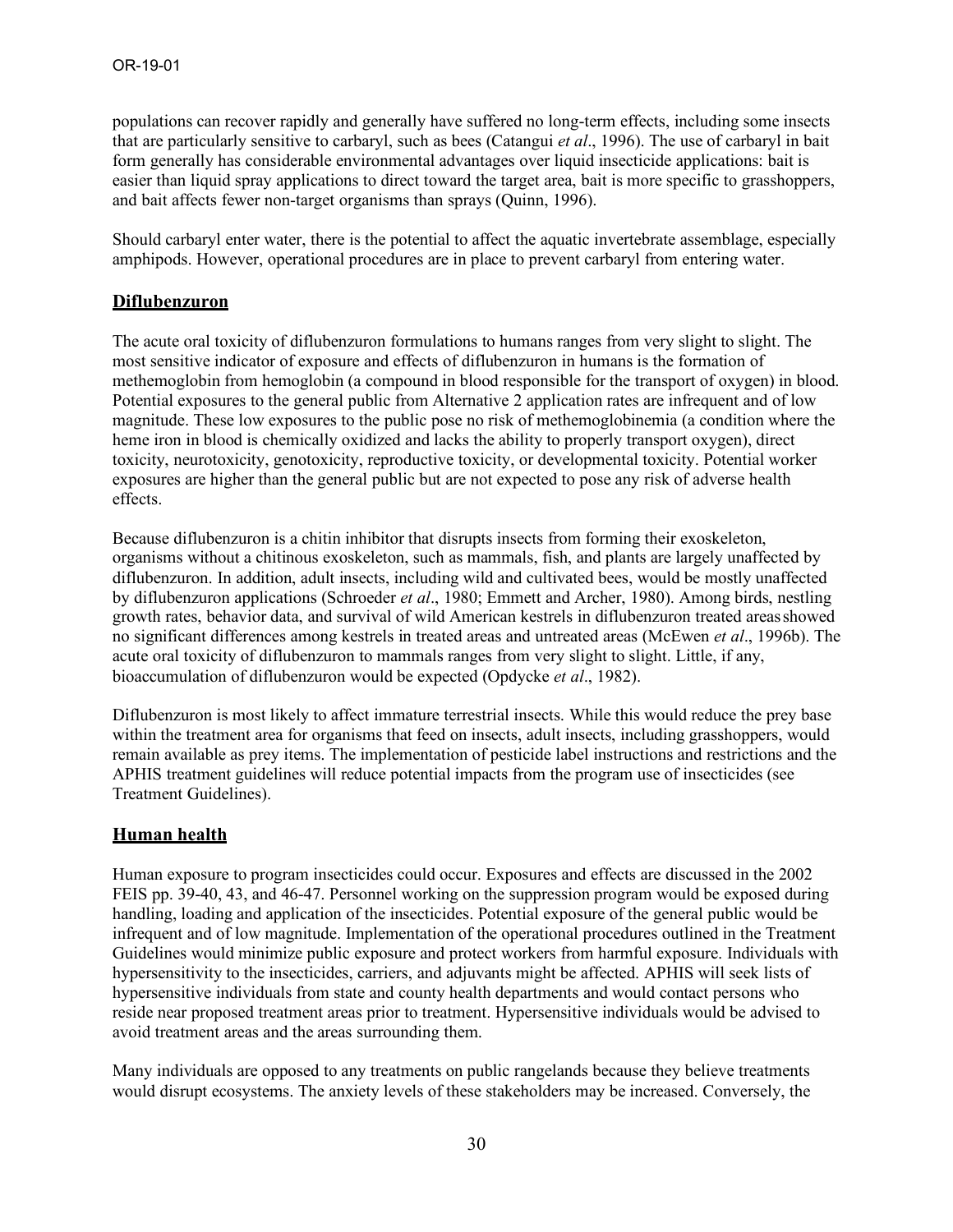populations can recover rapidly and generally have suffered no long-term effects, including some insects that are particularly sensitive to carbaryl, such as bees (Catangui *et al*., 1996). The use of carbaryl in bait form generally has considerable environmental advantages over liquid insecticide applications: bait is easier than liquid spray applications to direct toward the target area, bait is more specific to grasshoppers, and bait affects fewer non-target organisms than sprays (Quinn, 1996).

Should carbaryl enter water, there is the potential to affect the aquatic invertebrate assemblage, especially amphipods. However, operational procedures are in place to prevent carbaryl from entering water.

## Diflubenzuron

The acute oral toxicity of diflubenzuron formulations to humans ranges from very slight to slight. The most sensitive indicator of exposure and effects of diflubenzuron in humans is the formation of methemoglobin from hemoglobin (a compound in blood responsible for the transport of oxygen) in blood. Potential exposures to the general public from Alternative 2 application rates are infrequent and of low magnitude. These low exposures to the public pose no risk of methemoglobinemia (a condition where the heme iron in blood is chemically oxidized and lacks the ability to properly transport oxygen), direct toxicity, neurotoxicity, genotoxicity, reproductive toxicity, or developmental toxicity. Potential worker exposures are higher than the general public but are not expected to pose any risk of adverse health effects.

Because diflubenzuron is a chitin inhibitor that disrupts insects from forming their exoskeleton, organisms without a chitinous exoskeleton, such as mammals, fish, and plants are largely unaffected by diflubenzuron. In addition, adult insects, including wild and cultivated bees, would be mostly unaffected by diflubenzuron applications (Schroeder *et al*., 1980; Emmett and Archer, 1980). Among birds, nestling growth rates, behavior data, and survival of wild American kestrels in diflubenzuron treated areas showed no significant differences among kestrels in treated areas and untreated areas (McEwen *et al*., 1996b). The acute oral toxicity of diflubenzuron to mammals ranges from very slight to slight. Little, if any, bioaccumulation of diflubenzuron would be expected (Opdycke *et al*., 1982).

Diflubenzuron is most likely to affect immature terrestrial insects. While this would reduce the prey base within the treatment area for organisms that feed on insects, adult insects, including grasshoppers, would remain available as prey items. The implementation of pesticide label instructions and restrictions and the APHIS treatment guidelines will reduce potential impacts from the program use of insecticides (see Treatment Guidelines).

## Human health

Human exposure to program insecticides could occur. Exposures and effects are discussed in the 2002 FEIS pp. 39-40, 43, and 46-47. Personnel working on the suppression program would be exposed during handling, loading and application of the insecticides. Potential exposure of the general public would be infrequent and of low magnitude. Implementation of the operational procedures outlined in the Treatment Guidelines would minimize public exposure and protect workers from harmful exposure. Individuals with hypersensitivity to the insecticides, carriers, and adjuvants might be affected. APHIS will seek lists of hypersensitive individuals from state and county health departments and would contact persons who reside near proposed treatment areas prior to treatment. Hypersensitive individuals would be advised to avoid treatment areas and the areas surrounding them.

Many individuals are opposed to any treatments on public rangelands because they believe treatments would disrupt ecosystems. The anxiety levels of these stakeholders may be increased. Conversely, the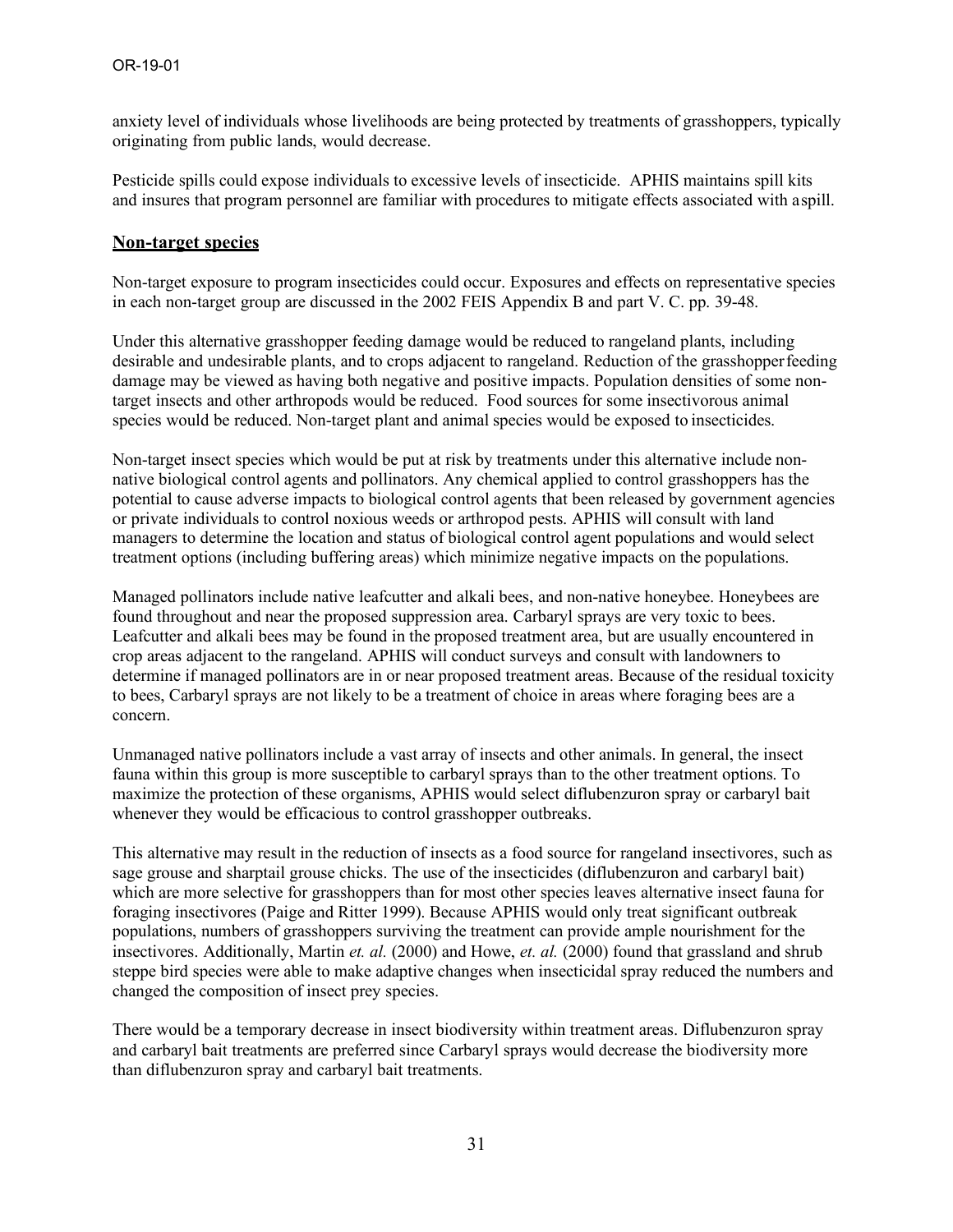anxiety level of individuals whose livelihoods are being protected by treatments of grasshoppers, typically originating from public lands, would decrease.

Pesticide spills could expose individuals to excessive levels of insecticide. APHIS maintains spill kits and insures that program personnel are familiar with procedures to mitigate effects associated with a spill.

## Non-target species

Non-target exposure to program insecticides could occur. Exposures and effects on representative species in each non-target group are discussed in the 2002 FEIS Appendix B and part V. C. pp. 39-48.

Under this alternative grasshopper feeding damage would be reduced to rangeland plants, including desirable and undesirable plants, and to crops adjacent to rangeland. Reduction of the grasshopper feeding damage may be viewed as having both negative and positive impacts. Population densities of some non-target insects and other arthropods would be reduced. Food sources for some insectivorous animal species would be reduced. Non-target plant and animal species would be exposed to insecticides.

Non-target insect species which would be put at risk by treatments under this alternative include non-native biological control agents and pollinators. Any chemical applied to control grasshoppers has the potential to cause adverse impacts to biological control agents that been released by government agencies or private individuals to control noxious weeds or arthropod pests. APHIS will consult with land managers to determine the location and status of biological control agent populations and would select treatment options (including buffering areas) which minimize negative impacts on the populations.

Managed pollinators include native leafcutter and alkali bees, and non-native honeybee. Honeybees are found throughout and near the proposed suppression area. Carbaryl sprays are very toxic to bees. Leafcutter and alkali bees may be found in the proposed treatment area, but are usually encountered in crop areas adjacent to the rangeland. APHIS will conduct surveys and consult with landowners to determine if managed pollinators are in or near proposed treatment areas. Because of the residual toxicity to bees, Carbaryl sprays are not likely to be a treatment of choice in areas where foraging bees are a concern.

Unmanaged native pollinators include a vast array of insects and other animals. In general, the insect fauna within this group is more susceptible to carbaryl sprays than to the other treatment options. To maximize the protection of these organisms, APHIS would select diflubenzuron spray or carbaryl bait whenever they would be efficacious to control grasshopper outbreaks.

This alternative may result in the reduction of insects as a food source for rangeland insectivores, such as sage grouse and sharptail grouse chicks. The use of the insecticides (diflubenzuron and carbaryl bait) which are more selective for grasshoppers than for most other species leaves alternative insect fauna for foraging insectivores (Paige and Ritter 1999). Because APHIS would only treat significant outbreak populations, numbers of grasshoppers surviving the treatment can provide ample nourishment for the insectivores. Additionally, Martin *et. al.* (2000) and Howe, *et. al.* (2000) found that grassland and shrub steppe bird species were able to make adaptive changes when insecticidal spray reduced the numbers and changed the composition of insect prey species.

There would be a temporary decrease in insect biodiversity within treatment areas. Diflubenzuron spray and carbaryl bait treatments are preferred since Carbaryl sprays would decrease the biodiversity more than diflubenzuron spray and carbaryl bait treatments.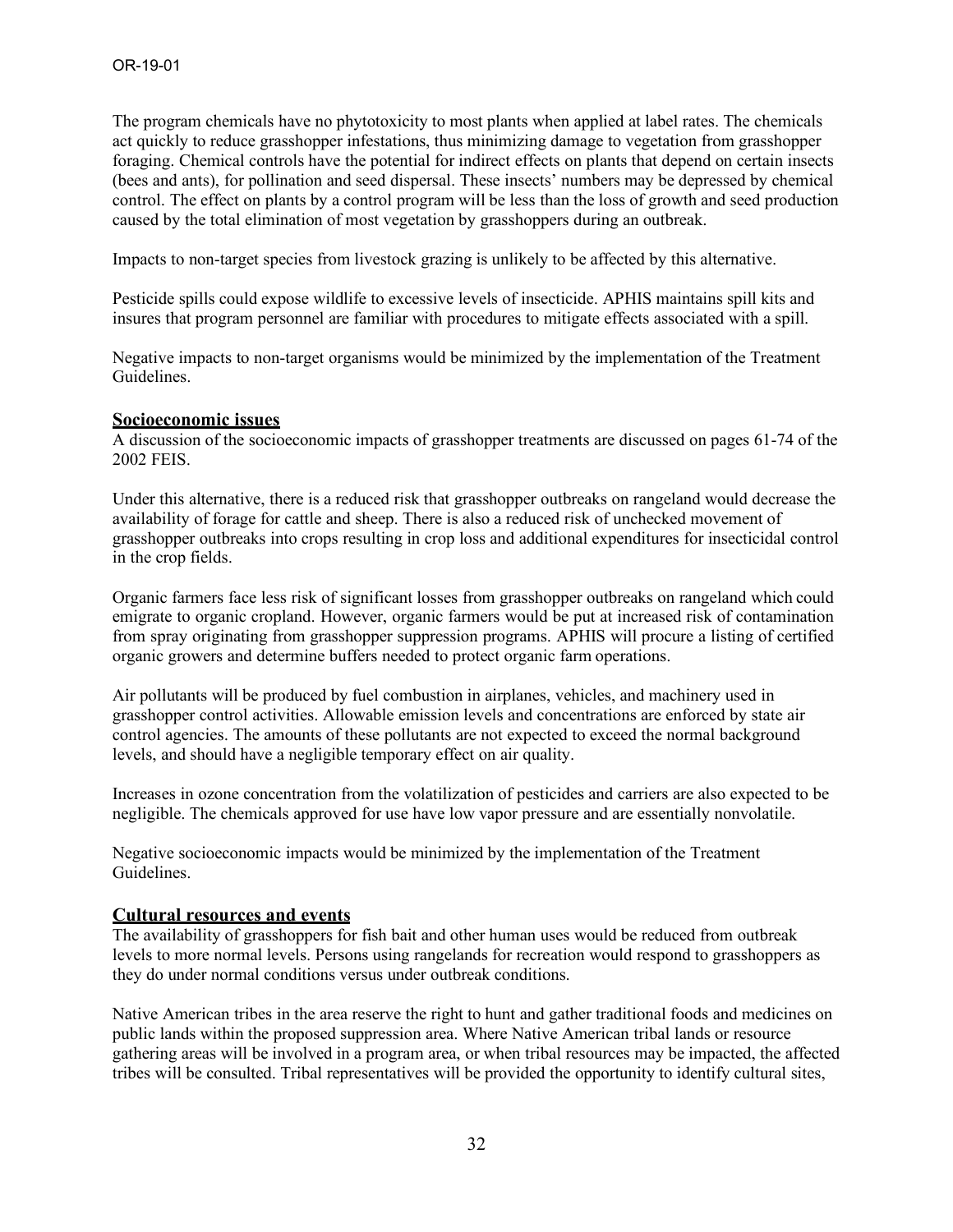The program chemicals have no phytotoxicity to most plants when applied at label rates. The chemicals act quickly to reduce grasshopper infestations, thus minimizing damage to vegetation from grasshopper foraging. Chemical controls have the potential for indirect effects on plants that depend on certain insects (bees and ants), for pollination and seed dispersal. These insects' numbers may be depressed by chemical control. The effect on plants by a control program will be less than the loss of growth and seed production caused by the total elimination of most vegetation by grasshoppers during an outbreak.

Impacts to non-target species from livestock grazing is unlikely to be affected by this alternative.

Pesticide spills could expose wildlife to excessive levels of insecticide. APHIS maintains spill kits and insures that program personnel are familiar with procedures to mitigate effects associated with a spill.

Negative impacts to non-target organisms would be minimized by the implementation of the Treatment Guidelines.

## Socioeconomic issues

A discussion of the socioeconomic impacts of grasshopper treatments are discussed on pages 61-74 of the 2002 FEIS.

Under this alternative, there is a reduced risk that grasshopper outbreaks on rangeland would decrease the availability of forage for cattle and sheep. There is also a reduced risk of unchecked movement of grasshopper outbreaks into crops resulting in crop loss and additional expenditures for insecticidal control in the crop fields.

Organic farmers face less risk of significant losses from grasshopper outbreaks on rangeland which could emigrate to organic cropland. However, organic farmers would be put at increased risk of contamination from spray originating from grasshopper suppression programs. APHIS will procure a listing of certified organic growers and determine buffers needed to protect organic farm operations.

Air pollutants will be produced by fuel combustion in airplanes, vehicles, and machinery used in grasshopper control activities. Allowable emission levels and concentrations are enforced by state air control agencies. The amounts of these pollutants are not expected to exceed the normal background levels, and should have a negligible temporary effect on air quality.

Increases in ozone concentration from the volatilization of pesticides and carriers are also expected to be negligible. The chemicals approved for use have low vapor pressure and are essentially nonvolatile.

Negative socioeconomic impacts would be minimized by the implementation of the Treatment Guidelines.

## Cultural resources and events

The availability of grasshoppers for fish bait and other human uses would be reduced from outbreak levels to more normal levels. Persons using rangelands for recreation would respond to grasshoppers as they do under normal conditions versus under outbreak conditions.

Native American tribes in the area reserve the right to hunt and gather traditional foods and medicines on public lands within the proposed suppression area. Where Native American tribal lands or resource gathering areas will be involved in a program area, or when tribal resources may be impacted, the affected tribes will be consulted. Tribal representatives will be provided the opportunity to identify cultural sites,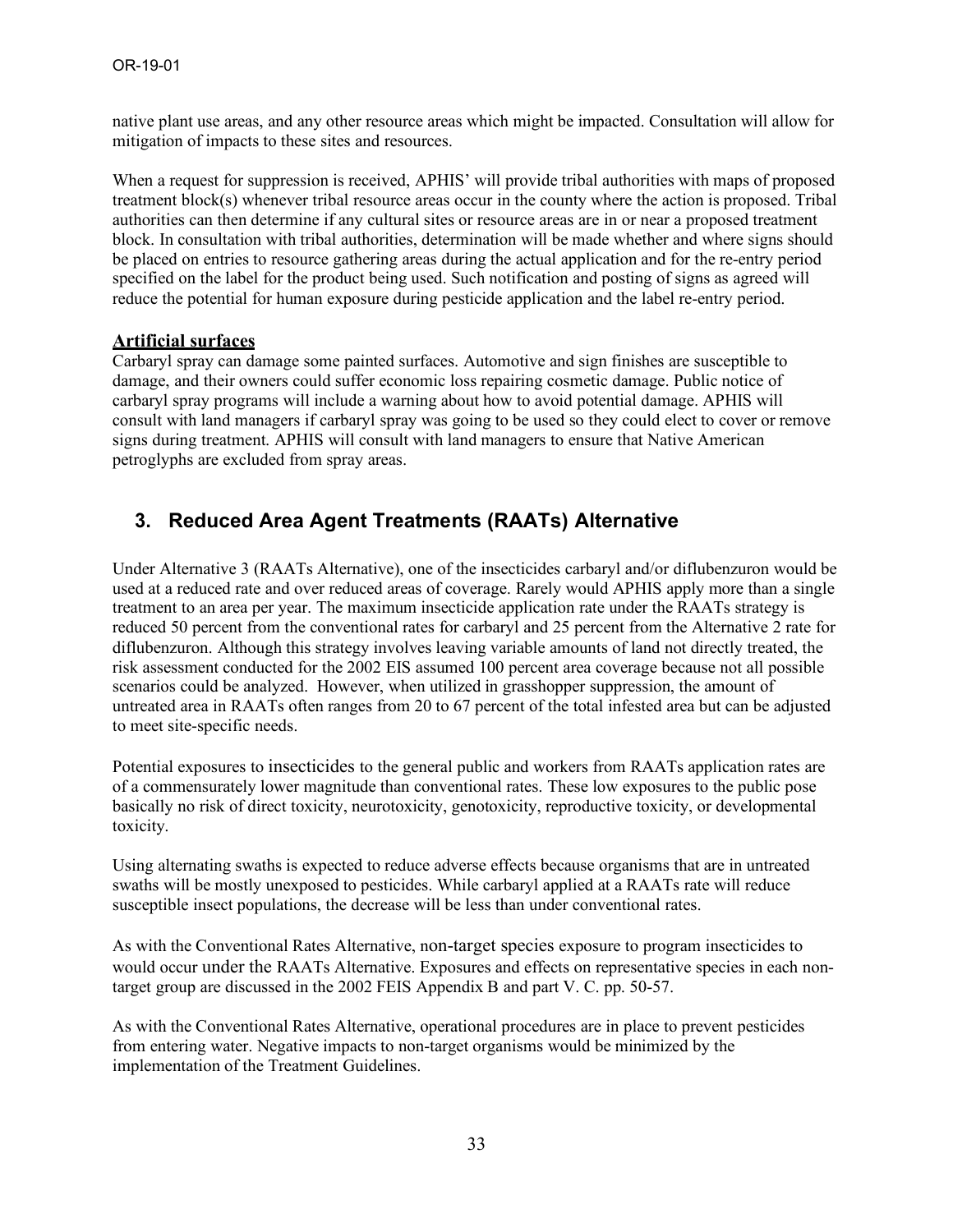native plant use areas, and any other resource areas which might be impacted. Consultation will allow for mitigation of impacts to these sites and resources.

When a request for suppression is received, APHIS' will provide tribal authorities with maps of proposed treatment block(s) whenever tribal resource areas occur in the county where the action is proposed. Tribal authorities can then determine if any cultural sites or resource areas are in or near a proposed treatment block. In consultation with tribal authorities, determination will be made whether and where signs should be placed on entries to resource gathering areas during the actual application and for the re-entry period specified on the label for the product being used. Such notification and posting of signs as agreed will reduce the potential for human exposure during pesticide application and the label re-entry period.

**Artificial surfaces**

Carbaryl spray can damage some painted surfaces. Automotive and sign finishes are susceptible to damage, and their owners could suffer economic loss repairing cosmetic damage. Public notice of carbaryl spray programs will include a warning about how to avoid potential damage. APHIS will consult with land managers if carbaryl spray was going to be used so they could elect to cover or remove signs during treatment. APHIS will consult with land managers to ensure that Native American petroglyphs are excluded from spray areas.

## 3. Reduced Area Agent Treatments (RAATs) Alternative

Under Alternative 3 (RAATs Alternative), one of the insecticides carbaryl and/or diflubenzuron would be used at a reduced rate and over reduced areas of coverage. Rarely would APHIS apply more than a single treatment to an area per year. The maximum insecticide application rate under the RAATs strategy is reduced 50 percent from the conventional rates for carbaryl and 25 percent from the Alternative 2 rate for diflubenzuron. Although this strategy involves leaving variable amounts of land not directly treated, the risk assessment conducted for the 2002 EIS assumed 100 percent area coverage because not all possible scenarios could be analyzed. However, when utilized in grasshopper suppression, the amount of untreated area in RAATs often ranges from 20 to 67 percent of the total infested area but can be adjusted to meet site-specific needs.

Potential exposures to insecticides to the general public and workers from RAATs application rates are of a commensurately lower magnitude than conventional rates. These low exposures to the public pose basically no risk of direct toxicity, neurotoxicity, genotoxicity, reproductive toxicity, or developmental toxicity.

Using alternating swaths is expected to reduce adverse effects because organisms that are in untreated swaths will be mostly unexposed to pesticides. While carbaryl applied at a RAATs rate will reduce susceptible insect populations, the decrease will be less than under conventional rates.

As with the Conventional Rates Alternative, non-target species exposure to program insecticides to would occur under the RAATs Alternative. Exposures and effects on representative species in each non-target group are discussed in the 2002 FEIS Appendix B and part V. C. pp. 50-57.

As with the Conventional Rates Alternative, operational procedures are in place to prevent pesticides from entering water. Negative impacts to non-target organisms would be minimized by the implementation of the Treatment Guidelines.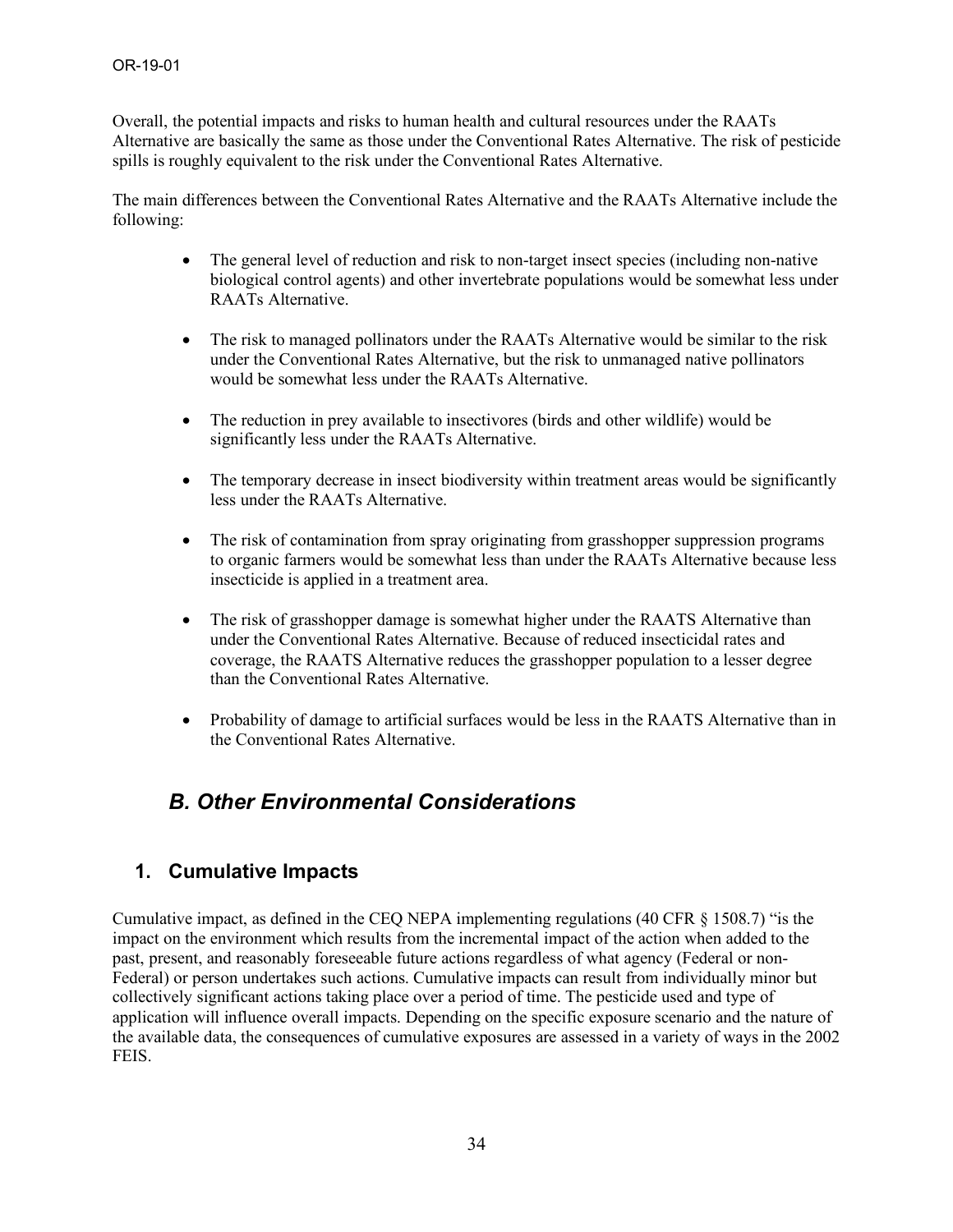Overall, the potential impacts and risks to human health and cultural resources under the RAATs Alternative are basically the same as those under the Conventional Rates Alternative. The risk of pesticide spills is roughly equivalent to the risk under the Conventional Rates Alternative.

The main differences between the Conventional Rates Alternative and the RAATs Alternative include the following:

- The general level of reduction and risk to non-target insect species (including non-native biological control agents) and other invertebrate populations would be somewhat less under RAATs Alternative.
- The risk to managed pollinators under the RAATs Alternative would be similar to the risk under the Conventional Rates Alternative, but the risk to unmanaged native pollinators would be somewhat less under the RAATs Alternative.
- The reduction in prey available to insectivores (birds and other wildlife) would be significantly less under the RAATs Alternative.
- The temporary decrease in insect biodiversity within treatment areas would be significantly less under the RAATs Alternative.
- The risk of contamination from spray originating from grasshopper suppression programs to organic farmers would be somewhat less than under the RAATs Alternative because less insecticide is applied in a treatment area.
- The risk of grasshopper damage is somewhat higher under the RAATS Alternative than under the Conventional Rates Alternative. Because of reduced insecticidal rates and coverage, the RAATS Alternative reduces the grasshopper population to a lesser degree than the Conventional Rates Alternative.
- Probability of damage to artificial surfaces would be less in the RAATS Alternative than in the Conventional Rates Alternative.

## *B. Other Environmental Considerations*

### 1. Cumulative Impacts

Cumulative impact, as defined in the CEQ NEPA implementing regulations (40 CFR § 1508.7) "is the impact on the environment which results from the incremental impact of the action when added to the past, present, and reasonably foreseeable future actions regardless of what agency (Federal or non-Federal) or person undertakes such actions. Cumulative impacts can result from individually minor but collectively significant actions taking place over a period of time. The pesticide used and type of application will influence overall impacts. Depending on the specific exposure scenario and the nature of the available data, the consequences of cumulative exposures are assessed in a variety of ways in the 2002 FEIS.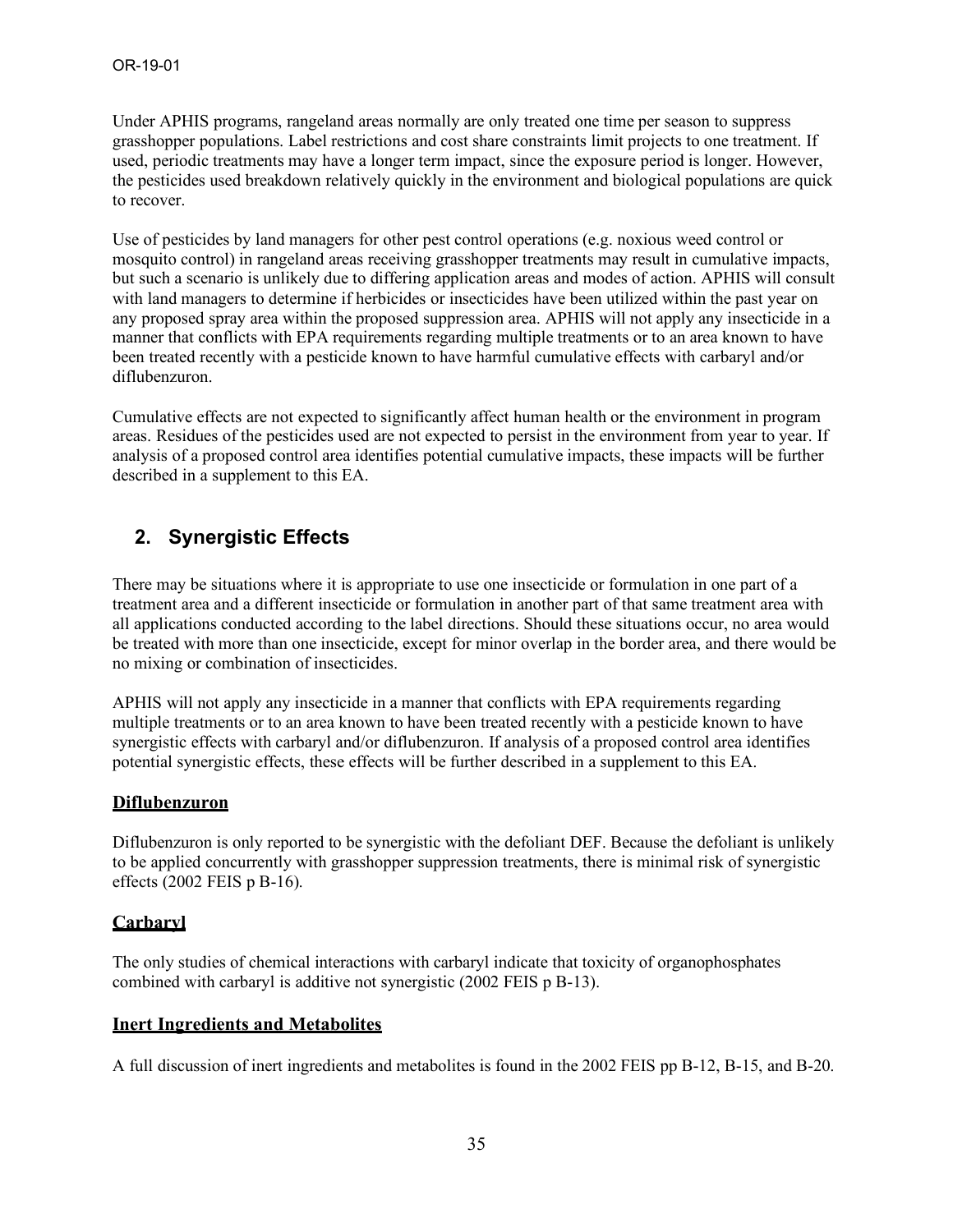Under APHIS programs, rangeland areas normally are only treated one time per season to suppress grasshopper populations. Label restrictions and cost share constraints limit projects to one treatment. If used, periodic treatments may have a longer term impact, since the exposure period is longer. However, the pesticides used breakdown relatively quickly in the environment and biological populations are quick to recover.

Use of pesticides by land managers for other pest control operations (e.g. noxious weed control or mosquito control) in rangeland areas receiving grasshopper treatments may result in cumulative impacts, but such a scenario is unlikely due to differing application areas and modes of action. APHIS will consult with land managers to determine if herbicides or insecticides have been utilized within the past year on any proposed spray area within the proposed suppression area. APHIS will not apply any insecticide in a manner that conflicts with EPA requirements regarding multiple treatments or to an area known to have been treated recently with a pesticide known to have harmful cumulative effects with carbaryl and/or diflubenzuron.

Cumulative effects are not expected to significantly affect human health or the environment in program areas. Residues of the pesticides used are not expected to persist in the environment from year to year. If analysis of a proposed control area identifies potential cumulative impacts, these impacts will be further described in a supplement to this EA.

## 2. Synergistic Effects

There may be situations where it is appropriate to use one insecticide or formulation in one part of a treatment area and a different insecticide or formulation in another part of that same treatment area with all applications conducted according to the label directions. Should these situations occur, no area would be treated with more than one insecticide, except for minor overlap in the border area, and there would be no mixing or combination of insecticides.

APHIS will not apply any insecticide in a manner that conflicts with EPA requirements regarding multiple treatments or to an area known to have been treated recently with a pesticide known to have synergistic effects with carbaryl and/or diflubenzuron. If analysis of a proposed control area identifies potential synergistic effects, these effects will be further described in a supplement to this EA.

### Diflubenzuron

Diflubenzuron is only reported to be synergistic with the defoliant DEF. Because the defoliant is unlikely to be applied concurrently with grasshopper suppression treatments, there is minimal risk of synergistic effects (2002 FEIS p B-16).

### Carbaryl

The only studies of chemical interactions with carbaryl indicate that toxicity of organophosphates combined with carbaryl is additive not synergistic (2002 FEIS p B-13).

### Inert Ingredients and Metabolites

A full discussion of inert ingredients and metabolites is found in the 2002 FEIS pp B-12, B-15, and B-20.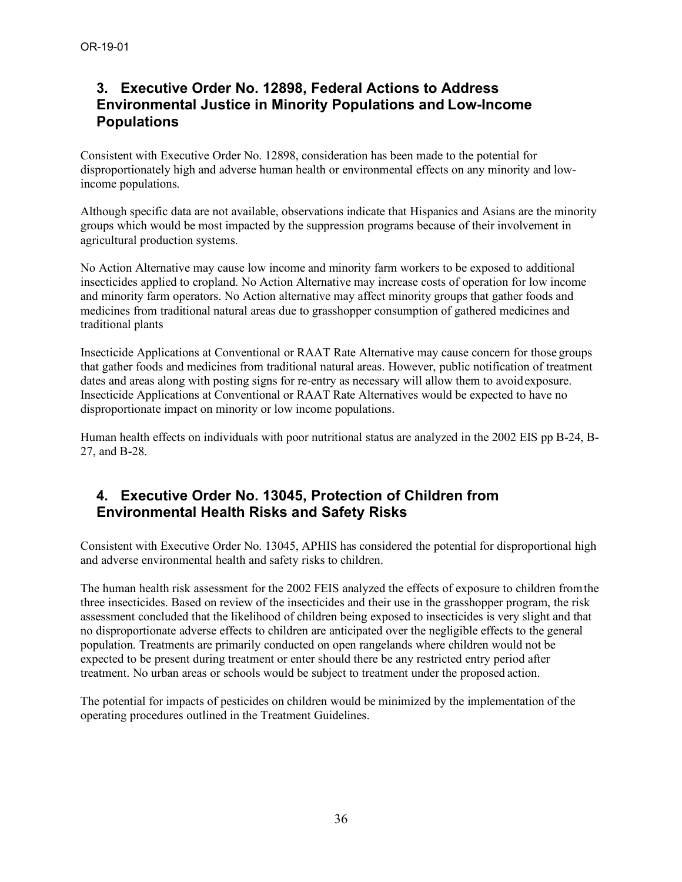## 3. Executive Order No. 12898, Federal Actions to Address Environmental Justice in Minority Populations and Low-Income Populations

Consistent with Executive Order No. 12898, consideration has been made to the potential for disproportionately high and adverse human health or environmental effects on any minority and low-income populations.

Although specific data are not available, observations indicate that Hispanics and Asians are the minority groups which would be most impacted by the suppression programs because of their involvement in agricultural production systems.

No Action Alternative may cause low income and minority farm workers to be exposed to additional insecticides applied to cropland. No Action Alternative may increase costs of operation for low income and minority farm operators. No Action alternative may affect minority groups that gather foods and medicines from traditional natural areas due to grasshopper consumption of gathered medicines and traditional plants

Insecticide Applications at Conventional or RAAT Rate Alternative may cause concern for those groups that gather foods and medicines from traditional natural areas. However, public notification of treatment dates and areas along with posting signs for re-entry as necessary will allow them to avoid exposure. Insecticide Applications at Conventional or RAAT Rate Alternatives would be expected to have no disproportionate impact on minority or low income populations.

Human health effects on individuals with poor nutritional status are analyzed in the 2002 EIS pp B-24, B-27, and B-28.

## 4. Executive Order No. 13045, Protection of Children from Environmental Health Risks and Safety Risks

Consistent with Executive Order No. 13045, APHIS has considered the potential for disproportional high and adverse environmental health and safety risks to children.

The human health risk assessment for the 2002 FEIS analyzed the effects of exposure to children from the three insecticides. Based on review of the insecticides and their use in the grasshopper program, the risk assessment concluded that the likelihood of children being exposed to insecticides is very slight and that no disproportionate adverse effects to children are anticipated over the negligible effects to the general population. Treatments are primarily conducted on open rangelands where children would not be expected to be present during treatment or enter should there be any restricted entry period after treatment. No urban areas or schools would be subject to treatment under the proposed action.

The potential for impacts of pesticides on children would be minimized by the implementation of the operating procedures outlined in the Treatment Guidelines.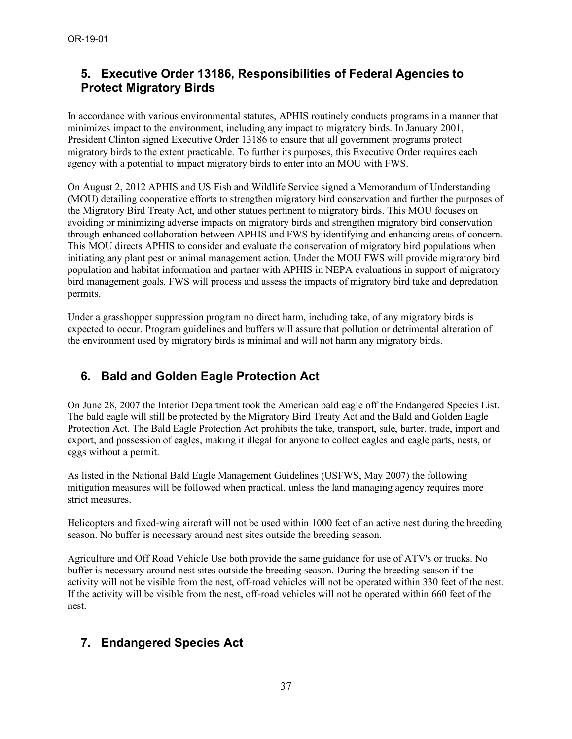## 5. Executive Order 13186, Responsibilities of Federal Agencies to Protect Migratory Birds

In accordance with various environmental statutes, APHIS routinely conducts programs in a manner that minimizes impact to the environment, including any impact to migratory birds. In January 2001, President Clinton signed Executive Order 13186 to ensure that all government programs protect migratory birds to the extent practicable. To further its purposes, this Executive Order requires each agency with a potential to impact migratory birds to enter into an MOU with FWS.

On August 2, 2012 APHIS and US Fish and Wildlife Service signed a Memorandum of Understanding (MOU) detailing cooperative efforts to strengthen migratory bird conservation and further the purposes of the Migratory Bird Treaty Act, and other statues pertinent to migratory birds. This MOU focuses on avoiding or minimizing adverse impacts on migratory birds and strengthen migratory bird conservation through enhanced collaboration between APHIS and FWS by identifying and enhancing areas of concern. This MOU directs APHIS to consider and evaluate the conservation of migratory bird populations when initiating any plant pest or animal management action. Under the MOU FWS will provide migratory bird population and habitat information and partner with APHIS in NEPA evaluations in support of migratory bird management goals. FWS will process and assess the impacts of migratory bird take and depredation permits.

Under a grasshopper suppression program no direct harm, including take, of any migratory birds is expected to occur. Program guidelines and buffers will assure that pollution or detrimental alteration of the environment used by migratory birds is minimal and will not harm any migratory birds.

## 6. Bald and Golden Eagle Protection Act

On June 28, 2007 the Interior Department took the American bald eagle off the Endangered Species List. The bald eagle will still be protected by the Migratory Bird Treaty Act and the Bald and Golden Eagle Protection Act. The Bald Eagle Protection Act prohibits the take, transport, sale, barter, trade, import and export, and possession of eagles, making it illegal for anyone to collect eagles and eagle parts, nests, or eggs without a permit.

As listed in the National Bald Eagle Management Guidelines (USFWS, May 2007) the following mitigation measures will be followed when practical, unless the land managing agency requires more strict measures.

Helicopters and fixed-wing aircraft will not be used within 1000 feet of an active nest during the breeding season. No buffer is necessary around nest sites outside the breeding season.

Agriculture and Off Road Vehicle Use both provide the same guidance for use of ATV's or trucks. No buffer is necessary around nest sites outside the breeding season. During the breeding season if the activity will not be visible from the nest, off-road vehicles will not be operated within 330 feet of the nest. If the activity will be visible from the nest, off-road vehicles will not be operated within 660 feet of the nest.

## 7. Endangered Species Act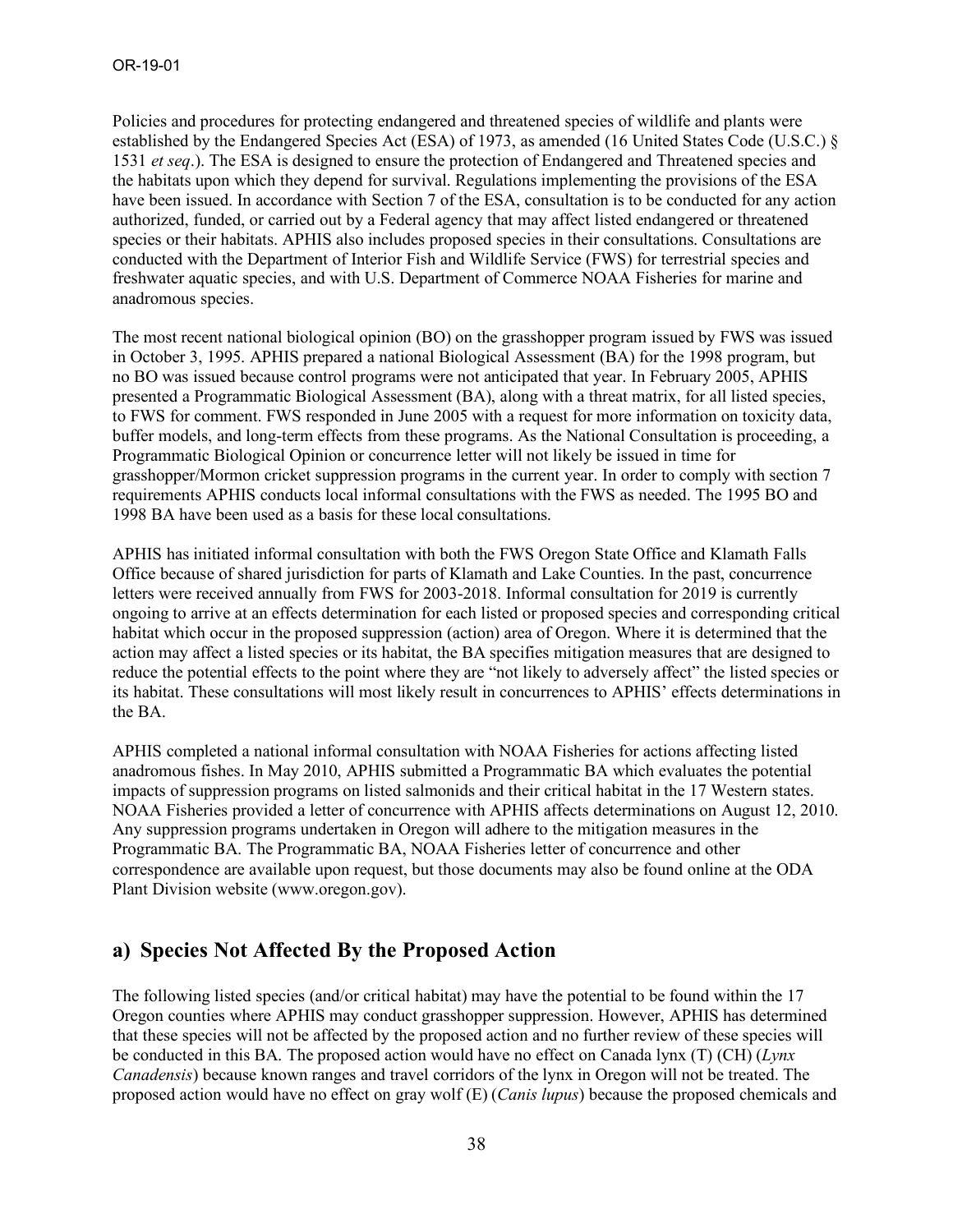Policies and procedures for protecting endangered and threatened species of wildlife and plants were established by the Endangered Species Act (ESA) of 1973, as amended (16 United States Code (U.S.C.) § 1531 *et seq*.). The ESA is designed to ensure the protection of Endangered and Threatened species and the habitats upon which they depend for survival. Regulations implementing the provisions of the ESA have been issued. In accordance with Section 7 of the ESA, consultation is to be conducted for any action authorized, funded, or carried out by a Federal agency that may affect listed endangered or threatened species or their habitats. APHIS also includes proposed species in their consultations. Consultations are conducted with the Department of Interior Fish and Wildlife Service (FWS) for terrestrial species and freshwater aquatic species, and with U.S. Department of Commerce NOAA Fisheries for marine and anadromous species.

The most recent national biological opinion (BO) on the grasshopper program issued by FWS was issued in October 3, 1995. APHIS prepared a national Biological Assessment (BA) for the 1998 program, but no BO was issued because control programs were not anticipated that year. In February 2005, APHIS presented a Programmatic Biological Assessment (BA), along with a threat matrix, for all listed species, to FWS for comment. FWS responded in June 2005 with a request for more information on toxicity data, buffer models, and long-term effects from these programs. As the National Consultation is proceeding, a Programmatic Biological Opinion or concurrence letter will not likely be issued in time for grasshopper/Mormon cricket suppression programs in the current year. In order to comply with section 7 requirements APHIS conducts local informal consultations with the FWS as needed. The 1995 BO and 1998 BA have been used as a basis for these local consultations.

APHIS has initiated informal consultation with both the FWS Oregon State Office and Klamath Falls Office because of shared jurisdiction for parts of Klamath and Lake Counties. In the past, concurrence letters were received annually from FWS for 2003-2018. Informal consultation for 2019 is currently ongoing to arrive at an effects determination for each listed or proposed species and corresponding critical habitat which occur in the proposed suppression (action) area of Oregon. Where it is determined that the action may affect a listed species or its habitat, the BA specifies mitigation measures that are designed to reduce the potential effects to the point where they are "not likely to adversely affect" the listed species or its habitat. These consultations will most likely result in concurrences to APHIS' effects determinations in the BA.

APHIS completed a national informal consultation with NOAA Fisheries for actions affecting listed anadromous fishes. In May 2010, APHIS submitted a Programmatic BA which evaluates the potential impacts of suppression programs on listed salmonids and their critical habitat in the 17 Western states. NOAA Fisheries provided a letter of concurrence with APHIS affects determinations on August 12, 2010. Any suppression programs undertaken in Oregon will adhere to the mitigation measures in the Programmatic BA. The Programmatic BA, NOAA Fisheries letter of concurrence and other correspondence are available upon request, but those documents may also be found online at the ODA Plant Division website (www.oregon.gov).

## a) Species Not Affected By the Proposed Action

The following listed species (and/or critical habitat) may have the potential to be found within the 17 Oregon counties where APHIS may conduct grasshopper suppression. However, APHIS has determined that these species will not be affected by the proposed action and no further review of these species will be conducted in this BA. The proposed action would have no effect on Canada lynx (T) (CH) (*Lynx Canadensis*) because known ranges and travel corridors of the lynx in Oregon will not be treated. The proposed action would have no effect on gray wolf (E) (*Canis lupus*) because the proposed chemicals and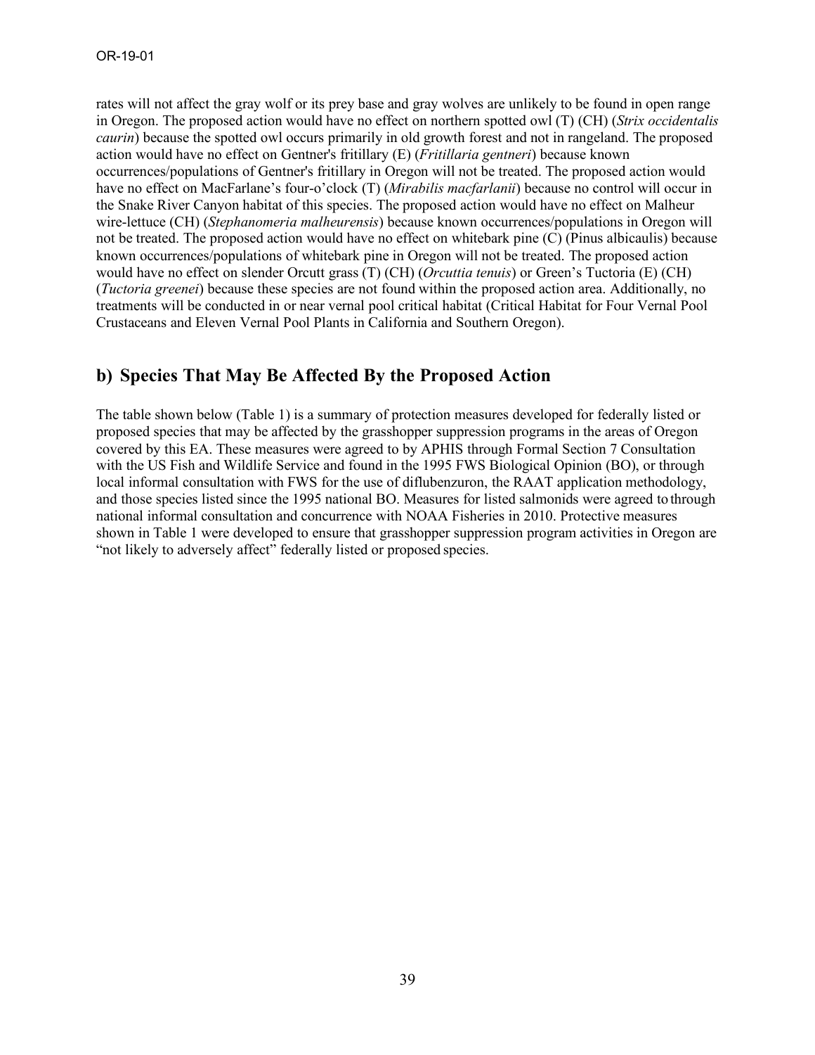rates will not affect the gray wolf or its prey base and gray wolves are unlikely to be found in open range in Oregon. The proposed action would have no effect on northern spotted owl (T) (CH) (*Strix occidentalis caurin*) because the spotted owl occurs primarily in old growth forest and not in rangeland. The proposed action would have no effect on Gentner's fritillary (E) (*Fritillaria gentneri*) because known occurrences/populations of Gentner's fritillary in Oregon will not be treated. The proposed action would have no effect on MacFarlane's four-o'clock (T) (*Mirabilis macfarlanii*) because no control will occur in the Snake River Canyon habitat of this species. The proposed action would have no effect on Malheur wire-lettuce (CH) (*Stephanomeria malheurensis*) because known occurrences/populations in Oregon will not be treated. The proposed action would have no effect on whitebark pine (C) (Pinus albicaulis) because known occurrences/populations of whitebark pine in Oregon will not be treated. The proposed action would have no effect on slender Orcutt grass (T) (CH) (*Orcuttia tenuis*) or Green's Tuctoria (E) (CH) (*Tuctoria greenei*) because these species are not found within the proposed action area. Additionally, no treatments will be conducted in or near vernal pool critical habitat (Critical Habitat for Four Vernal Pool Crustaceans and Eleven Vernal Pool Plants in California and Southern Oregon).

## b) Species That May Be Affected By the Proposed Action

The table shown below (Table 1) is a summary of protection measures developed for federally listed or proposed species that may be affected by the grasshopper suppression programs in the areas of Oregon covered by this EA. These measures were agreed to by APHIS through Formal Section 7 Consultation with the US Fish and Wildlife Service and found in the 1995 FWS Biological Opinion (BO), or through local informal consultation with FWS for the use of diflubenzuron, the RAAT application methodology, and those species listed since the 1995 national BO. Measures for listed salmonids were agreed to through national informal consultation and concurrence with NOAA Fisheries in 2010. Protective measures shown in Table 1 were developed to ensure that grasshopper suppression program activities in Oregon are "not likely to adversely affect" federally listed or proposed species.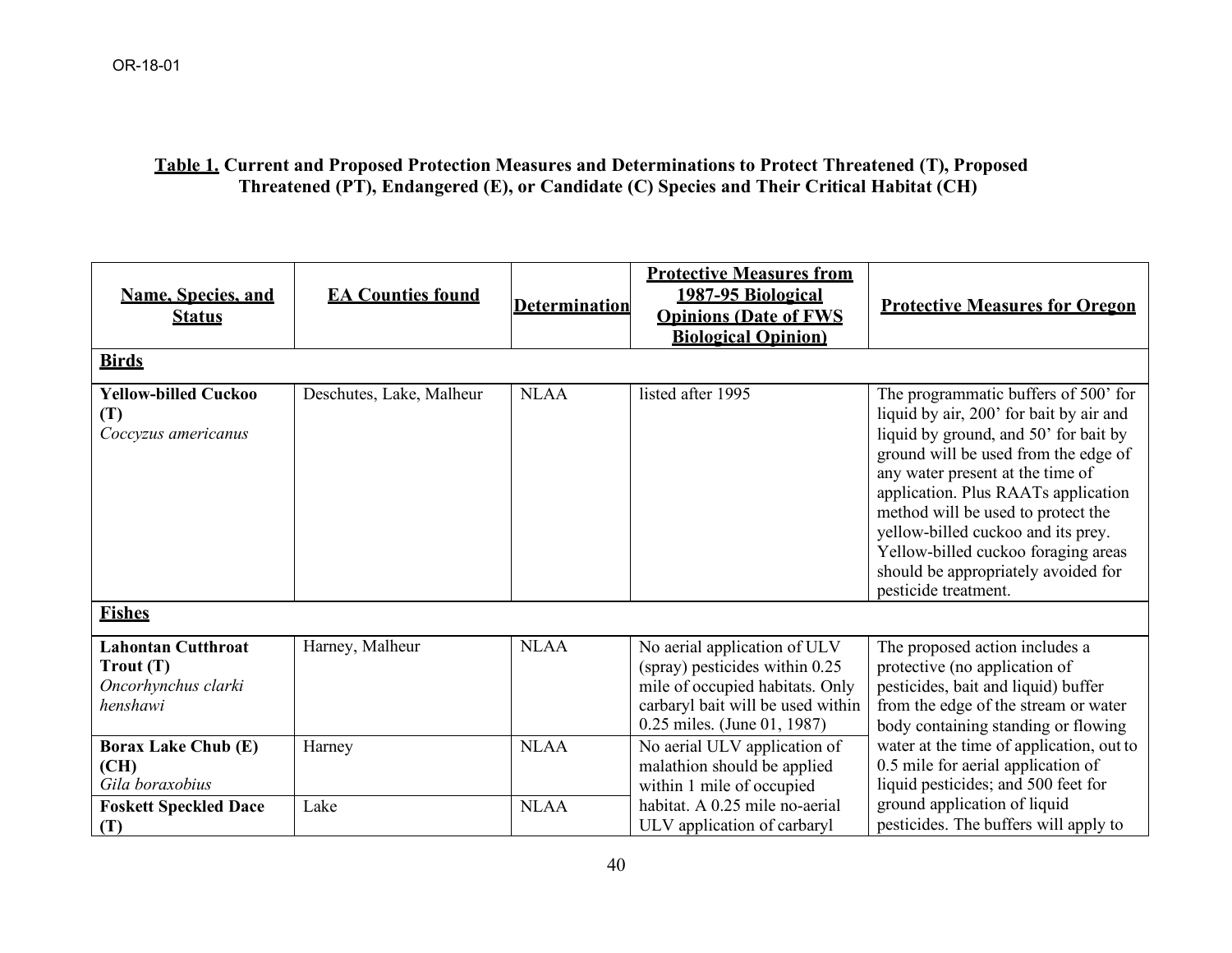**Table 1. Current and Proposed Protection Measures and Determinations to Protect Threatened (T), Proposed Threatened (PT), Endangered (E), or Candidate (C) Species and Their Critical Habitat (CH)**

| Name, Species, and Status | EA Counties found | Determination | Protective Measures from 1987-95 Biological Opinions (Date of FWS Biological Opinion) | Protective Measures for Oregon |
|---|---|---|---|---|
| **Birds** | | | | |
| **Yellow-billed Cuckoo (T)** *Coccyzus americanus* | Deschutes, Lake, Malheur | NLAA | listed after 1995 | The programmatic buffers of 500' for liquid by air, 200' for bait by air and liquid by ground, and 50' for bait by ground will be used from the edge of any water present at the time of application. Plus RAATs application method will be used to protect the yellow-billed cuckoo and its prey. Yellow-billed cuckoo foraging areas should be appropriately avoided for pesticide treatment. |
| **Fishes** | | | | |
| **Lahontan Cutthroat Trout (T)** *Oncorhynchus clarki henshawi* | Harney, Malheur | NLAA | No aerial application of ULV (spray) pesticides within 0.25 mile of occupied habitats. Only carbaryl bait will be used within 0.25 miles. (June 01, 1987) | The proposed action includes a protective (no application of pesticides, bait and liquid) buffer from the edge of the stream or water body containing standing or flowing water at the time of application, out to 0.5 mile for aerial application of liquid pesticides; and 500 feet for ground application of liquid pesticides. The buffers will apply to |
| **Borax Lake Chub (E) (CH)** *Gila boraxobius* | Harney | NLAA | No aerial ULV application of malathion should be applied within 1 mile of occupied habitat. A 0.25 mile no-aerial ULV application of carbaryl | |
| **Foskett Speckled Dace (T)** | Lake | NLAA | | |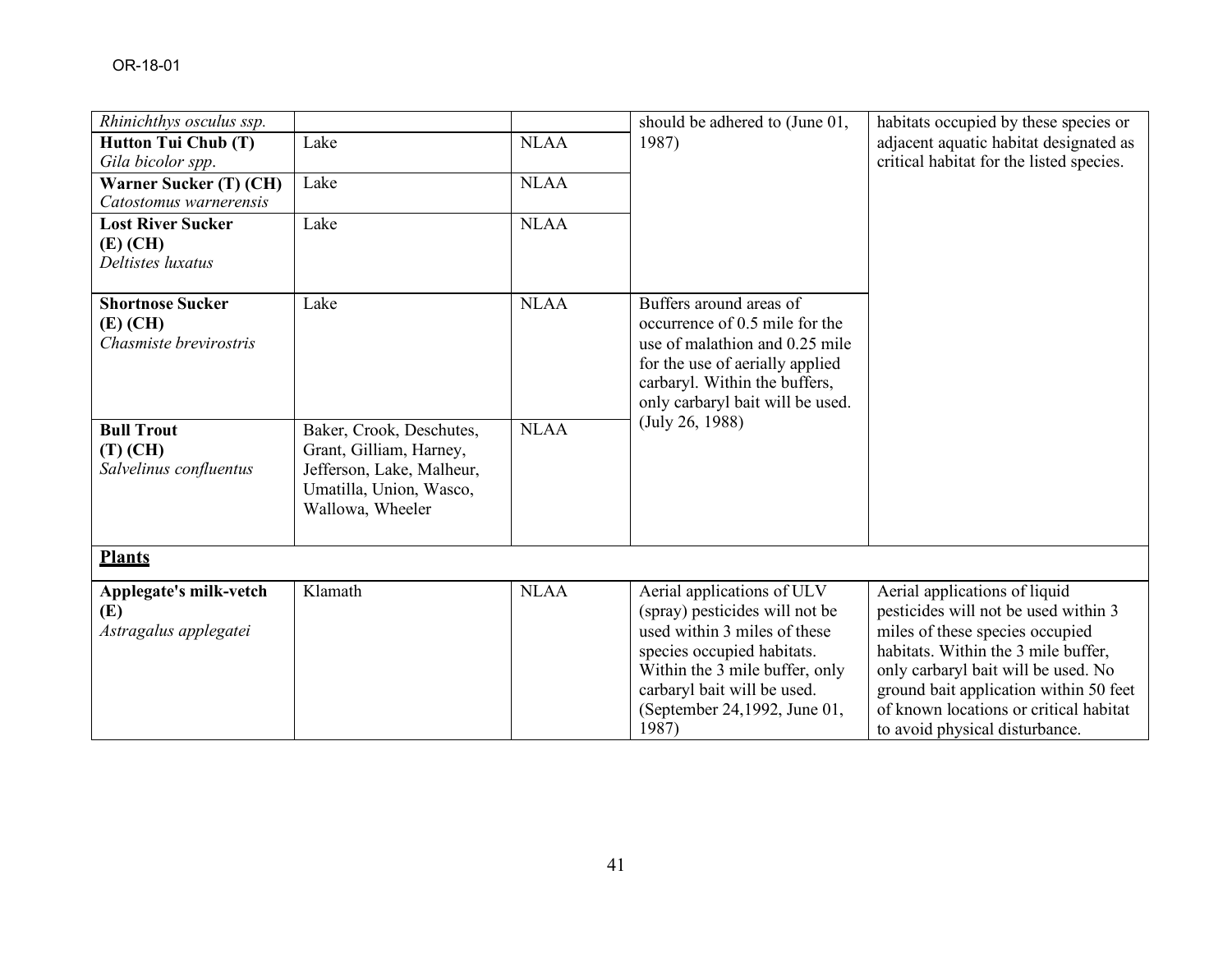| | | | | |
|---|---|---|---|---|
| *Rhinichthys osculus ssp.* | | | should be adhered to (June 01, 1987) | habitats occupied by these species or adjacent aquatic habitat designated as critical habitat for the listed species. |
| **Hutton Tui Chub (T)** *Gila bicolor spp.* | Lake | NLAA | | |
| **Warner Sucker (T) (CH)** *Catostomus warnerensis* | Lake | NLAA | | |
| **Lost River Sucker (E) (CH)** *Deltistes luxatus* | Lake | NLAA | | |
| **Shortnose Sucker (E) (CH)** *Chasmiste brevirostris* | Lake | NLAA | Buffers around areas of occurrence of 0.5 mile for the use of malathion and 0.25 mile for the use of aerially applied carbaryl. Within the buffers, only carbaryl bait will be used. (July 26, 1988) | |
| **Bull Trout (T) (CH)** *Salvelinus confluentus* | Baker, Crook, Deschutes, Grant, Gilliam, Harney, Jefferson, Lake, Malheur, Umatilla, Union, Wasco, Wallowa, Wheeler | NLAA | | |
| **<u>Plants</u>** | | | | |
| **Applegate's milk-vetch (E)** *Astragalus applegatei* | Klamath | NLAA | Aerial applications of ULV (spray) pesticides will not be used within 3 miles of these species occupied habitats. Within the 3 mile buffer, only carbaryl bait will be used. (September 24,1992, June 01, 1987) | Aerial applications of liquid pesticides will not be used within 3 miles of these species occupied habitats. Within the 3 mile buffer, only carbaryl bait will be used. No ground bait application within 50 feet of known locations or critical habitat to avoid physical disturbance. |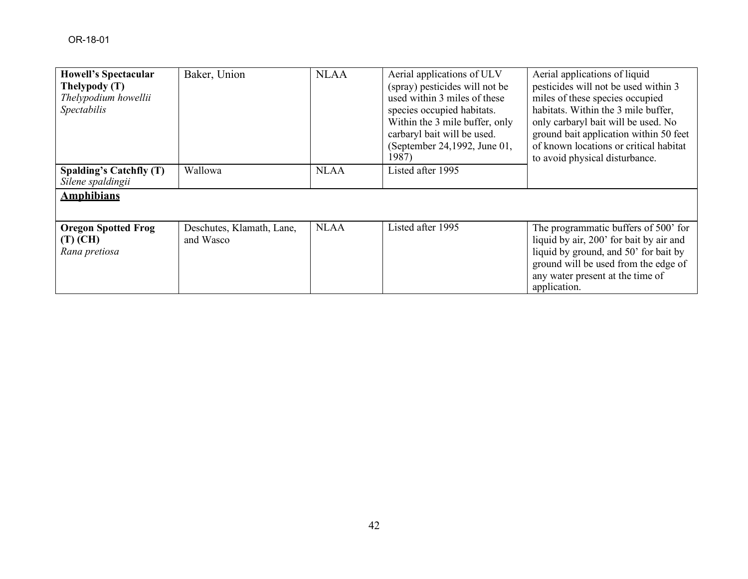| | | | | |
|---|---|---|---|---|
| **Howell's Spectacular Thelypody (T)** *Thelypodium howellii Spectabilis* | Baker, Union | NLAA | Aerial applications of ULV (spray) pesticides will not be used within 3 miles of these species occupied habitats. Within the 3 mile buffer, only carbaryl bait will be used. (September 24,1992, June 01, 1987) | Aerial applications of liquid pesticides will not be used within 3 miles of these species occupied habitats. Within the 3 mile buffer, only carbaryl bait will be used. No ground bait application within 50 feet of known locations or critical habitat to avoid physical disturbance. |
| **Spalding's Catchfly (T)** *Silene spaldingii* | Wallowa | NLAA | Listed after 1995 | |
| **Amphibians** | | | | |
| **Oregon Spotted Frog (T) (CH)** *Rana pretiosa* | Deschutes, Klamath, Lane, and Wasco | NLAA | Listed after 1995 | The programmatic buffers of 500' for liquid by air, 200' for bait by air and liquid by ground, and 50' for bait by ground will be used from the edge of any water present at the time of application. |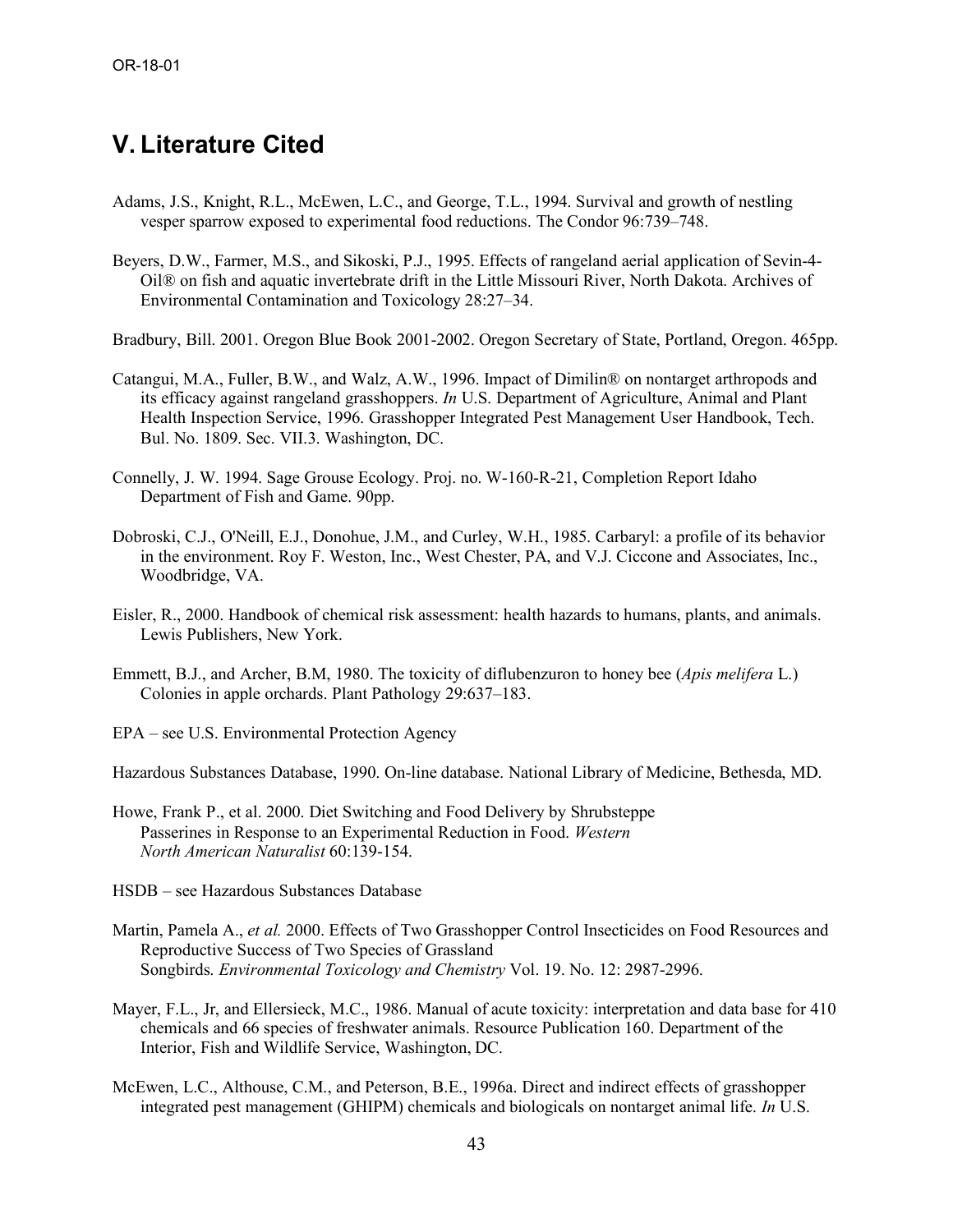## V. Literature Cited

Adams, J.S., Knight, R.L., McEwen, L.C., and George, T.L., 1994. Survival and growth of nestling vesper sparrow exposed to experimental food reductions. The Condor 96:739–748.

Beyers, D.W., Farmer, M.S., and Sikoski, P.J., 1995. Effects of rangeland aerial application of Sevin-4-Oil® on fish and aquatic invertebrate drift in the Little Missouri River, North Dakota. Archives of Environmental Contamination and Toxicology 28:27–34.

Bradbury, Bill. 2001. Oregon Blue Book 2001-2002. Oregon Secretary of State, Portland, Oregon. 465pp.

Catangui, M.A., Fuller, B.W., and Walz, A.W., 1996. Impact of Dimilin® on nontarget arthropods and its efficacy against rangeland grasshoppers. *In* U.S. Department of Agriculture, Animal and Plant Health Inspection Service, 1996. Grasshopper Integrated Pest Management User Handbook, Tech. Bul. No. 1809. Sec. VII.3. Washington, DC.

Connelly, J. W. 1994. Sage Grouse Ecology. Proj. no. W-160-R-21, Completion Report Idaho Department of Fish and Game. 90pp.

Dobroski, C.J., O'Neill, E.J., Donohue, J.M., and Curley, W.H., 1985. Carbaryl: a profile of its behavior in the environment. Roy F. Weston, Inc., West Chester, PA, and V.J. Ciccone and Associates, Inc., Woodbridge, VA.

Eisler, R., 2000. Handbook of chemical risk assessment: health hazards to humans, plants, and animals. Lewis Publishers, New York.

Emmett, B.J., and Archer, B.M, 1980. The toxicity of diflubenzuron to honey bee (*Apis melifera* L.) Colonies in apple orchards. Plant Pathology 29:637–183.

EPA – see U.S. Environmental Protection Agency

Hazardous Substances Database, 1990. On-line database. National Library of Medicine, Bethesda, MD.

Howe, Frank P., et al. 2000. Diet Switching and Food Delivery by Shrubsteppe Passerines in Response to an Experimental Reduction in Food. *Western North American Naturalist* 60:139-154.

HSDB – see Hazardous Substances Database

Martin, Pamela A., *et al.* 2000. Effects of Two Grasshopper Control Insecticides on Food Resources and Reproductive Success of Two Species of Grassland Songbirds. *Environmental Toxicology and Chemistry* Vol. 19. No. 12: 2987-2996.

Mayer, F.L., Jr, and Ellersieck, M.C., 1986. Manual of acute toxicity: interpretation and data base for 410 chemicals and 66 species of freshwater animals. Resource Publication 160. Department of the Interior, Fish and Wildlife Service, Washington, DC.

McEwen, L.C., Althouse, C.M., and Peterson, B.E., 1996a. Direct and indirect effects of grasshopper integrated pest management (GHIPM) chemicals and biologicals on nontarget animal life. *In* U.S.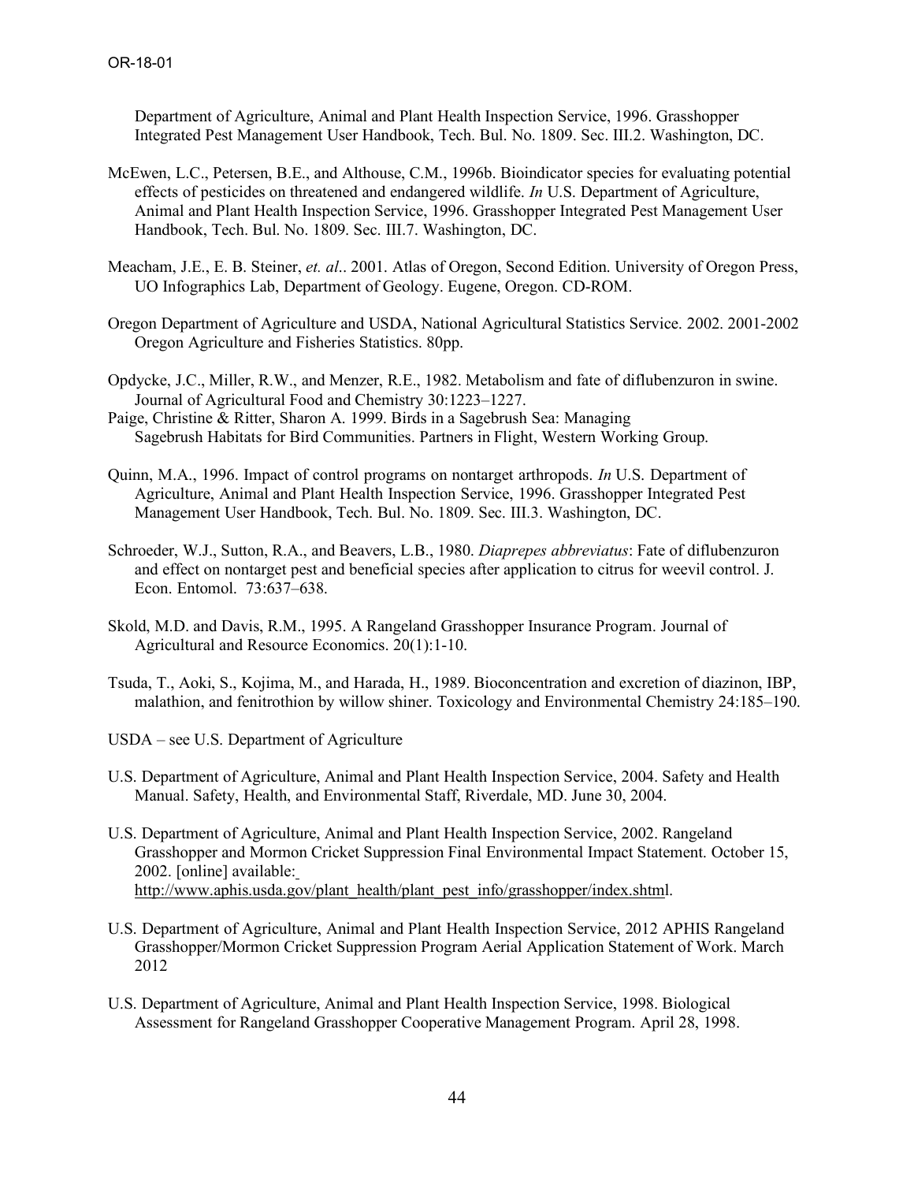Department of Agriculture, Animal and Plant Health Inspection Service, 1996. Grasshopper Integrated Pest Management User Handbook, Tech. Bul. No. 1809. Sec. III.2. Washington, DC.

McEwen, L.C., Petersen, B.E., and Althouse, C.M., 1996b. Bioindicator species for evaluating potential effects of pesticides on threatened and endangered wildlife. *In* U.S. Department of Agriculture, Animal and Plant Health Inspection Service, 1996. Grasshopper Integrated Pest Management User Handbook, Tech. Bul. No. 1809. Sec. III.7. Washington, DC.

Meacham, J.E., E. B. Steiner, *et. al.*. 2001. Atlas of Oregon, Second Edition. University of Oregon Press, UO Infographics Lab, Department of Geology. Eugene, Oregon. CD-ROM.

Oregon Department of Agriculture and USDA, National Agricultural Statistics Service. 2002. 2001-2002 Oregon Agriculture and Fisheries Statistics. 80pp.

Opdycke, J.C., Miller, R.W., and Menzer, R.E., 1982. Metabolism and fate of diflubenzuron in swine. Journal of Agricultural Food and Chemistry 30:1223–1227.

Paige, Christine & Ritter, Sharon A. 1999. Birds in a Sagebrush Sea: Managing Sagebrush Habitats for Bird Communities. Partners in Flight, Western Working Group.

Quinn, M.A., 1996. Impact of control programs on nontarget arthropods. *In* U.S. Department of Agriculture, Animal and Plant Health Inspection Service, 1996. Grasshopper Integrated Pest Management User Handbook, Tech. Bul. No. 1809. Sec. III.3. Washington, DC.

Schroeder, W.J., Sutton, R.A., and Beavers, L.B., 1980. *Diaprepes abbreviatus*: Fate of diflubenzuron and effect on nontarget pest and beneficial species after application to citrus for weevil control. J. Econ. Entomol. 73:637–638.

Skold, M.D. and Davis, R.M., 1995. A Rangeland Grasshopper Insurance Program. Journal of Agricultural and Resource Economics. 20(1):1-10.

Tsuda, T., Aoki, S., Kojima, M., and Harada, H., 1989. Bioconcentration and excretion of diazinon, IBP, malathion, and fenitrothion by willow shiner. Toxicology and Environmental Chemistry 24:185–190.

USDA – see U.S. Department of Agriculture

U.S. Department of Agriculture, Animal and Plant Health Inspection Service, 2004. Safety and Health Manual. Safety, Health, and Environmental Staff, Riverdale, MD. June 30, 2004.

U.S. Department of Agriculture, Animal and Plant Health Inspection Service, 2002. Rangeland Grasshopper and Mormon Cricket Suppression Final Environmental Impact Statement. October 15, 2002. [online] available: http://www.aphis.usda.gov/plant_health/plant_pest_info/grasshopper/index.shtml.

U.S. Department of Agriculture, Animal and Plant Health Inspection Service, 2012 APHIS Rangeland Grasshopper/Mormon Cricket Suppression Program Aerial Application Statement of Work. March 2012

U.S. Department of Agriculture, Animal and Plant Health Inspection Service, 1998. Biological Assessment for Rangeland Grasshopper Cooperative Management Program. April 28, 1998.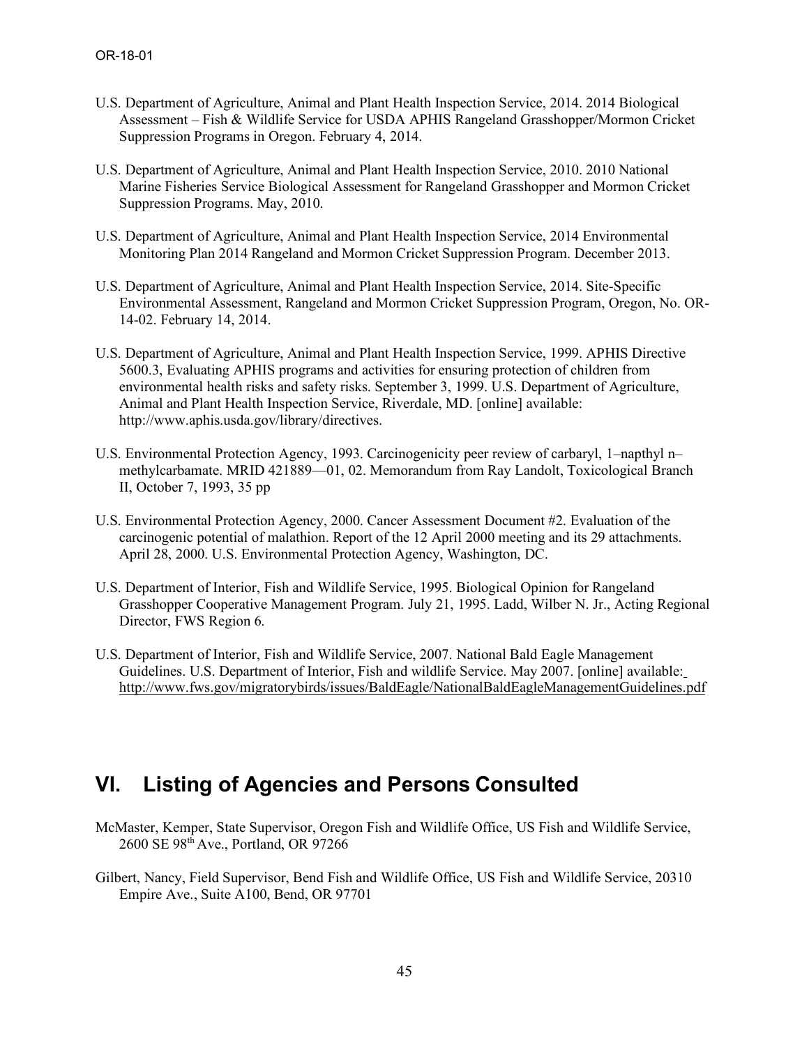U.S. Department of Agriculture, Animal and Plant Health Inspection Service, 2014. 2014 Biological Assessment – Fish & Wildlife Service for USDA APHIS Rangeland Grasshopper/Mormon Cricket Suppression Programs in Oregon. February 4, 2014.

U.S. Department of Agriculture, Animal and Plant Health Inspection Service, 2010. 2010 National Marine Fisheries Service Biological Assessment for Rangeland Grasshopper and Mormon Cricket Suppression Programs. May, 2010.

U.S. Department of Agriculture, Animal and Plant Health Inspection Service, 2014 Environmental Monitoring Plan 2014 Rangeland and Mormon Cricket Suppression Program. December 2013.

U.S. Department of Agriculture, Animal and Plant Health Inspection Service, 2014. Site-Specific Environmental Assessment, Rangeland and Mormon Cricket Suppression Program, Oregon, No. OR-14-02. February 14, 2014.

U.S. Department of Agriculture, Animal and Plant Health Inspection Service, 1999. APHIS Directive 5600.3, Evaluating APHIS programs and activities for ensuring protection of children from environmental health risks and safety risks. September 3, 1999. U.S. Department of Agriculture, Animal and Plant Health Inspection Service, Riverdale, MD. [online] available: http://www.aphis.usda.gov/library/directives.

U.S. Environmental Protection Agency, 1993. Carcinogenicity peer review of carbaryl, 1–napthyl n–methylcarbamate. MRID 421889—01, 02. Memorandum from Ray Landolt, Toxicological Branch II, October 7, 1993, 35 pp

U.S. Environmental Protection Agency, 2000. Cancer Assessment Document #2. Evaluation of the carcinogenic potential of malathion. Report of the 12 April 2000 meeting and its 29 attachments. April 28, 2000. U.S. Environmental Protection Agency, Washington, DC.

U.S. Department of Interior, Fish and Wildlife Service, 1995. Biological Opinion for Rangeland Grasshopper Cooperative Management Program. July 21, 1995. Ladd, Wilber N. Jr., Acting Regional Director, FWS Region 6.

U.S. Department of Interior, Fish and Wildlife Service, 2007. National Bald Eagle Management Guidelines. U.S. Department of Interior, Fish and wildlife Service. May 2007. [online] available: http://www.fws.gov/migratorybirds/issues/BaldEagle/NationalBaldEagleManagementGuidelines.pdf

# VI. Listing of Agencies and Persons Consulted

McMaster, Kemper, State Supervisor, Oregon Fish and Wildlife Office, US Fish and Wildlife Service, 2600 SE 98th Ave., Portland, OR 97266

Gilbert, Nancy, Field Supervisor, Bend Fish and Wildlife Office, US Fish and Wildlife Service, 20310 Empire Ave., Suite A100, Bend, OR 97701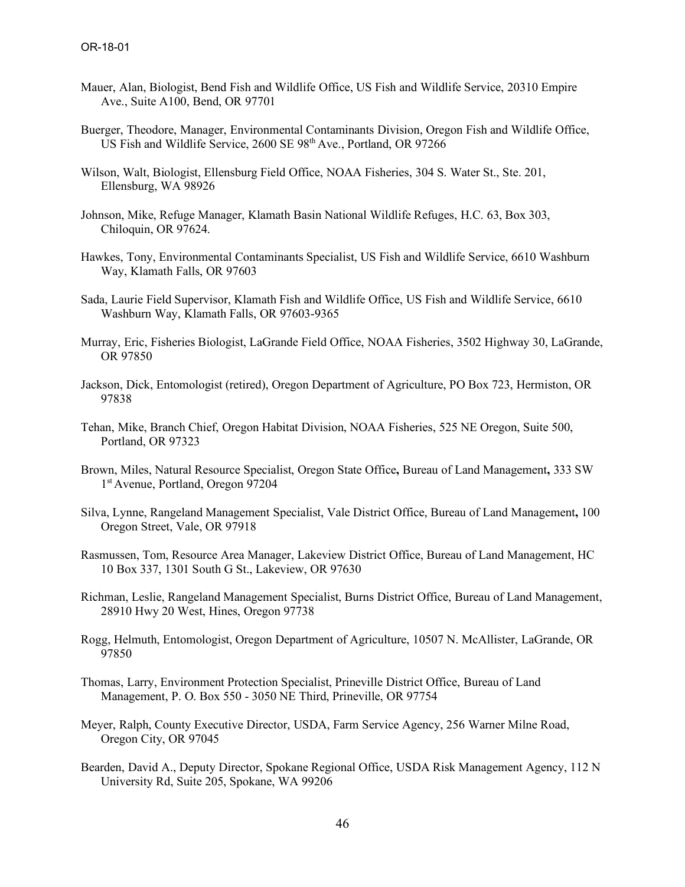Mauer, Alan, Biologist, Bend Fish and Wildlife Office, US Fish and Wildlife Service, 20310 Empire Ave., Suite A100, Bend, OR 97701

Buerger, Theodore, Manager, Environmental Contaminants Division, Oregon Fish and Wildlife Office, US Fish and Wildlife Service, 2600 SE 98th Ave., Portland, OR 97266

Wilson, Walt, Biologist, Ellensburg Field Office, NOAA Fisheries, 304 S. Water St., Ste. 201, Ellensburg, WA 98926

Johnson, Mike, Refuge Manager, Klamath Basin National Wildlife Refuges, H.C. 63, Box 303, Chiloquin, OR 97624.

Hawkes, Tony, Environmental Contaminants Specialist, US Fish and Wildlife Service, 6610 Washburn Way, Klamath Falls, OR 97603

Sada, Laurie Field Supervisor, Klamath Fish and Wildlife Office, US Fish and Wildlife Service, 6610 Washburn Way, Klamath Falls, OR 97603-9365

Murray, Eric, Fisheries Biologist, LaGrande Field Office, NOAA Fisheries, 3502 Highway 30, LaGrande, OR 97850

Jackson, Dick, Entomologist (retired), Oregon Department of Agriculture, PO Box 723, Hermiston, OR 97838

Tehan, Mike, Branch Chief, Oregon Habitat Division, NOAA Fisheries, 525 NE Oregon, Suite 500, Portland, OR 97323

Brown, Miles, Natural Resource Specialist, Oregon State Office**,** Bureau of Land Management**,** 333 SW 1st Avenue, Portland, Oregon 97204

Silva, Lynne, Rangeland Management Specialist, Vale District Office, Bureau of Land Management**,** 100 Oregon Street, Vale, OR 97918

Rasmussen, Tom, Resource Area Manager, Lakeview District Office, Bureau of Land Management, HC 10 Box 337, 1301 South G St., Lakeview, OR 97630

Richman, Leslie, Rangeland Management Specialist, Burns District Office, Bureau of Land Management, 28910 Hwy 20 West, Hines, Oregon 97738

Rogg, Helmuth, Entomologist, Oregon Department of Agriculture, 10507 N. McAllister, LaGrande, OR 97850

Thomas, Larry, Environment Protection Specialist, Prineville District Office, Bureau of Land Management, P. O. Box 550 - 3050 NE Third, Prineville, OR 97754

Meyer, Ralph, County Executive Director, USDA, Farm Service Agency, 256 Warner Milne Road, Oregon City, OR 97045

Bearden, David A., Deputy Director, Spokane Regional Office, USDA Risk Management Agency, 112 N University Rd, Suite 205, Spokane, WA 99206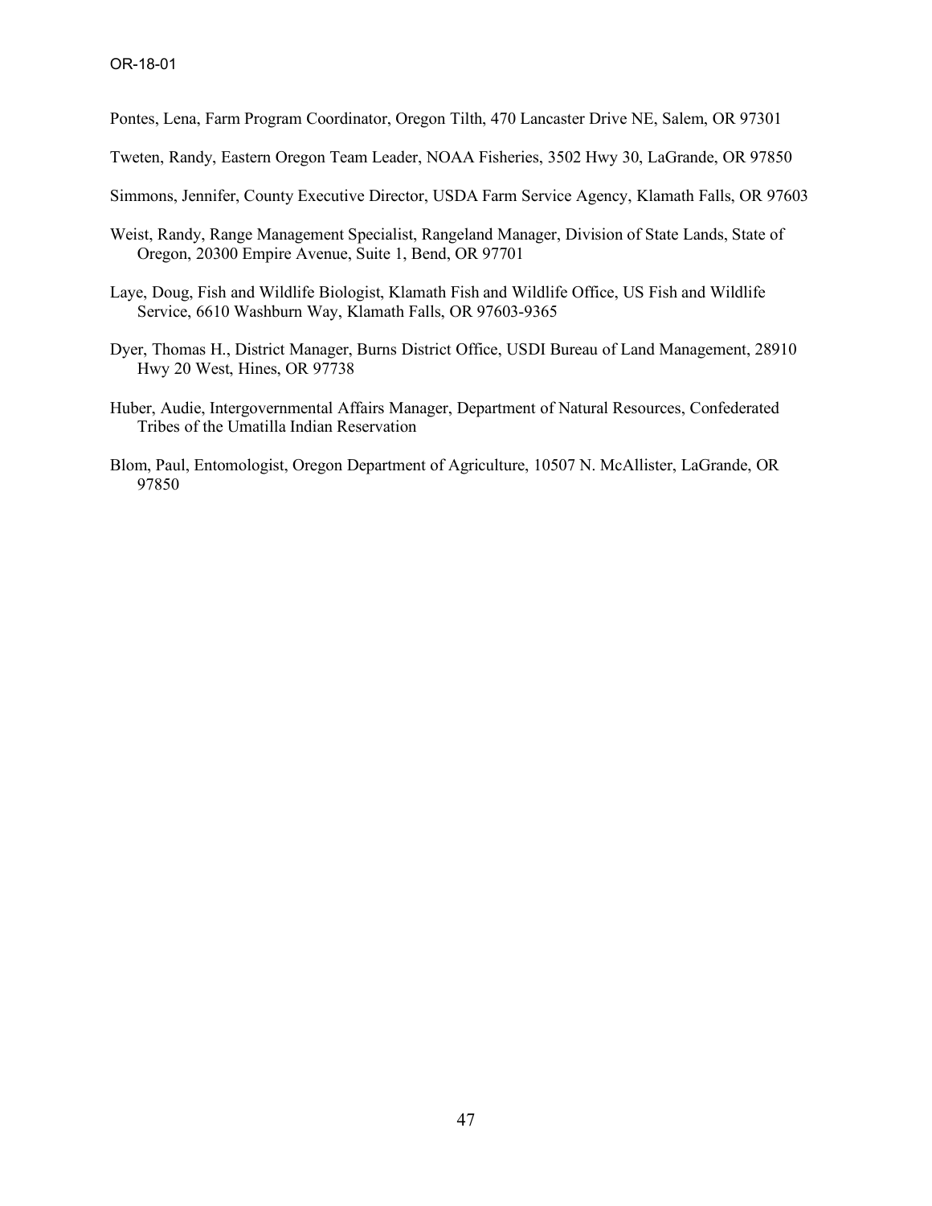Pontes, Lena, Farm Program Coordinator, Oregon Tilth, 470 Lancaster Drive NE, Salem, OR 97301

Tweten, Randy, Eastern Oregon Team Leader, NOAA Fisheries, 3502 Hwy 30, LaGrande, OR 97850

Simmons, Jennifer, County Executive Director, USDA Farm Service Agency, Klamath Falls, OR 97603

Weist, Randy, Range Management Specialist, Rangeland Manager, Division of State Lands, State of Oregon, 20300 Empire Avenue, Suite 1, Bend, OR 97701

Laye, Doug, Fish and Wildlife Biologist, Klamath Fish and Wildlife Office, US Fish and Wildlife Service, 6610 Washburn Way, Klamath Falls, OR 97603-9365

Dyer, Thomas H., District Manager, Burns District Office, USDI Bureau of Land Management, 28910 Hwy 20 West, Hines, OR 97738

Huber, Audie, Intergovernmental Affairs Manager, Department of Natural Resources, Confederated Tribes of the Umatilla Indian Reservation

Blom, Paul, Entomologist, Oregon Department of Agriculture, 10507 N. McAllister, LaGrande, OR 97850